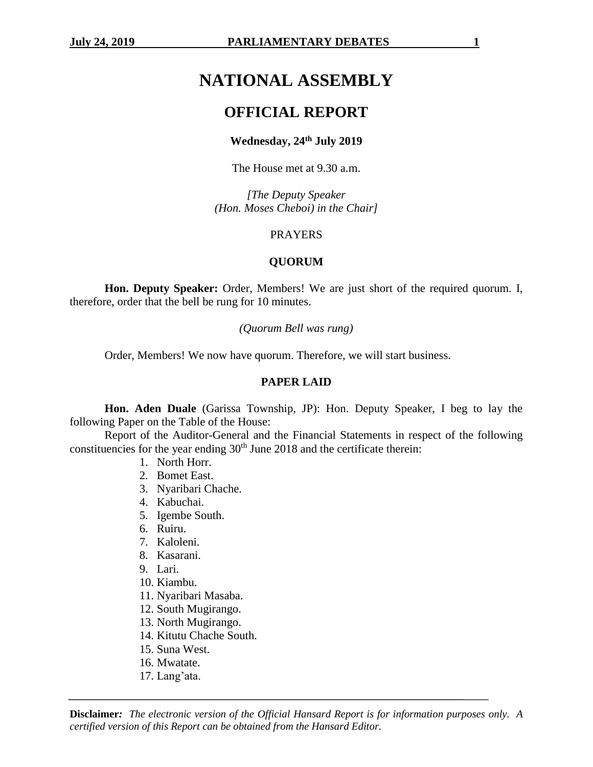# NATIONAL ASSEMBLY

## OFFICIAL REPORT

**Wednesday, 24th July 2019**

The House met at 9.30 a.m.

*[The Deputy Speaker (Hon. Moses Cheboi) in the Chair]*

PRAYERS

**QUORUM**

**Hon. Deputy Speaker:** Order, Members! We are just short of the required quorum. I, therefore, order that the bell be rung for 10 minutes.

*(Quorum Bell was rung)*

Order, Members! We now have quorum. Therefore, we will start business.

**PAPER LAID**

**Hon. Aden Duale** (Garissa Township, JP): Hon. Deputy Speaker, I beg to lay the following Paper on the Table of the House:

Report of the Auditor-General and the Financial Statements in respect of the following constituencies for the year ending 30th June 2018 and the certificate therein:

1. North Horr.
2. Bomet East.
3. Nyaribari Chache.
4. Kabuchai.
5. Igembe South.
6. Ruiru.
7. Kaloleni.
8. Kasarani.
9. Lari.
10. Kiambu.
11. Nyaribari Masaba.
12. South Mugirango.
13. North Mugirango.
14. Kitutu Chache South.
15. Suna West.
16. Mwatate.
17. Lang'ata.

**Disclaimer:** *The electronic version of the Official Hansard Report is for information purposes only. A certified version of this Report can be obtained from the Hansard Editor.*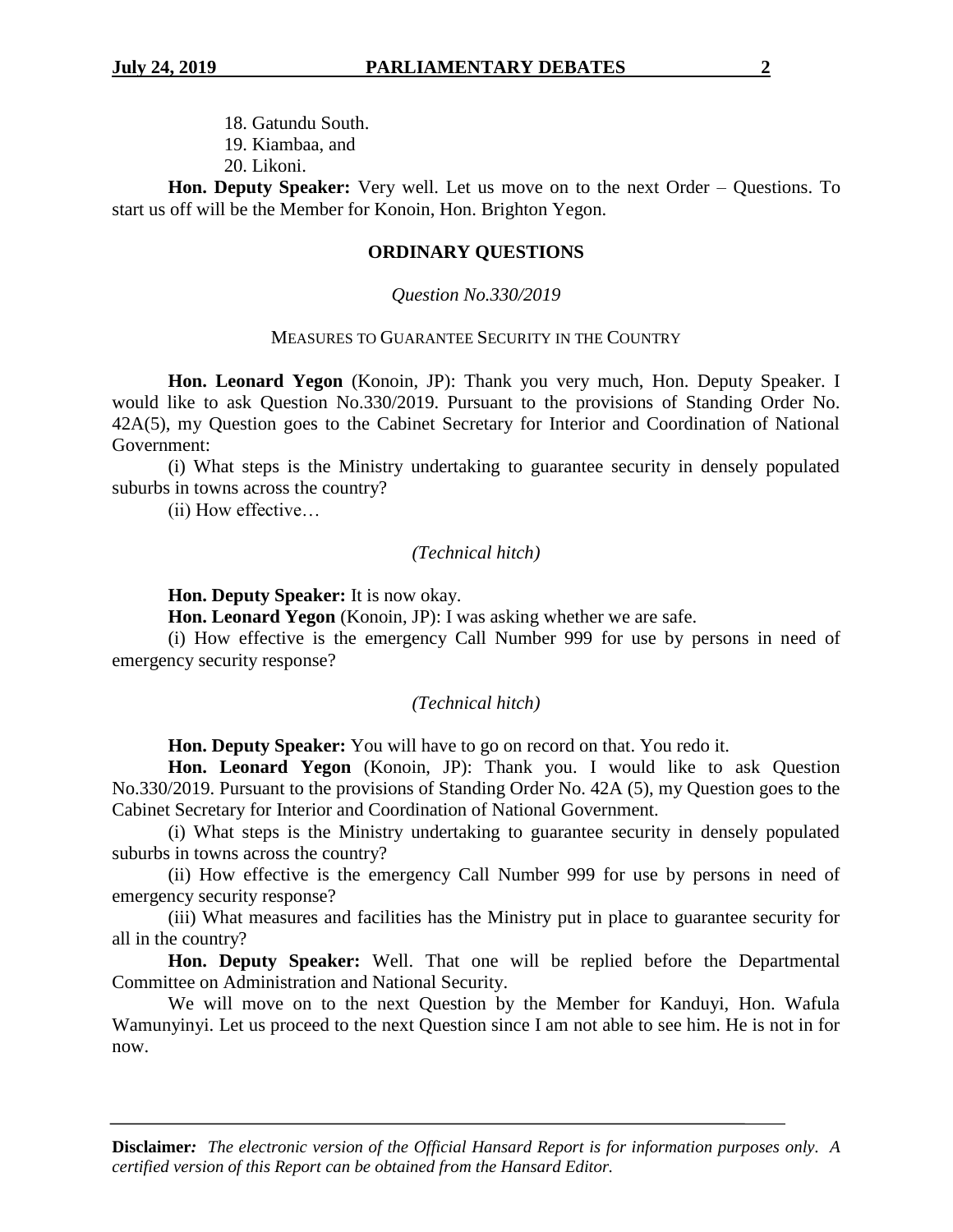18. Gatundu South.
19. Kiambaa, and
20. Likoni.

**Hon. Deputy Speaker:** Very well. Let us move on to the next Order – Questions. To start us off will be the Member for Konoin, Hon. Brighton Yegon.

## ORDINARY QUESTIONS

*Question No.330/2019*

### MEASURES TO GUARANTEE SECURITY IN THE COUNTRY

**Hon. Leonard Yegon** (Konoin, JP): Thank you very much, Hon. Deputy Speaker. I would like to ask Question No.330/2019. Pursuant to the provisions of Standing Order No. 42A(5), my Question goes to the Cabinet Secretary for Interior and Coordination of National Government:

(i) What steps is the Ministry undertaking to guarantee security in densely populated suburbs in towns across the country?

(ii) How effective…

*(Technical hitch)*

**Hon. Deputy Speaker:** It is now okay.

**Hon. Leonard Yegon** (Konoin, JP): I was asking whether we are safe.

(i) How effective is the emergency Call Number 999 for use by persons in need of emergency security response?

*(Technical hitch)*

**Hon. Deputy Speaker:** You will have to go on record on that. You redo it.

**Hon. Leonard Yegon** (Konoin, JP): Thank you. I would like to ask Question No.330/2019. Pursuant to the provisions of Standing Order No. 42A (5), my Question goes to the Cabinet Secretary for Interior and Coordination of National Government.

(i) What steps is the Ministry undertaking to guarantee security in densely populated suburbs in towns across the country?

(ii) How effective is the emergency Call Number 999 for use by persons in need of emergency security response?

(iii) What measures and facilities has the Ministry put in place to guarantee security for all in the country?

**Hon. Deputy Speaker:** Well. That one will be replied before the Departmental Committee on Administration and National Security.

We will move on to the next Question by the Member for Kanduyi, Hon. Wafula Wamunyinyi. Let us proceed to the next Question since I am not able to see him. He is not in for now.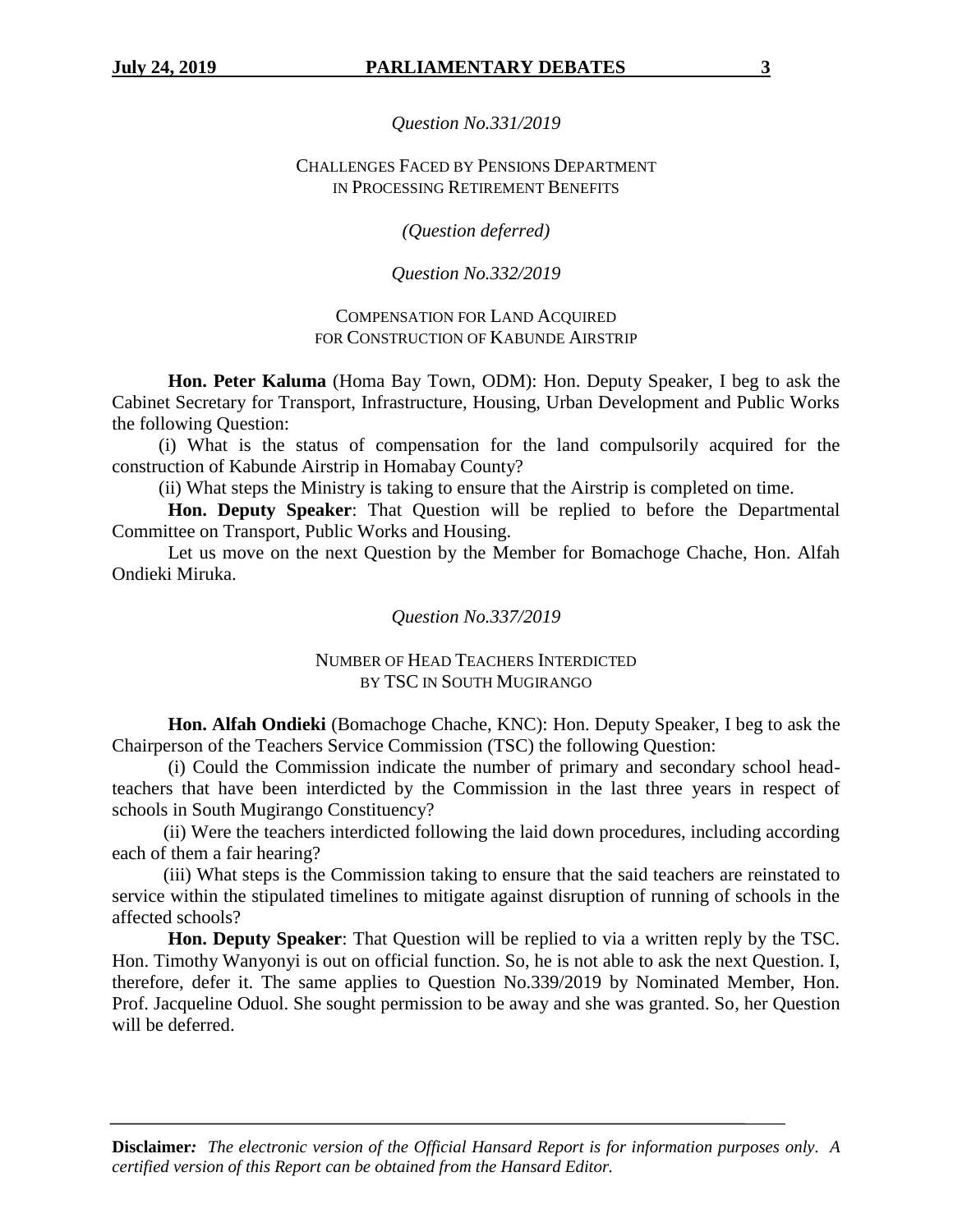*Question No.331/2019*

CHALLENGES FACED BY PENSIONS DEPARTMENT IN PROCESSING RETIREMENT BENEFITS

*(Question deferred)*

*Question No.332/2019*

COMPENSATION FOR LAND ACQUIRED FOR CONSTRUCTION OF KABUNDE AIRSTRIP

**Hon. Peter Kaluma** (Homa Bay Town, ODM): Hon. Deputy Speaker, I beg to ask the Cabinet Secretary for Transport, Infrastructure, Housing, Urban Development and Public Works the following Question:

(i) What is the status of compensation for the land compulsorily acquired for the construction of Kabunde Airstrip in Homabay County?

(ii) What steps the Ministry is taking to ensure that the Airstrip is completed on time.

**Hon. Deputy Speaker**: That Question will be replied to before the Departmental Committee on Transport, Public Works and Housing.

Let us move on the next Question by the Member for Bomachoge Chache, Hon. Alfah Ondieki Miruka.

*Question No.337/2019*

NUMBER OF HEAD TEACHERS INTERDICTED BY TSC IN SOUTH MUGIRANGO

**Hon. Alfah Ondieki** (Bomachoge Chache, KNC): Hon. Deputy Speaker, I beg to ask the Chairperson of the Teachers Service Commission (TSC) the following Question:

(i) Could the Commission indicate the number of primary and secondary school head-teachers that have been interdicted by the Commission in the last three years in respect of schools in South Mugirango Constituency?

(ii) Were the teachers interdicted following the laid down procedures, including according each of them a fair hearing?

(iii) What steps is the Commission taking to ensure that the said teachers are reinstated to service within the stipulated timelines to mitigate against disruption of running of schools in the affected schools?

**Hon. Deputy Speaker**: That Question will be replied to via a written reply by the TSC. Hon. Timothy Wanyonyi is out on official function. So, he is not able to ask the next Question. I, therefore, defer it. The same applies to Question No.339/2019 by Nominated Member, Hon. Prof. Jacqueline Oduol. She sought permission to be away and she was granted. So, her Question will be deferred.

**Disclaimer***:* *The electronic version of the Official Hansard Report is for information purposes only. A certified version of this Report can be obtained from the Hansard Editor.*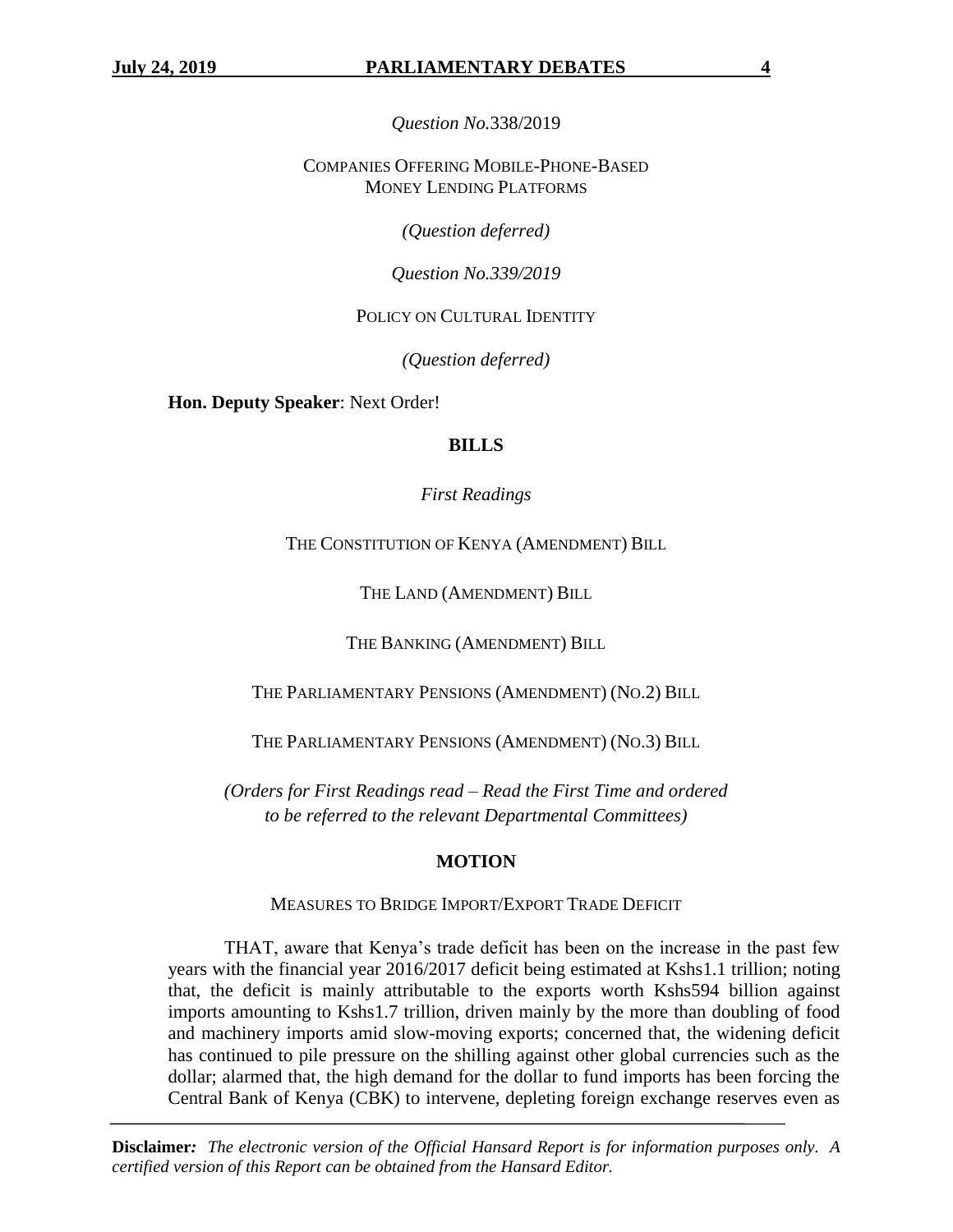*Question No.*338/2019

COMPANIES OFFERING MOBILE-PHONE-BASED MONEY LENDING PLATFORMS

*(Question deferred)*

*Question No.339/2019*

POLICY ON CULTURAL IDENTITY

*(Question deferred)*

**Hon. Deputy Speaker**: Next Order!

## BILLS

*First Readings*

THE CONSTITUTION OF KENYA (AMENDMENT) BILL

THE LAND (AMENDMENT) BILL

THE BANKING (AMENDMENT) BILL

THE PARLIAMENTARY PENSIONS (AMENDMENT) (NO.2) BILL

THE PARLIAMENTARY PENSIONS (AMENDMENT) (NO.3) BILL

*(Orders for First Readings read – Read the First Time and ordered to be referred to the relevant Departmental Committees)*

## MOTION

MEASURES TO BRIDGE IMPORT/EXPORT TRADE DEFICIT

THAT, aware that Kenya's trade deficit has been on the increase in the past few years with the financial year 2016/2017 deficit being estimated at Kshs1.1 trillion; noting that, the deficit is mainly attributable to the exports worth Kshs594 billion against imports amounting to Kshs1.7 trillion, driven mainly by the more than doubling of food and machinery imports amid slow-moving exports; concerned that, the widening deficit has continued to pile pressure on the shilling against other global currencies such as the dollar; alarmed that, the high demand for the dollar to fund imports has been forcing the Central Bank of Kenya (CBK) to intervene, depleting foreign exchange reserves even as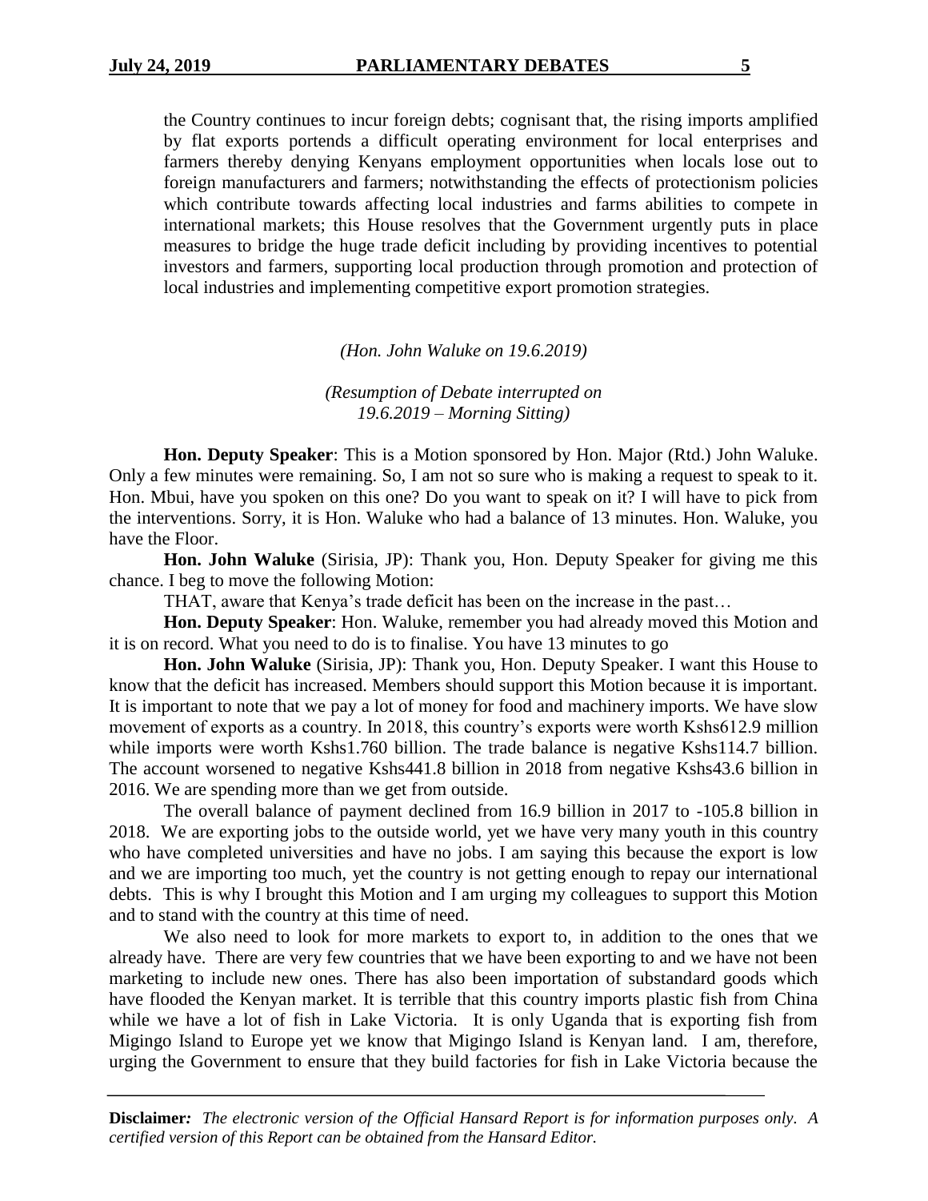the Country continues to incur foreign debts; cognisant that, the rising imports amplified by flat exports portends a difficult operating environment for local enterprises and farmers thereby denying Kenyans employment opportunities when locals lose out to foreign manufacturers and farmers; notwithstanding the effects of protectionism policies which contribute towards affecting local industries and farms abilities to compete in international markets; this House resolves that the Government urgently puts in place measures to bridge the huge trade deficit including by providing incentives to potential investors and farmers, supporting local production through promotion and protection of local industries and implementing competitive export promotion strategies.

*(Hon. John Waluke on 19.6.2019)*

*(Resumption of Debate interrupted on 19.6.2019 – Morning Sitting)*

**Hon. Deputy Speaker**: This is a Motion sponsored by Hon. Major (Rtd.) John Waluke. Only a few minutes were remaining. So, I am not so sure who is making a request to speak to it. Hon. Mbui, have you spoken on this one? Do you want to speak on it? I will have to pick from the interventions. Sorry, it is Hon. Waluke who had a balance of 13 minutes. Hon. Waluke, you have the Floor.

**Hon. John Waluke** (Sirisia, JP): Thank you, Hon. Deputy Speaker for giving me this chance. I beg to move the following Motion:

THAT, aware that Kenya's trade deficit has been on the increase in the past…

**Hon. Deputy Speaker**: Hon. Waluke, remember you had already moved this Motion and it is on record. What you need to do is to finalise. You have 13 minutes to go

**Hon. John Waluke** (Sirisia, JP): Thank you, Hon. Deputy Speaker. I want this House to know that the deficit has increased. Members should support this Motion because it is important. It is important to note that we pay a lot of money for food and machinery imports. We have slow movement of exports as a country. In 2018, this country's exports were worth Kshs612.9 million while imports were worth Kshs1.760 billion. The trade balance is negative Kshs114.7 billion. The account worsened to negative Kshs441.8 billion in 2018 from negative Kshs43.6 billion in 2016. We are spending more than we get from outside.

The overall balance of payment declined from 16.9 billion in 2017 to -105.8 billion in 2018. We are exporting jobs to the outside world, yet we have very many youth in this country who have completed universities and have no jobs. I am saying this because the export is low and we are importing too much, yet the country is not getting enough to repay our international debts. This is why I brought this Motion and I am urging my colleagues to support this Motion and to stand with the country at this time of need.

We also need to look for more markets to export to, in addition to the ones that we already have. There are very few countries that we have been exporting to and we have not been marketing to include new ones. There has also been importation of substandard goods which have flooded the Kenyan market. It is terrible that this country imports plastic fish from China while we have a lot of fish in Lake Victoria. It is only Uganda that is exporting fish from Migingo Island to Europe yet we know that Migingo Island is Kenyan land. I am, therefore, urging the Government to ensure that they build factories for fish in Lake Victoria because the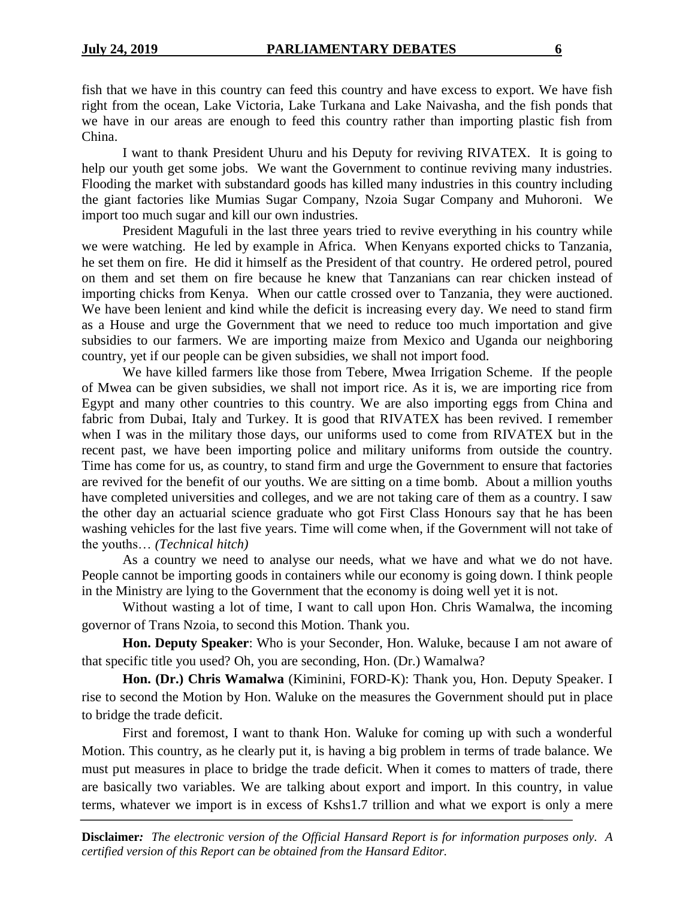fish that we have in this country can feed this country and have excess to export. We have fish right from the ocean, Lake Victoria, Lake Turkana and Lake Naivasha, and the fish ponds that we have in our areas are enough to feed this country rather than importing plastic fish from China.

I want to thank President Uhuru and his Deputy for reviving RIVATEX. It is going to help our youth get some jobs. We want the Government to continue reviving many industries. Flooding the market with substandard goods has killed many industries in this country including the giant factories like Mumias Sugar Company, Nzoia Sugar Company and Muhoroni. We import too much sugar and kill our own industries.

President Magufuli in the last three years tried to revive everything in his country while we were watching. He led by example in Africa. When Kenyans exported chicks to Tanzania, he set them on fire. He did it himself as the President of that country. He ordered petrol, poured on them and set them on fire because he knew that Tanzanians can rear chicken instead of importing chicks from Kenya. When our cattle crossed over to Tanzania, they were auctioned. We have been lenient and kind while the deficit is increasing every day. We need to stand firm as a House and urge the Government that we need to reduce too much importation and give subsidies to our farmers. We are importing maize from Mexico and Uganda our neighboring country, yet if our people can be given subsidies, we shall not import food.

We have killed farmers like those from Tebere, Mwea Irrigation Scheme. If the people of Mwea can be given subsidies, we shall not import rice. As it is, we are importing rice from Egypt and many other countries to this country. We are also importing eggs from China and fabric from Dubai, Italy and Turkey. It is good that RIVATEX has been revived. I remember when I was in the military those days, our uniforms used to come from RIVATEX but in the recent past, we have been importing police and military uniforms from outside the country. Time has come for us, as country, to stand firm and urge the Government to ensure that factories are revived for the benefit of our youths. We are sitting on a time bomb. About a million youths have completed universities and colleges, and we are not taking care of them as a country. I saw the other day an actuarial science graduate who got First Class Honours say that he has been washing vehicles for the last five years. Time will come when, if the Government will not take of the youths… *(Technical hitch)*

As a country we need to analyse our needs, what we have and what we do not have. People cannot be importing goods in containers while our economy is going down. I think people in the Ministry are lying to the Government that the economy is doing well yet it is not.

Without wasting a lot of time, I want to call upon Hon. Chris Wamalwa, the incoming governor of Trans Nzoia, to second this Motion. Thank you.

**Hon. Deputy Speaker**: Who is your Seconder, Hon. Waluke, because I am not aware of that specific title you used? Oh, you are seconding, Hon. (Dr.) Wamalwa?

**Hon. (Dr.) Chris Wamalwa** (Kiminini, FORD-K): Thank you, Hon. Deputy Speaker. I rise to second the Motion by Hon. Waluke on the measures the Government should put in place to bridge the trade deficit.

First and foremost, I want to thank Hon. Waluke for coming up with such a wonderful Motion. This country, as he clearly put it, is having a big problem in terms of trade balance. We must put measures in place to bridge the trade deficit. When it comes to matters of trade, there are basically two variables. We are talking about export and import. In this country, in value terms, whatever we import is in excess of Kshs1.7 trillion and what we export is only a mere

**Disclaimer:** *The electronic version of the Official Hansard Report is for information purposes only. A certified version of this Report can be obtained from the Hansard Editor.*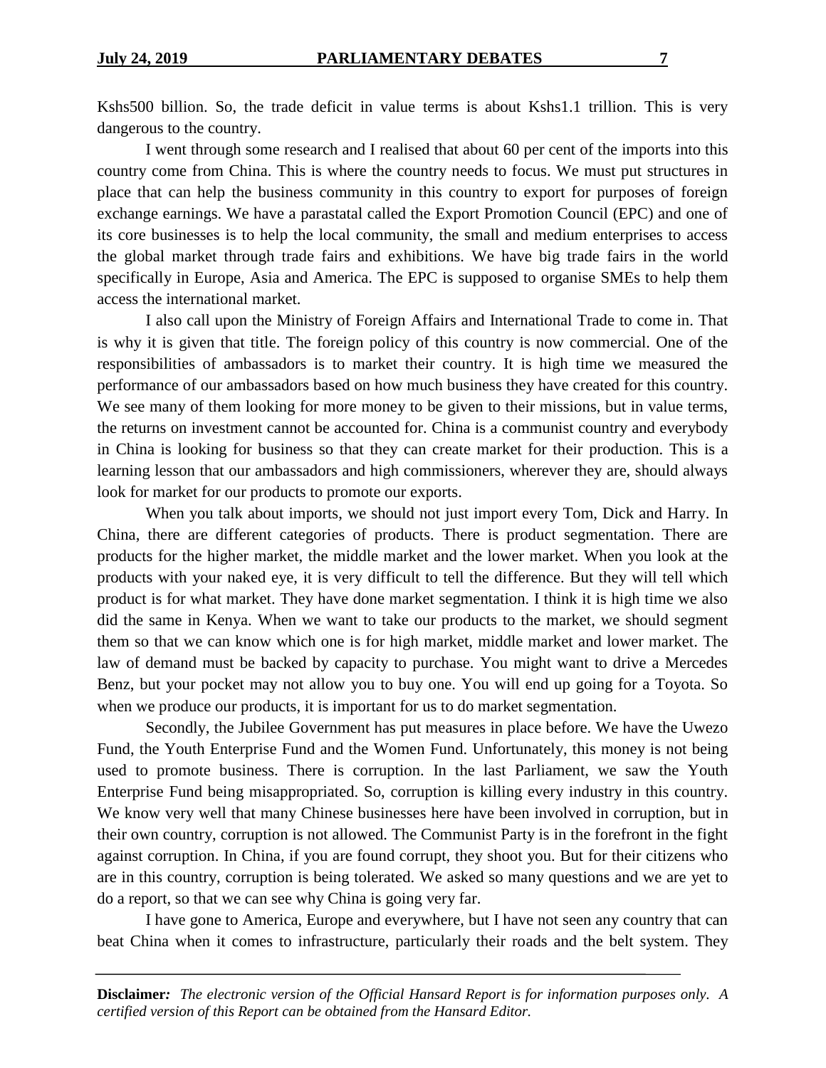Kshs500 billion. So, the trade deficit in value terms is about Kshs1.1 trillion. This is very dangerous to the country.

I went through some research and I realised that about 60 per cent of the imports into this country come from China. This is where the country needs to focus. We must put structures in place that can help the business community in this country to export for purposes of foreign exchange earnings. We have a parastatal called the Export Promotion Council (EPC) and one of its core businesses is to help the local community, the small and medium enterprises to access the global market through trade fairs and exhibitions. We have big trade fairs in the world specifically in Europe, Asia and America. The EPC is supposed to organise SMEs to help them access the international market.

I also call upon the Ministry of Foreign Affairs and International Trade to come in. That is why it is given that title. The foreign policy of this country is now commercial. One of the responsibilities of ambassadors is to market their country. It is high time we measured the performance of our ambassadors based on how much business they have created for this country. We see many of them looking for more money to be given to their missions, but in value terms, the returns on investment cannot be accounted for. China is a communist country and everybody in China is looking for business so that they can create market for their production. This is a learning lesson that our ambassadors and high commissioners, wherever they are, should always look for market for our products to promote our exports.

When you talk about imports, we should not just import every Tom, Dick and Harry. In China, there are different categories of products. There is product segmentation. There are products for the higher market, the middle market and the lower market. When you look at the products with your naked eye, it is very difficult to tell the difference. But they will tell which product is for what market. They have done market segmentation. I think it is high time we also did the same in Kenya. When we want to take our products to the market, we should segment them so that we can know which one is for high market, middle market and lower market. The law of demand must be backed by capacity to purchase. You might want to drive a Mercedes Benz, but your pocket may not allow you to buy one. You will end up going for a Toyota. So when we produce our products, it is important for us to do market segmentation.

Secondly, the Jubilee Government has put measures in place before. We have the Uwezo Fund, the Youth Enterprise Fund and the Women Fund. Unfortunately, this money is not being used to promote business. There is corruption. In the last Parliament, we saw the Youth Enterprise Fund being misappropriated. So, corruption is killing every industry in this country. We know very well that many Chinese businesses here have been involved in corruption, but in their own country, corruption is not allowed. The Communist Party is in the forefront in the fight against corruption. In China, if you are found corrupt, they shoot you. But for their citizens who are in this country, corruption is being tolerated. We asked so many questions and we are yet to do a report, so that we can see why China is going very far.

I have gone to America, Europe and everywhere, but I have not seen any country that can beat China when it comes to infrastructure, particularly their roads and the belt system. They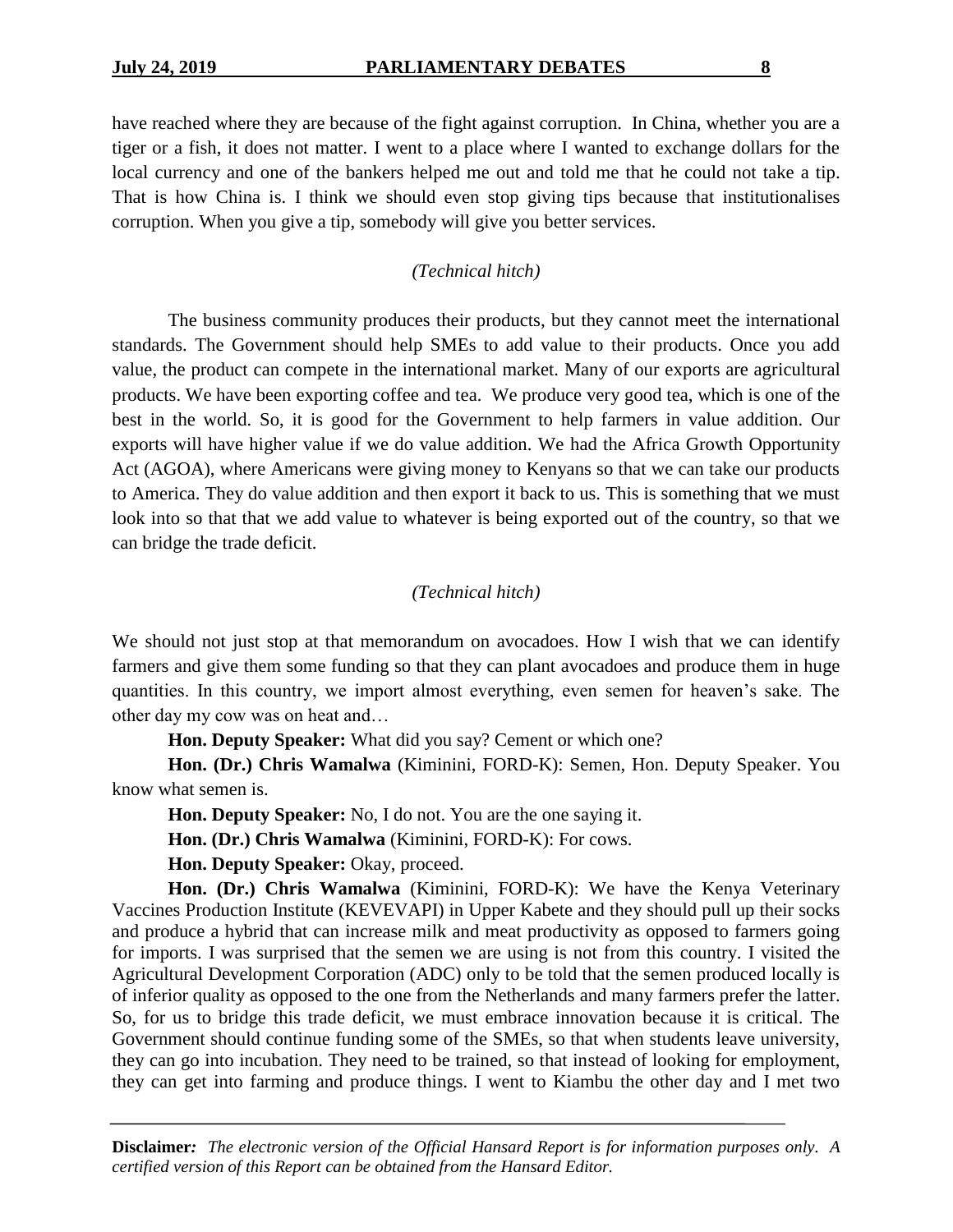have reached where they are because of the fight against corruption. In China, whether you are a tiger or a fish, it does not matter. I went to a place where I wanted to exchange dollars for the local currency and one of the bankers helped me out and told me that he could not take a tip. That is how China is. I think we should even stop giving tips because that institutionalises corruption. When you give a tip, somebody will give you better services.

*(Technical hitch)*

The business community produces their products, but they cannot meet the international standards. The Government should help SMEs to add value to their products. Once you add value, the product can compete in the international market. Many of our exports are agricultural products. We have been exporting coffee and tea. We produce very good tea, which is one of the best in the world. So, it is good for the Government to help farmers in value addition. Our exports will have higher value if we do value addition. We had the Africa Growth Opportunity Act (AGOA), where Americans were giving money to Kenyans so that we can take our products to America. They do value addition and then export it back to us. This is something that we must look into so that that we add value to whatever is being exported out of the country, so that we can bridge the trade deficit.

*(Technical hitch)*

We should not just stop at that memorandum on avocadoes. How I wish that we can identify farmers and give them some funding so that they can plant avocadoes and produce them in huge quantities. In this country, we import almost everything, even semen for heaven's sake. The other day my cow was on heat and…

**Hon. Deputy Speaker:** What did you say? Cement or which one?

**Hon. (Dr.) Chris Wamalwa** (Kiminini, FORD-K): Semen, Hon. Deputy Speaker. You know what semen is.

**Hon. Deputy Speaker:** No, I do not. You are the one saying it.

**Hon. (Dr.) Chris Wamalwa** (Kiminini, FORD-K): For cows.

**Hon. Deputy Speaker:** Okay, proceed.

**Hon. (Dr.) Chris Wamalwa** (Kiminini, FORD-K): We have the Kenya Veterinary Vaccines Production Institute (KEVEVAPI) in Upper Kabete and they should pull up their socks and produce a hybrid that can increase milk and meat productivity as opposed to farmers going for imports. I was surprised that the semen we are using is not from this country. I visited the Agricultural Development Corporation (ADC) only to be told that the semen produced locally is of inferior quality as opposed to the one from the Netherlands and many farmers prefer the latter. So, for us to bridge this trade deficit, we must embrace innovation because it is critical. The Government should continue funding some of the SMEs, so that when students leave university, they can go into incubation. They need to be trained, so that instead of looking for employment, they can get into farming and produce things. I went to Kiambu the other day and I met two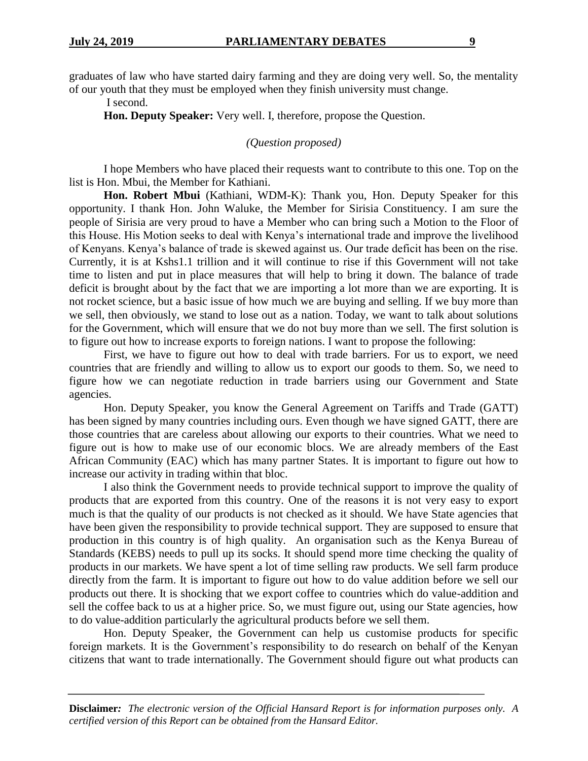graduates of law who have started dairy farming and they are doing very well. So, the mentality of our youth that they must be employed when they finish university must change.

I second.

**Hon. Deputy Speaker:** Very well. I, therefore, propose the Question.

*(Question proposed)*

I hope Members who have placed their requests want to contribute to this one. Top on the list is Hon. Mbui, the Member for Kathiani.

**Hon. Robert Mbui** (Kathiani, WDM-K): Thank you, Hon. Deputy Speaker for this opportunity. I thank Hon. John Waluke, the Member for Sirisia Constituency. I am sure the people of Sirisia are very proud to have a Member who can bring such a Motion to the Floor of this House. His Motion seeks to deal with Kenya's international trade and improve the livelihood of Kenyans. Kenya's balance of trade is skewed against us. Our trade deficit has been on the rise. Currently, it is at Kshs1.1 trillion and it will continue to rise if this Government will not take time to listen and put in place measures that will help to bring it down. The balance of trade deficit is brought about by the fact that we are importing a lot more than we are exporting. It is not rocket science, but a basic issue of how much we are buying and selling. If we buy more than we sell, then obviously, we stand to lose out as a nation. Today, we want to talk about solutions for the Government, which will ensure that we do not buy more than we sell. The first solution is to figure out how to increase exports to foreign nations. I want to propose the following:

First, we have to figure out how to deal with trade barriers. For us to export, we need countries that are friendly and willing to allow us to export our goods to them. So, we need to figure how we can negotiate reduction in trade barriers using our Government and State agencies.

Hon. Deputy Speaker, you know the General Agreement on Tariffs and Trade (GATT) has been signed by many countries including ours. Even though we have signed GATT, there are those countries that are careless about allowing our exports to their countries. What we need to figure out is how to make use of our economic blocs. We are already members of the East African Community (EAC) which has many partner States. It is important to figure out how to increase our activity in trading within that bloc.

I also think the Government needs to provide technical support to improve the quality of products that are exported from this country. One of the reasons it is not very easy to export much is that the quality of our products is not checked as it should. We have State agencies that have been given the responsibility to provide technical support. They are supposed to ensure that production in this country is of high quality. An organisation such as the Kenya Bureau of Standards (KEBS) needs to pull up its socks. It should spend more time checking the quality of products in our markets. We have spent a lot of time selling raw products. We sell farm produce directly from the farm. It is important to figure out how to do value addition before we sell our products out there. It is shocking that we export coffee to countries which do value-addition and sell the coffee back to us at a higher price. So, we must figure out, using our State agencies, how to do value-addition particularly the agricultural products before we sell them.

Hon. Deputy Speaker, the Government can help us customise products for specific foreign markets. It is the Government's responsibility to do research on behalf of the Kenyan citizens that want to trade internationally. The Government should figure out what products can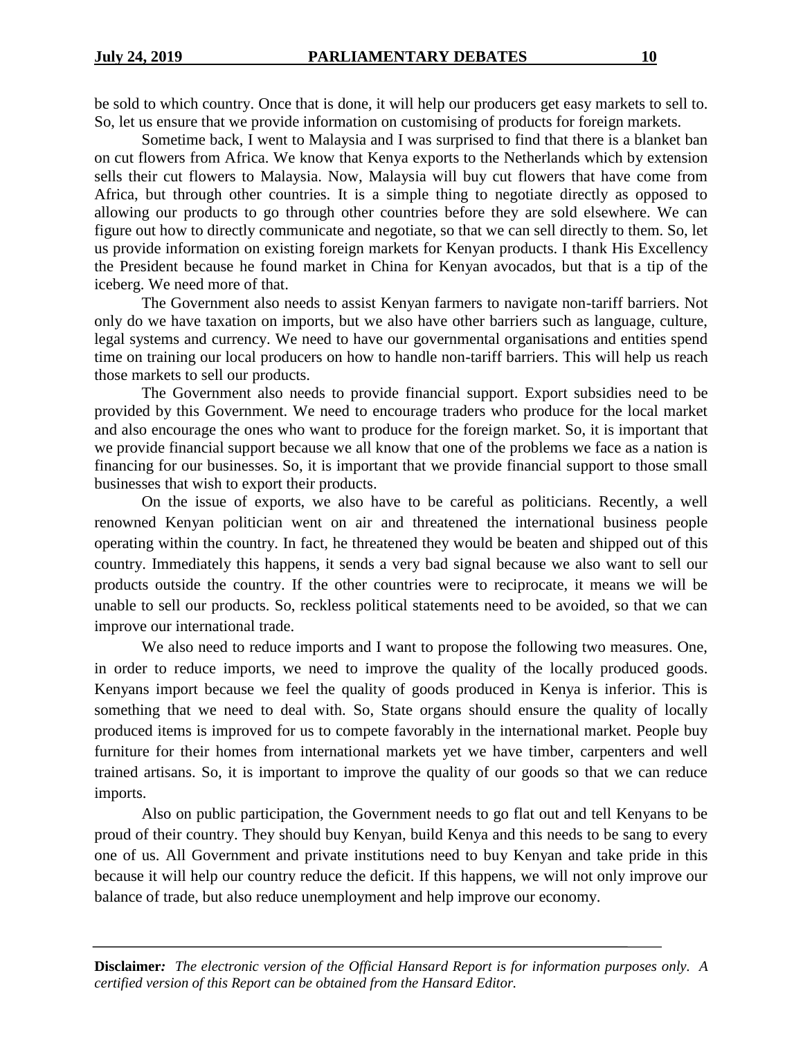be sold to which country. Once that is done, it will help our producers get easy markets to sell to. So, let us ensure that we provide information on customising of products for foreign markets.

Sometime back, I went to Malaysia and I was surprised to find that there is a blanket ban on cut flowers from Africa. We know that Kenya exports to the Netherlands which by extension sells their cut flowers to Malaysia. Now, Malaysia will buy cut flowers that have come from Africa, but through other countries. It is a simple thing to negotiate directly as opposed to allowing our products to go through other countries before they are sold elsewhere. We can figure out how to directly communicate and negotiate, so that we can sell directly to them. So, let us provide information on existing foreign markets for Kenyan products. I thank His Excellency the President because he found market in China for Kenyan avocados, but that is a tip of the iceberg. We need more of that.

The Government also needs to assist Kenyan farmers to navigate non-tariff barriers. Not only do we have taxation on imports, but we also have other barriers such as language, culture, legal systems and currency. We need to have our governmental organisations and entities spend time on training our local producers on how to handle non-tariff barriers. This will help us reach those markets to sell our products.

The Government also needs to provide financial support. Export subsidies need to be provided by this Government. We need to encourage traders who produce for the local market and also encourage the ones who want to produce for the foreign market. So, it is important that we provide financial support because we all know that one of the problems we face as a nation is financing for our businesses. So, it is important that we provide financial support to those small businesses that wish to export their products.

On the issue of exports, we also have to be careful as politicians. Recently, a well renowned Kenyan politician went on air and threatened the international business people operating within the country. In fact, he threatened they would be beaten and shipped out of this country. Immediately this happens, it sends a very bad signal because we also want to sell our products outside the country. If the other countries were to reciprocate, it means we will be unable to sell our products. So, reckless political statements need to be avoided, so that we can improve our international trade.

We also need to reduce imports and I want to propose the following two measures. One, in order to reduce imports, we need to improve the quality of the locally produced goods. Kenyans import because we feel the quality of goods produced in Kenya is inferior. This is something that we need to deal with. So, State organs should ensure the quality of locally produced items is improved for us to compete favorably in the international market. People buy furniture for their homes from international markets yet we have timber, carpenters and well trained artisans. So, it is important to improve the quality of our goods so that we can reduce imports.

Also on public participation, the Government needs to go flat out and tell Kenyans to be proud of their country. They should buy Kenyan, build Kenya and this needs to be sang to every one of us. All Government and private institutions need to buy Kenyan and take pride in this because it will help our country reduce the deficit. If this happens, we will not only improve our balance of trade, but also reduce unemployment and help improve our economy.

**Disclaimer:** *The electronic version of the Official Hansard Report is for information purposes only. A certified version of this Report can be obtained from the Hansard Editor.*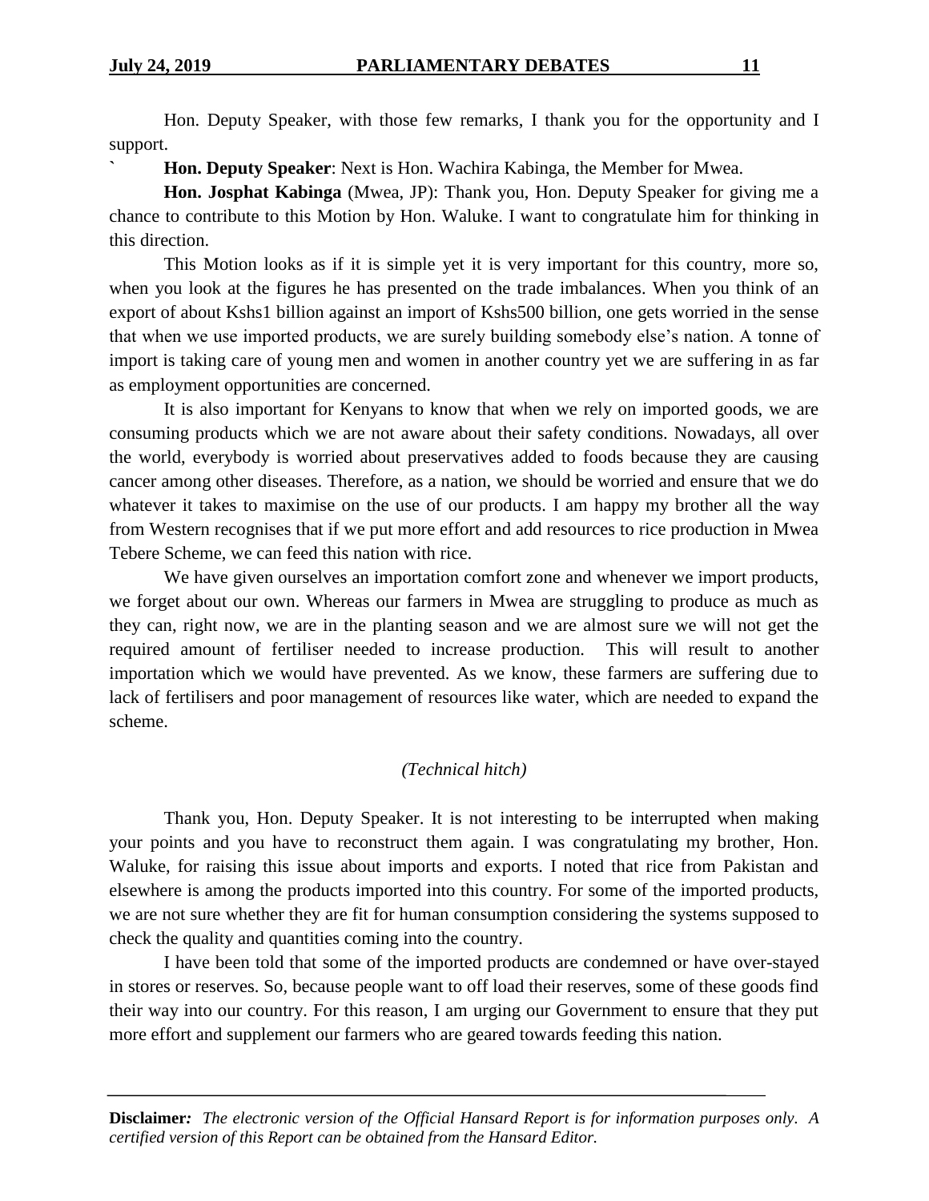Hon. Deputy Speaker, with those few remarks, I thank you for the opportunity and I support.

` **Hon. Deputy Speaker**: Next is Hon. Wachira Kabinga, the Member for Mwea.

**Hon. Josphat Kabinga** (Mwea, JP): Thank you, Hon. Deputy Speaker for giving me a chance to contribute to this Motion by Hon. Waluke. I want to congratulate him for thinking in this direction.

This Motion looks as if it is simple yet it is very important for this country, more so, when you look at the figures he has presented on the trade imbalances. When you think of an export of about Kshs1 billion against an import of Kshs500 billion, one gets worried in the sense that when we use imported products, we are surely building somebody else's nation. A tonne of import is taking care of young men and women in another country yet we are suffering in as far as employment opportunities are concerned.

It is also important for Kenyans to know that when we rely on imported goods, we are consuming products which we are not aware about their safety conditions. Nowadays, all over the world, everybody is worried about preservatives added to foods because they are causing cancer among other diseases. Therefore, as a nation, we should be worried and ensure that we do whatever it takes to maximise on the use of our products. I am happy my brother all the way from Western recognises that if we put more effort and add resources to rice production in Mwea Tebere Scheme, we can feed this nation with rice.

We have given ourselves an importation comfort zone and whenever we import products, we forget about our own. Whereas our farmers in Mwea are struggling to produce as much as they can, right now, we are in the planting season and we are almost sure we will not get the required amount of fertiliser needed to increase production. This will result to another importation which we would have prevented. As we know, these farmers are suffering due to lack of fertilisers and poor management of resources like water, which are needed to expand the scheme.

*(Technical hitch)*

Thank you, Hon. Deputy Speaker. It is not interesting to be interrupted when making your points and you have to reconstruct them again. I was congratulating my brother, Hon. Waluke, for raising this issue about imports and exports. I noted that rice from Pakistan and elsewhere is among the products imported into this country. For some of the imported products, we are not sure whether they are fit for human consumption considering the systems supposed to check the quality and quantities coming into the country.

I have been told that some of the imported products are condemned or have over-stayed in stores or reserves. So, because people want to off load their reserves, some of these goods find their way into our country. For this reason, I am urging our Government to ensure that they put more effort and supplement our farmers who are geared towards feeding this nation.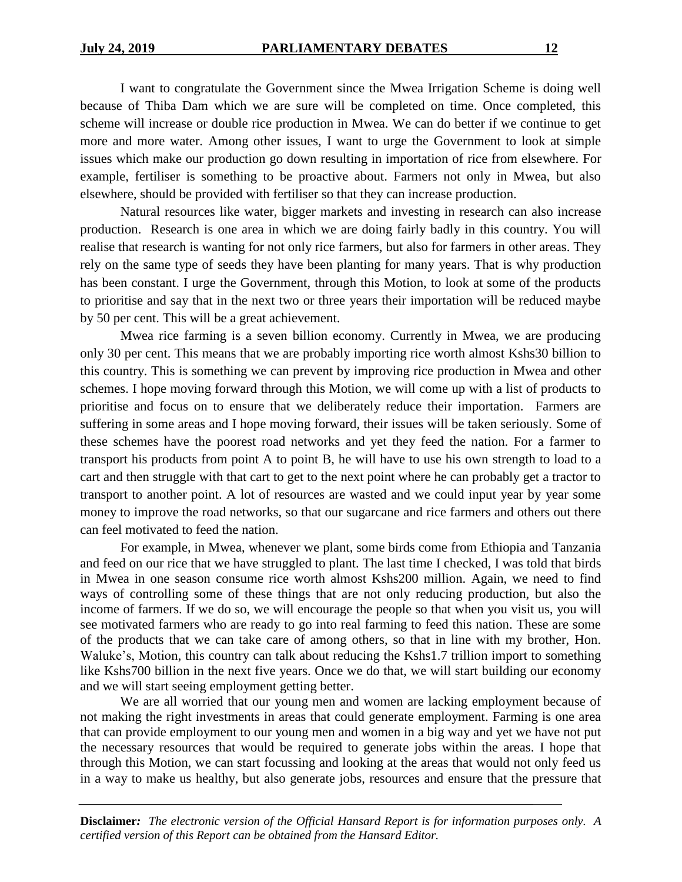I want to congratulate the Government since the Mwea Irrigation Scheme is doing well because of Thiba Dam which we are sure will be completed on time. Once completed, this scheme will increase or double rice production in Mwea. We can do better if we continue to get more and more water. Among other issues, I want to urge the Government to look at simple issues which make our production go down resulting in importation of rice from elsewhere. For example, fertiliser is something to be proactive about. Farmers not only in Mwea, but also elsewhere, should be provided with fertiliser so that they can increase production.

Natural resources like water, bigger markets and investing in research can also increase production. Research is one area in which we are doing fairly badly in this country. You will realise that research is wanting for not only rice farmers, but also for farmers in other areas. They rely on the same type of seeds they have been planting for many years. That is why production has been constant. I urge the Government, through this Motion, to look at some of the products to prioritise and say that in the next two or three years their importation will be reduced maybe by 50 per cent. This will be a great achievement.

Mwea rice farming is a seven billion economy. Currently in Mwea, we are producing only 30 per cent. This means that we are probably importing rice worth almost Kshs30 billion to this country. This is something we can prevent by improving rice production in Mwea and other schemes. I hope moving forward through this Motion, we will come up with a list of products to prioritise and focus on to ensure that we deliberately reduce their importation. Farmers are suffering in some areas and I hope moving forward, their issues will be taken seriously. Some of these schemes have the poorest road networks and yet they feed the nation. For a farmer to transport his products from point A to point B, he will have to use his own strength to load to a cart and then struggle with that cart to get to the next point where he can probably get a tractor to transport to another point. A lot of resources are wasted and we could input year by year some money to improve the road networks, so that our sugarcane and rice farmers and others out there can feel motivated to feed the nation.

For example, in Mwea, whenever we plant, some birds come from Ethiopia and Tanzania and feed on our rice that we have struggled to plant. The last time I checked, I was told that birds in Mwea in one season consume rice worth almost Kshs200 million. Again, we need to find ways of controlling some of these things that are not only reducing production, but also the income of farmers. If we do so, we will encourage the people so that when you visit us, you will see motivated farmers who are ready to go into real farming to feed this nation. These are some of the products that we can take care of among others, so that in line with my brother, Hon. Waluke's, Motion, this country can talk about reducing the Kshs1.7 trillion import to something like Kshs700 billion in the next five years. Once we do that, we will start building our economy and we will start seeing employment getting better.

We are all worried that our young men and women are lacking employment because of not making the right investments in areas that could generate employment. Farming is one area that can provide employment to our young men and women in a big way and yet we have not put the necessary resources that would be required to generate jobs within the areas. I hope that through this Motion, we can start focussing and looking at the areas that would not only feed us in a way to make us healthy, but also generate jobs, resources and ensure that the pressure that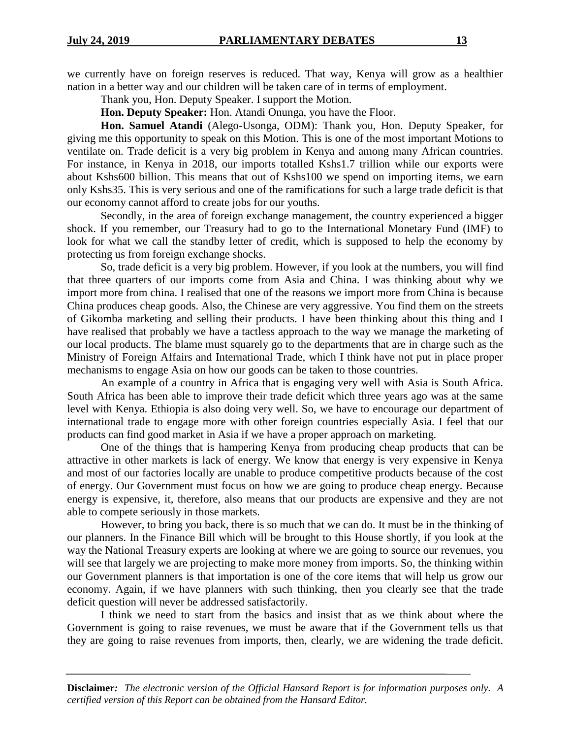we currently have on foreign reserves is reduced. That way, Kenya will grow as a healthier nation in a better way and our children will be taken care of in terms of employment.

Thank you, Hon. Deputy Speaker. I support the Motion.

**Hon. Deputy Speaker:** Hon. Atandi Onunga, you have the Floor.

**Hon. Samuel Atandi** (Alego-Usonga, ODM): Thank you, Hon. Deputy Speaker, for giving me this opportunity to speak on this Motion. This is one of the most important Motions to ventilate on. Trade deficit is a very big problem in Kenya and among many African countries. For instance, in Kenya in 2018, our imports totalled Kshs1.7 trillion while our exports were about Kshs600 billion. This means that out of Kshs100 we spend on importing items, we earn only Kshs35. This is very serious and one of the ramifications for such a large trade deficit is that our economy cannot afford to create jobs for our youths.

Secondly, in the area of foreign exchange management, the country experienced a bigger shock. If you remember, our Treasury had to go to the International Monetary Fund (IMF) to look for what we call the standby letter of credit, which is supposed to help the economy by protecting us from foreign exchange shocks.

So, trade deficit is a very big problem. However, if you look at the numbers, you will find that three quarters of our imports come from Asia and China. I was thinking about why we import more from china. I realised that one of the reasons we import more from China is because China produces cheap goods. Also, the Chinese are very aggressive. You find them on the streets of Gikomba marketing and selling their products. I have been thinking about this thing and I have realised that probably we have a tactless approach to the way we manage the marketing of our local products. The blame must squarely go to the departments that are in charge such as the Ministry of Foreign Affairs and International Trade, which I think have not put in place proper mechanisms to engage Asia on how our goods can be taken to those countries.

An example of a country in Africa that is engaging very well with Asia is South Africa. South Africa has been able to improve their trade deficit which three years ago was at the same level with Kenya. Ethiopia is also doing very well. So, we have to encourage our department of international trade to engage more with other foreign countries especially Asia. I feel that our products can find good market in Asia if we have a proper approach on marketing.

One of the things that is hampering Kenya from producing cheap products that can be attractive in other markets is lack of energy. We know that energy is very expensive in Kenya and most of our factories locally are unable to produce competitive products because of the cost of energy. Our Government must focus on how we are going to produce cheap energy. Because energy is expensive, it, therefore, also means that our products are expensive and they are not able to compete seriously in those markets.

However, to bring you back, there is so much that we can do. It must be in the thinking of our planners. In the Finance Bill which will be brought to this House shortly, if you look at the way the National Treasury experts are looking at where we are going to source our revenues, you will see that largely we are projecting to make more money from imports. So, the thinking within our Government planners is that importation is one of the core items that will help us grow our economy. Again, if we have planners with such thinking, then you clearly see that the trade deficit question will never be addressed satisfactorily.

I think we need to start from the basics and insist that as we think about where the Government is going to raise revenues, we must be aware that if the Government tells us that they are going to raise revenues from imports, then, clearly, we are widening the trade deficit.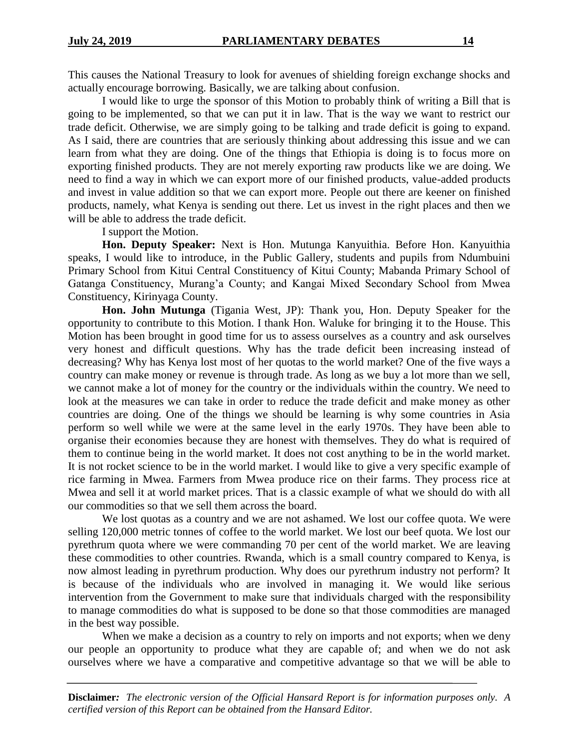This causes the National Treasury to look for avenues of shielding foreign exchange shocks and actually encourage borrowing. Basically, we are talking about confusion.

I would like to urge the sponsor of this Motion to probably think of writing a Bill that is going to be implemented, so that we can put it in law. That is the way we want to restrict our trade deficit. Otherwise, we are simply going to be talking and trade deficit is going to expand. As I said, there are countries that are seriously thinking about addressing this issue and we can learn from what they are doing. One of the things that Ethiopia is doing is to focus more on exporting finished products. They are not merely exporting raw products like we are doing. We need to find a way in which we can export more of our finished products, value-added products and invest in value addition so that we can export more. People out there are keener on finished products, namely, what Kenya is sending out there. Let us invest in the right places and then we will be able to address the trade deficit.

I support the Motion.

**Hon. Deputy Speaker:** Next is Hon. Mutunga Kanyuithia. Before Hon. Kanyuithia speaks, I would like to introduce, in the Public Gallery, students and pupils from Ndumbuini Primary School from Kitui Central Constituency of Kitui County; Mabanda Primary School of Gatanga Constituency, Murang'a County; and Kangai Mixed Secondary School from Mwea Constituency, Kirinyaga County.

**Hon. John Mutunga** (Tigania West, JP): Thank you, Hon. Deputy Speaker for the opportunity to contribute to this Motion. I thank Hon. Waluke for bringing it to the House. This Motion has been brought in good time for us to assess ourselves as a country and ask ourselves very honest and difficult questions. Why has the trade deficit been increasing instead of decreasing? Why has Kenya lost most of her quotas to the world market? One of the five ways a country can make money or revenue is through trade. As long as we buy a lot more than we sell, we cannot make a lot of money for the country or the individuals within the country. We need to look at the measures we can take in order to reduce the trade deficit and make money as other countries are doing. One of the things we should be learning is why some countries in Asia perform so well while we were at the same level in the early 1970s. They have been able to organise their economies because they are honest with themselves. They do what is required of them to continue being in the world market. It does not cost anything to be in the world market. It is not rocket science to be in the world market. I would like to give a very specific example of rice farming in Mwea. Farmers from Mwea produce rice on their farms. They process rice at Mwea and sell it at world market prices. That is a classic example of what we should do with all our commodities so that we sell them across the board.

We lost quotas as a country and we are not ashamed. We lost our coffee quota. We were selling 120,000 metric tonnes of coffee to the world market. We lost our beef quota. We lost our pyrethrum quota where we were commanding 70 per cent of the world market. We are leaving these commodities to other countries. Rwanda, which is a small country compared to Kenya, is now almost leading in pyrethrum production. Why does our pyrethrum industry not perform? It is because of the individuals who are involved in managing it. We would like serious intervention from the Government to make sure that individuals charged with the responsibility to manage commodities do what is supposed to be done so that those commodities are managed in the best way possible.

When we make a decision as a country to rely on imports and not exports; when we deny our people an opportunity to produce what they are capable of; and when we do not ask ourselves where we have a comparative and competitive advantage so that we will be able to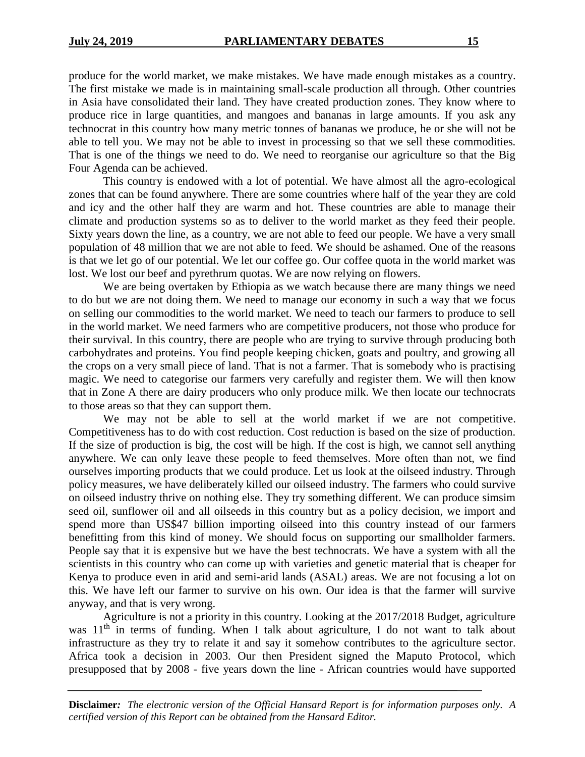produce for the world market, we make mistakes. We have made enough mistakes as a country. The first mistake we made is in maintaining small-scale production all through. Other countries in Asia have consolidated their land. They have created production zones. They know where to produce rice in large quantities, and mangoes and bananas in large amounts. If you ask any technocrat in this country how many metric tonnes of bananas we produce, he or she will not be able to tell you. We may not be able to invest in processing so that we sell these commodities. That is one of the things we need to do. We need to reorganise our agriculture so that the Big Four Agenda can be achieved.

This country is endowed with a lot of potential. We have almost all the agro-ecological zones that can be found anywhere. There are some countries where half of the year they are cold and icy and the other half they are warm and hot. These countries are able to manage their climate and production systems so as to deliver to the world market as they feed their people. Sixty years down the line, as a country, we are not able to feed our people. We have a very small population of 48 million that we are not able to feed. We should be ashamed. One of the reasons is that we let go of our potential. We let our coffee go. Our coffee quota in the world market was lost. We lost our beef and pyrethrum quotas. We are now relying on flowers.

We are being overtaken by Ethiopia as we watch because there are many things we need to do but we are not doing them. We need to manage our economy in such a way that we focus on selling our commodities to the world market. We need to teach our farmers to produce to sell in the world market. We need farmers who are competitive producers, not those who produce for their survival. In this country, there are people who are trying to survive through producing both carbohydrates and proteins. You find people keeping chicken, goats and poultry, and growing all the crops on a very small piece of land. That is not a farmer. That is somebody who is practising magic. We need to categorise our farmers very carefully and register them. We will then know that in Zone A there are dairy producers who only produce milk. We then locate our technocrats to those areas so that they can support them.

We may not be able to sell at the world market if we are not competitive. Competitiveness has to do with cost reduction. Cost reduction is based on the size of production. If the size of production is big, the cost will be high. If the cost is high, we cannot sell anything anywhere. We can only leave these people to feed themselves. More often than not, we find ourselves importing products that we could produce. Let us look at the oilseed industry. Through policy measures, we have deliberately killed our oilseed industry. The farmers who could survive on oilseed industry thrive on nothing else. They try something different. We can produce simsim seed oil, sunflower oil and all oilseeds in this country but as a policy decision, we import and spend more than US$47 billion importing oilseed into this country instead of our farmers benefitting from this kind of money. We should focus on supporting our smallholder farmers. People say that it is expensive but we have the best technocrats. We have a system with all the scientists in this country who can come up with varieties and genetic material that is cheaper for Kenya to produce even in arid and semi-arid lands (ASAL) areas. We are not focusing a lot on this. We have left our farmer to survive on his own. Our idea is that the farmer will survive anyway, and that is very wrong.

Agriculture is not a priority in this country. Looking at the 2017/2018 Budget, agriculture was 11th in terms of funding. When I talk about agriculture, I do not want to talk about infrastructure as they try to relate it and say it somehow contributes to the agriculture sector. Africa took a decision in 2003. Our then President signed the Maputo Protocol, which presupposed that by 2008 - five years down the line - African countries would have supported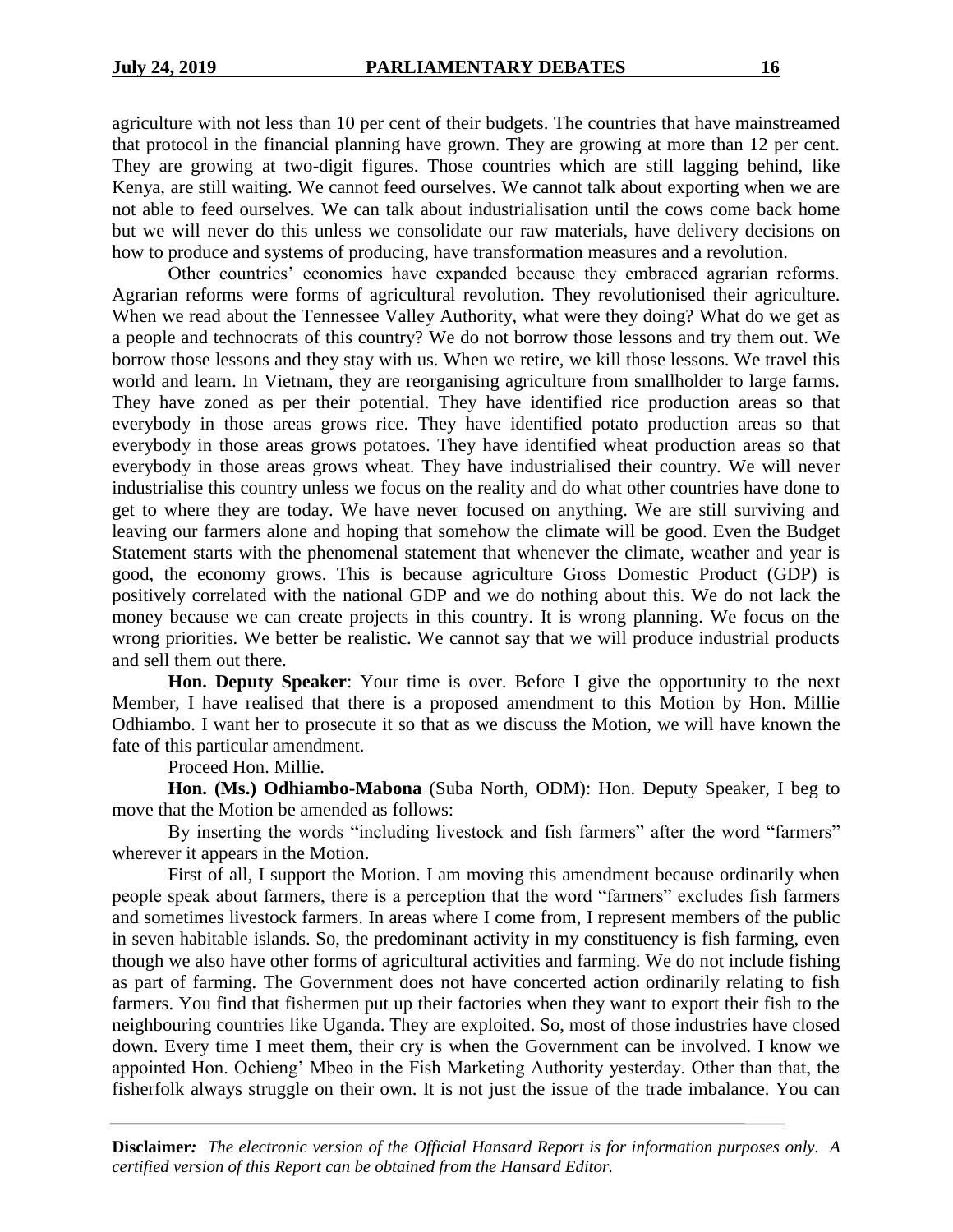agriculture with not less than 10 per cent of their budgets. The countries that have mainstreamed that protocol in the financial planning have grown. They are growing at more than 12 per cent. They are growing at two-digit figures. Those countries which are still lagging behind, like Kenya, are still waiting. We cannot feed ourselves. We cannot talk about exporting when we are not able to feed ourselves. We can talk about industrialisation until the cows come back home but we will never do this unless we consolidate our raw materials, have delivery decisions on how to produce and systems of producing, have transformation measures and a revolution.

Other countries' economies have expanded because they embraced agrarian reforms. Agrarian reforms were forms of agricultural revolution. They revolutionised their agriculture. When we read about the Tennessee Valley Authority, what were they doing? What do we get as a people and technocrats of this country? We do not borrow those lessons and try them out. We borrow those lessons and they stay with us. When we retire, we kill those lessons. We travel this world and learn. In Vietnam, they are reorganising agriculture from smallholder to large farms. They have zoned as per their potential. They have identified rice production areas so that everybody in those areas grows rice. They have identified potato production areas so that everybody in those areas grows potatoes. They have identified wheat production areas so that everybody in those areas grows wheat. They have industrialised their country. We will never industrialise this country unless we focus on the reality and do what other countries have done to get to where they are today. We have never focused on anything. We are still surviving and leaving our farmers alone and hoping that somehow the climate will be good. Even the Budget Statement starts with the phenomenal statement that whenever the climate, weather and year is good, the economy grows. This is because agriculture Gross Domestic Product (GDP) is positively correlated with the national GDP and we do nothing about this. We do not lack the money because we can create projects in this country. It is wrong planning. We focus on the wrong priorities. We better be realistic. We cannot say that we will produce industrial products and sell them out there.

**Hon. Deputy Speaker**: Your time is over. Before I give the opportunity to the next Member, I have realised that there is a proposed amendment to this Motion by Hon. Millie Odhiambo. I want her to prosecute it so that as we discuss the Motion, we will have known the fate of this particular amendment.

Proceed Hon. Millie.

**Hon. (Ms.) Odhiambo-Mabona** (Suba North, ODM): Hon. Deputy Speaker, I beg to move that the Motion be amended as follows:

By inserting the words "including livestock and fish farmers" after the word "farmers" wherever it appears in the Motion.

First of all, I support the Motion. I am moving this amendment because ordinarily when people speak about farmers, there is a perception that the word "farmers" excludes fish farmers and sometimes livestock farmers. In areas where I come from, I represent members of the public in seven habitable islands. So, the predominant activity in my constituency is fish farming, even though we also have other forms of agricultural activities and farming. We do not include fishing as part of farming. The Government does not have concerted action ordinarily relating to fish farmers. You find that fishermen put up their factories when they want to export their fish to the neighbouring countries like Uganda. They are exploited. So, most of those industries have closed down. Every time I meet them, their cry is when the Government can be involved. I know we appointed Hon. Ochieng' Mbeo in the Fish Marketing Authority yesterday. Other than that, the fisherfolk always struggle on their own. It is not just the issue of the trade imbalance. You can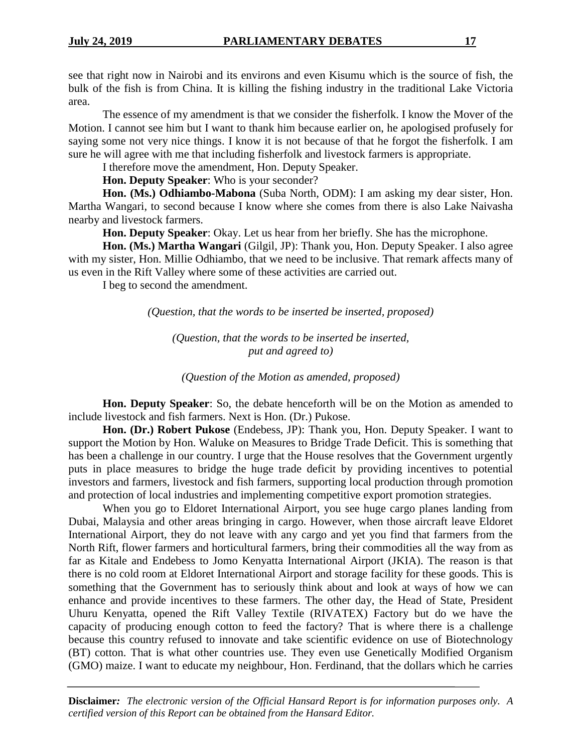see that right now in Nairobi and its environs and even Kisumu which is the source of fish, the bulk of the fish is from China. It is killing the fishing industry in the traditional Lake Victoria area.

The essence of my amendment is that we consider the fisherfolk. I know the Mover of the Motion. I cannot see him but I want to thank him because earlier on, he apologised profusely for saying some not very nice things. I know it is not because of that he forgot the fisherfolk. I am sure he will agree with me that including fisherfolk and livestock farmers is appropriate.

I therefore move the amendment, Hon. Deputy Speaker.

**Hon. Deputy Speaker**: Who is your seconder?

**Hon. (Ms.) Odhiambo-Mabona** (Suba North, ODM): I am asking my dear sister, Hon. Martha Wangari, to second because I know where she comes from there is also Lake Naivasha nearby and livestock farmers.

**Hon. Deputy Speaker**: Okay. Let us hear from her briefly. She has the microphone.

**Hon. (Ms.) Martha Wangari** (Gilgil, JP): Thank you, Hon. Deputy Speaker. I also agree with my sister, Hon. Millie Odhiambo, that we need to be inclusive. That remark affects many of us even in the Rift Valley where some of these activities are carried out.

I beg to second the amendment.

*(Question, that the words to be inserted be inserted, proposed)*

*(Question, that the words to be inserted be inserted, put and agreed to)*

*(Question of the Motion as amended, proposed)*

**Hon. Deputy Speaker**: So, the debate henceforth will be on the Motion as amended to include livestock and fish farmers. Next is Hon. (Dr.) Pukose.

**Hon. (Dr.) Robert Pukose** (Endebess, JP): Thank you, Hon. Deputy Speaker. I want to support the Motion by Hon. Waluke on Measures to Bridge Trade Deficit. This is something that has been a challenge in our country. I urge that the House resolves that the Government urgently puts in place measures to bridge the huge trade deficit by providing incentives to potential investors and farmers, livestock and fish farmers, supporting local production through promotion and protection of local industries and implementing competitive export promotion strategies.

When you go to Eldoret International Airport, you see huge cargo planes landing from Dubai, Malaysia and other areas bringing in cargo. However, when those aircraft leave Eldoret International Airport, they do not leave with any cargo and yet you find that farmers from the North Rift, flower farmers and horticultural farmers, bring their commodities all the way from as far as Kitale and Endebess to Jomo Kenyatta International Airport (JKIA). The reason is that there is no cold room at Eldoret International Airport and storage facility for these goods. This is something that the Government has to seriously think about and look at ways of how we can enhance and provide incentives to these farmers. The other day, the Head of State, President Uhuru Kenyatta, opened the Rift Valley Textile (RIVATEX) Factory but do we have the capacity of producing enough cotton to feed the factory? That is where there is a challenge because this country refused to innovate and take scientific evidence on use of Biotechnology (BT) cotton. That is what other countries use. They even use Genetically Modified Organism (GMO) maize. I want to educate my neighbour, Hon. Ferdinand, that the dollars which he carries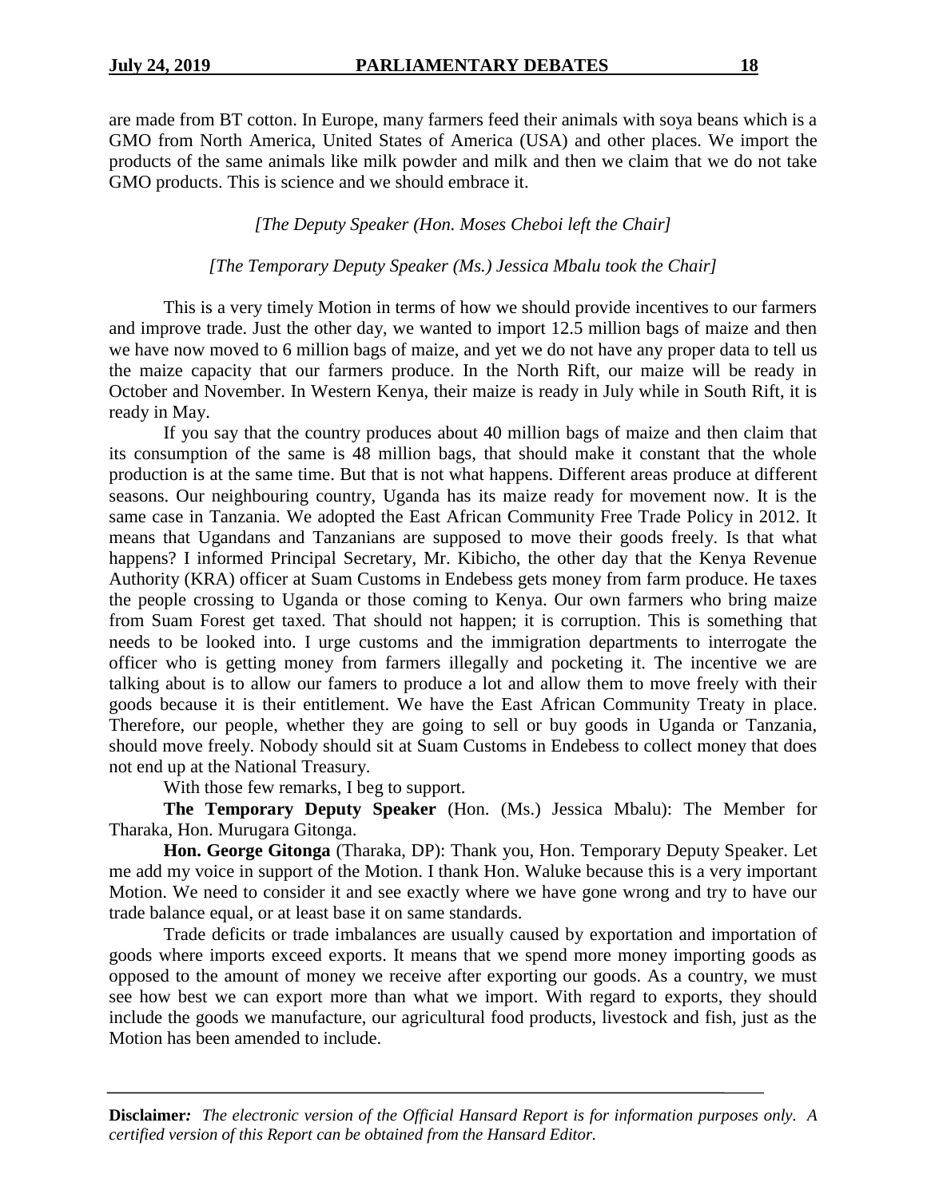are made from BT cotton. In Europe, many farmers feed their animals with soya beans which is a GMO from North America, United States of America (USA) and other places. We import the products of the same animals like milk powder and milk and then we claim that we do not take GMO products. This is science and we should embrace it.

*[The Deputy Speaker (Hon. Moses Cheboi left the Chair]*

*[The Temporary Deputy Speaker (Ms.) Jessica Mbalu took the Chair]*

This is a very timely Motion in terms of how we should provide incentives to our farmers and improve trade. Just the other day, we wanted to import 12.5 million bags of maize and then we have now moved to 6 million bags of maize, and yet we do not have any proper data to tell us the maize capacity that our farmers produce. In the North Rift, our maize will be ready in October and November. In Western Kenya, their maize is ready in July while in South Rift, it is ready in May.

If you say that the country produces about 40 million bags of maize and then claim that its consumption of the same is 48 million bags, that should make it constant that the whole production is at the same time. But that is not what happens. Different areas produce at different seasons. Our neighbouring country, Uganda has its maize ready for movement now. It is the same case in Tanzania. We adopted the East African Community Free Trade Policy in 2012. It means that Ugandans and Tanzanians are supposed to move their goods freely. Is that what happens? I informed Principal Secretary, Mr. Kibicho, the other day that the Kenya Revenue Authority (KRA) officer at Suam Customs in Endebess gets money from farm produce. He taxes the people crossing to Uganda or those coming to Kenya. Our own farmers who bring maize from Suam Forest get taxed. That should not happen; it is corruption. This is something that needs to be looked into. I urge customs and the immigration departments to interrogate the officer who is getting money from farmers illegally and pocketing it. The incentive we are talking about is to allow our famers to produce a lot and allow them to move freely with their goods because it is their entitlement. We have the East African Community Treaty in place. Therefore, our people, whether they are going to sell or buy goods in Uganda or Tanzania, should move freely. Nobody should sit at Suam Customs in Endebess to collect money that does not end up at the National Treasury.

With those few remarks, I beg to support.

**The Temporary Deputy Speaker** (Hon. (Ms.) Jessica Mbalu): The Member for Tharaka, Hon. Murugara Gitonga.

**Hon. George Gitonga** (Tharaka, DP): Thank you, Hon. Temporary Deputy Speaker. Let me add my voice in support of the Motion. I thank Hon. Waluke because this is a very important Motion. We need to consider it and see exactly where we have gone wrong and try to have our trade balance equal, or at least base it on same standards.

Trade deficits or trade imbalances are usually caused by exportation and importation of goods where imports exceed exports. It means that we spend more money importing goods as opposed to the amount of money we receive after exporting our goods. As a country, we must see how best we can export more than what we import. With regard to exports, they should include the goods we manufacture, our agricultural food products, livestock and fish, just as the Motion has been amended to include.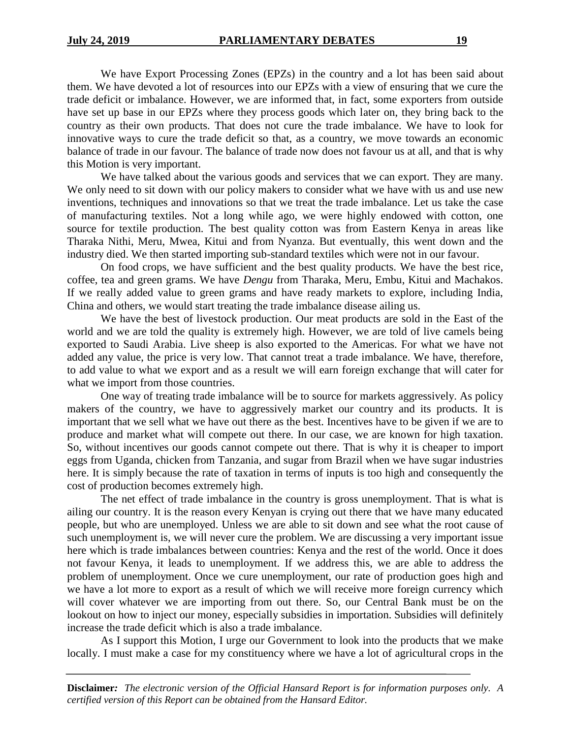We have Export Processing Zones (EPZs) in the country and a lot has been said about them. We have devoted a lot of resources into our EPZs with a view of ensuring that we cure the trade deficit or imbalance. However, we are informed that, in fact, some exporters from outside have set up base in our EPZs where they process goods which later on, they bring back to the country as their own products. That does not cure the trade imbalance. We have to look for innovative ways to cure the trade deficit so that, as a country, we move towards an economic balance of trade in our favour. The balance of trade now does not favour us at all, and that is why this Motion is very important.

We have talked about the various goods and services that we can export. They are many. We only need to sit down with our policy makers to consider what we have with us and use new inventions, techniques and innovations so that we treat the trade imbalance. Let us take the case of manufacturing textiles. Not a long while ago, we were highly endowed with cotton, one source for textile production. The best quality cotton was from Eastern Kenya in areas like Tharaka Nithi, Meru, Mwea, Kitui and from Nyanza. But eventually, this went down and the industry died. We then started importing sub-standard textiles which were not in our favour.

On food crops, we have sufficient and the best quality products. We have the best rice, coffee, tea and green grams. We have *Dengu* from Tharaka, Meru, Embu, Kitui and Machakos. If we really added value to green grams and have ready markets to explore, including India, China and others, we would start treating the trade imbalance disease ailing us.

We have the best of livestock production. Our meat products are sold in the East of the world and we are told the quality is extremely high. However, we are told of live camels being exported to Saudi Arabia. Live sheep is also exported to the Americas. For what we have not added any value, the price is very low. That cannot treat a trade imbalance. We have, therefore, to add value to what we export and as a result we will earn foreign exchange that will cater for what we import from those countries.

One way of treating trade imbalance will be to source for markets aggressively. As policy makers of the country, we have to aggressively market our country and its products. It is important that we sell what we have out there as the best. Incentives have to be given if we are to produce and market what will compete out there. In our case, we are known for high taxation. So, without incentives our goods cannot compete out there. That is why it is cheaper to import eggs from Uganda, chicken from Tanzania, and sugar from Brazil when we have sugar industries here. It is simply because the rate of taxation in terms of inputs is too high and consequently the cost of production becomes extremely high.

The net effect of trade imbalance in the country is gross unemployment. That is what is ailing our country. It is the reason every Kenyan is crying out there that we have many educated people, but who are unemployed. Unless we are able to sit down and see what the root cause of such unemployment is, we will never cure the problem. We are discussing a very important issue here which is trade imbalances between countries: Kenya and the rest of the world. Once it does not favour Kenya, it leads to unemployment. If we address this, we are able to address the problem of unemployment. Once we cure unemployment, our rate of production goes high and we have a lot more to export as a result of which we will receive more foreign currency which will cover whatever we are importing from out there. So, our Central Bank must be on the lookout on how to inject our money, especially subsidies in importation. Subsidies will definitely increase the trade deficit which is also a trade imbalance.

As I support this Motion, I urge our Government to look into the products that we make locally. I must make a case for my constituency where we have a lot of agricultural crops in the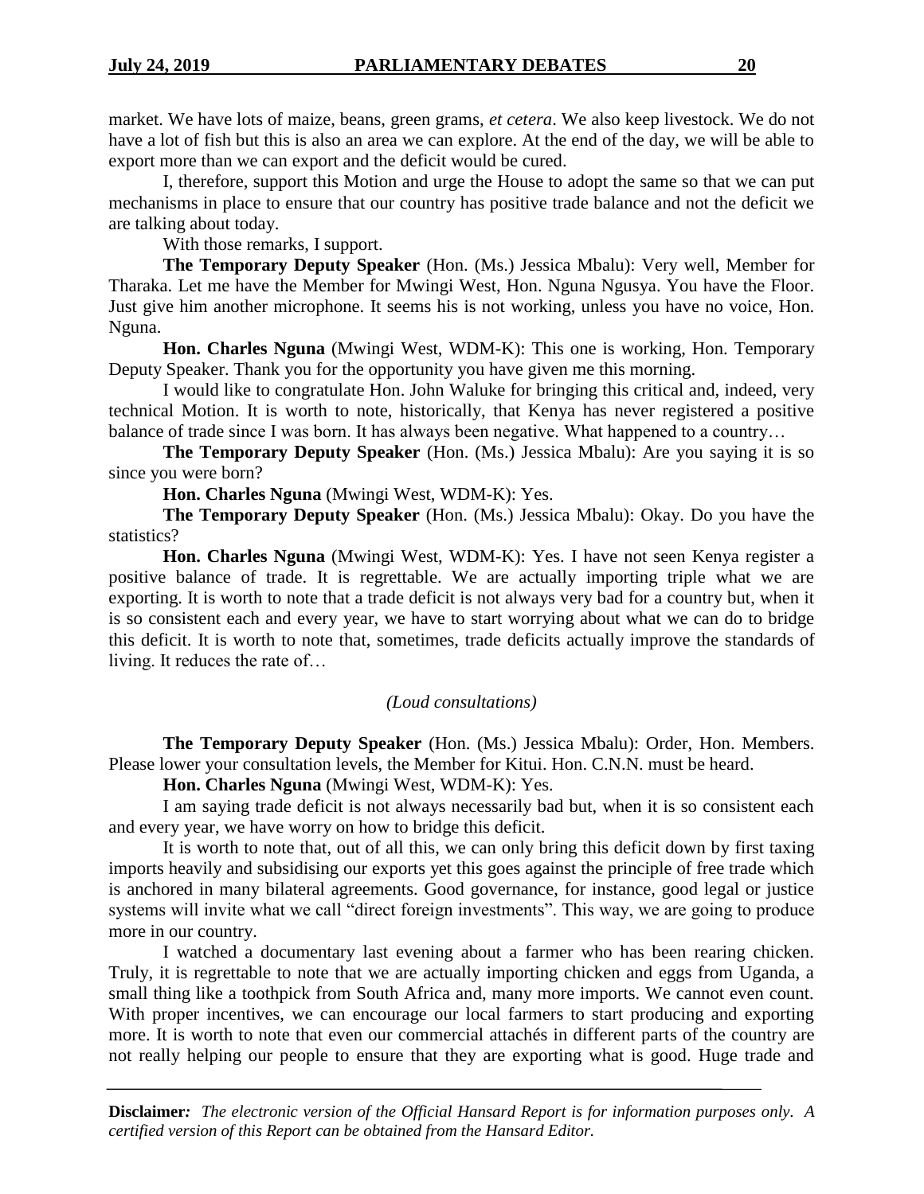market. We have lots of maize, beans, green grams, *et cetera*. We also keep livestock. We do not have a lot of fish but this is also an area we can explore. At the end of the day, we will be able to export more than we can export and the deficit would be cured.

I, therefore, support this Motion and urge the House to adopt the same so that we can put mechanisms in place to ensure that our country has positive trade balance and not the deficit we are talking about today.

With those remarks, I support.

**The Temporary Deputy Speaker** (Hon. (Ms.) Jessica Mbalu): Very well, Member for Tharaka. Let me have the Member for Mwingi West, Hon. Nguna Ngusya. You have the Floor. Just give him another microphone. It seems his is not working, unless you have no voice, Hon. Nguna.

**Hon. Charles Nguna** (Mwingi West, WDM-K): This one is working, Hon. Temporary Deputy Speaker. Thank you for the opportunity you have given me this morning.

I would like to congratulate Hon. John Waluke for bringing this critical and, indeed, very technical Motion. It is worth to note, historically, that Kenya has never registered a positive balance of trade since I was born. It has always been negative. What happened to a country…

**The Temporary Deputy Speaker** (Hon. (Ms.) Jessica Mbalu): Are you saying it is so since you were born?

**Hon. Charles Nguna** (Mwingi West, WDM-K): Yes.

**The Temporary Deputy Speaker** (Hon. (Ms.) Jessica Mbalu): Okay. Do you have the statistics?

**Hon. Charles Nguna** (Mwingi West, WDM-K): Yes. I have not seen Kenya register a positive balance of trade. It is regrettable. We are actually importing triple what we are exporting. It is worth to note that a trade deficit is not always very bad for a country but, when it is so consistent each and every year, we have to start worrying about what we can do to bridge this deficit. It is worth to note that, sometimes, trade deficits actually improve the standards of living. It reduces the rate of…

*(Loud consultations)*

**The Temporary Deputy Speaker** (Hon. (Ms.) Jessica Mbalu): Order, Hon. Members. Please lower your consultation levels, the Member for Kitui. Hon. C.N.N. must be heard.

**Hon. Charles Nguna** (Mwingi West, WDM-K): Yes.

I am saying trade deficit is not always necessarily bad but, when it is so consistent each and every year, we have worry on how to bridge this deficit.

It is worth to note that, out of all this, we can only bring this deficit down by first taxing imports heavily and subsidising our exports yet this goes against the principle of free trade which is anchored in many bilateral agreements. Good governance, for instance, good legal or justice systems will invite what we call "direct foreign investments". This way, we are going to produce more in our country.

I watched a documentary last evening about a farmer who has been rearing chicken. Truly, it is regrettable to note that we are actually importing chicken and eggs from Uganda, a small thing like a toothpick from South Africa and, many more imports. We cannot even count. With proper incentives, we can encourage our local farmers to start producing and exporting more. It is worth to note that even our commercial attachés in different parts of the country are not really helping our people to ensure that they are exporting what is good. Huge trade and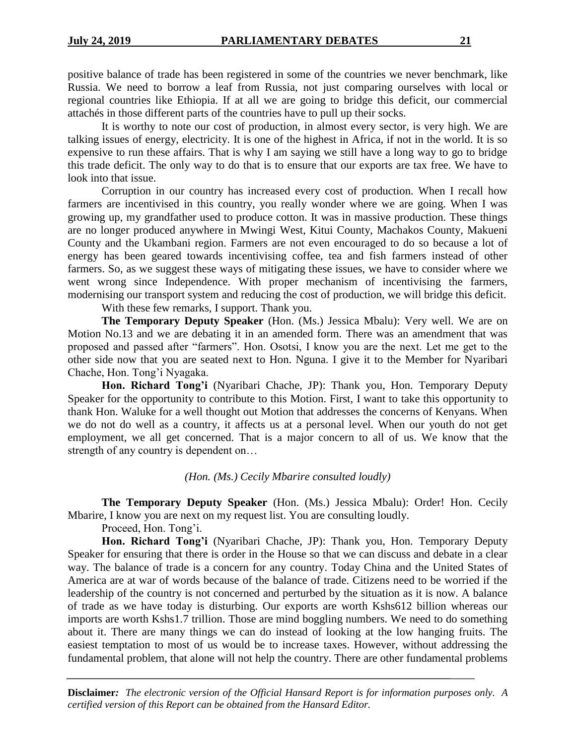positive balance of trade has been registered in some of the countries we never benchmark, like Russia. We need to borrow a leaf from Russia, not just comparing ourselves with local or regional countries like Ethiopia. If at all we are going to bridge this deficit, our commercial attachés in those different parts of the countries have to pull up their socks.

It is worthy to note our cost of production, in almost every sector, is very high. We are talking issues of energy, electricity. It is one of the highest in Africa, if not in the world. It is so expensive to run these affairs. That is why I am saying we still have a long way to go to bridge this trade deficit. The only way to do that is to ensure that our exports are tax free. We have to look into that issue.

Corruption in our country has increased every cost of production. When I recall how farmers are incentivised in this country, you really wonder where we are going. When I was growing up, my grandfather used to produce cotton. It was in massive production. These things are no longer produced anywhere in Mwingi West, Kitui County, Machakos County, Makueni County and the Ukambani region. Farmers are not even encouraged to do so because a lot of energy has been geared towards incentivising coffee, tea and fish farmers instead of other farmers. So, as we suggest these ways of mitigating these issues, we have to consider where we went wrong since Independence. With proper mechanism of incentivising the farmers, modernising our transport system and reducing the cost of production, we will bridge this deficit.

With these few remarks, I support. Thank you.

**The Temporary Deputy Speaker** (Hon. (Ms.) Jessica Mbalu): Very well. We are on Motion No.13 and we are debating it in an amended form. There was an amendment that was proposed and passed after "farmers". Hon. Osotsi, I know you are the next. Let me get to the other side now that you are seated next to Hon. Nguna. I give it to the Member for Nyaribari Chache, Hon. Tong'i Nyagaka.

**Hon. Richard Tong'i** (Nyaribari Chache, JP): Thank you, Hon. Temporary Deputy Speaker for the opportunity to contribute to this Motion. First, I want to take this opportunity to thank Hon. Waluke for a well thought out Motion that addresses the concerns of Kenyans. When we do not do well as a country, it affects us at a personal level. When our youth do not get employment, we all get concerned. That is a major concern to all of us. We know that the strength of any country is dependent on…

*(Hon. (Ms.) Cecily Mbarire consulted loudly)*

**The Temporary Deputy Speaker** (Hon. (Ms.) Jessica Mbalu): Order! Hon. Cecily Mbarire, I know you are next on my request list. You are consulting loudly.

Proceed, Hon. Tong'i.

**Hon. Richard Tong'i** (Nyaribari Chache, JP): Thank you, Hon. Temporary Deputy Speaker for ensuring that there is order in the House so that we can discuss and debate in a clear way. The balance of trade is a concern for any country. Today China and the United States of America are at war of words because of the balance of trade. Citizens need to be worried if the leadership of the country is not concerned and perturbed by the situation as it is now. A balance of trade as we have today is disturbing. Our exports are worth Kshs612 billion whereas our imports are worth Kshs1.7 trillion. Those are mind boggling numbers. We need to do something about it. There are many things we can do instead of looking at the low hanging fruits. The easiest temptation to most of us would be to increase taxes. However, without addressing the fundamental problem, that alone will not help the country. There are other fundamental problems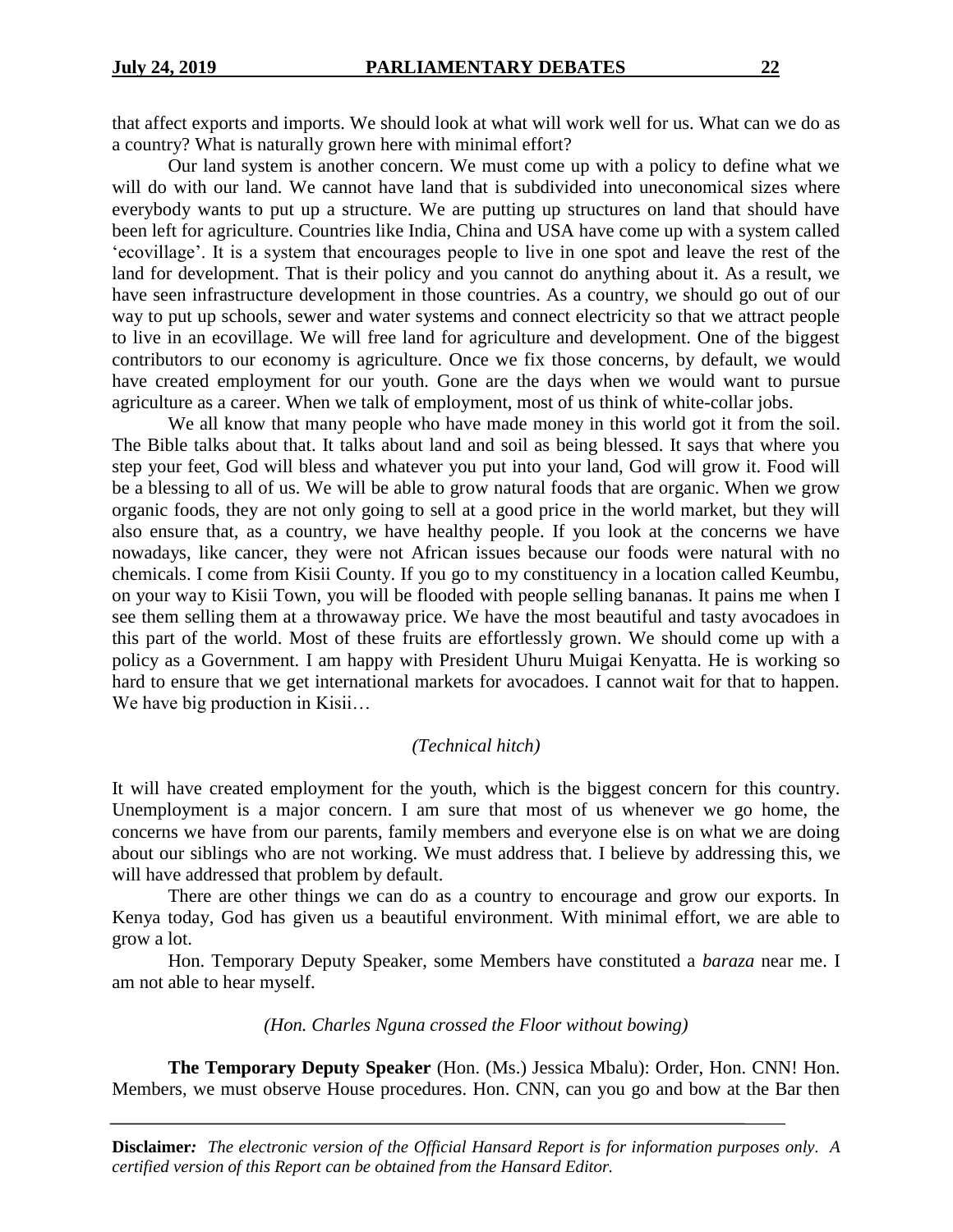that affect exports and imports. We should look at what will work well for us. What can we do as a country? What is naturally grown here with minimal effort?

Our land system is another concern. We must come up with a policy to define what we will do with our land. We cannot have land that is subdivided into uneconomical sizes where everybody wants to put up a structure. We are putting up structures on land that should have been left for agriculture. Countries like India, China and USA have come up with a system called 'ecovillage'. It is a system that encourages people to live in one spot and leave the rest of the land for development. That is their policy and you cannot do anything about it. As a result, we have seen infrastructure development in those countries. As a country, we should go out of our way to put up schools, sewer and water systems and connect electricity so that we attract people to live in an ecovillage. We will free land for agriculture and development. One of the biggest contributors to our economy is agriculture. Once we fix those concerns, by default, we would have created employment for our youth. Gone are the days when we would want to pursue agriculture as a career. When we talk of employment, most of us think of white-collar jobs.

We all know that many people who have made money in this world got it from the soil. The Bible talks about that. It talks about land and soil as being blessed. It says that where you step your feet, God will bless and whatever you put into your land, God will grow it. Food will be a blessing to all of us. We will be able to grow natural foods that are organic. When we grow organic foods, they are not only going to sell at a good price in the world market, but they will also ensure that, as a country, we have healthy people. If you look at the concerns we have nowadays, like cancer, they were not African issues because our foods were natural with no chemicals. I come from Kisii County. If you go to my constituency in a location called Keumbu, on your way to Kisii Town, you will be flooded with people selling bananas. It pains me when I see them selling them at a throwaway price. We have the most beautiful and tasty avocadoes in this part of the world. Most of these fruits are effortlessly grown. We should come up with a policy as a Government. I am happy with President Uhuru Muigai Kenyatta. He is working so hard to ensure that we get international markets for avocadoes. I cannot wait for that to happen. We have big production in Kisii…

*(Technical hitch)*

It will have created employment for the youth, which is the biggest concern for this country. Unemployment is a major concern. I am sure that most of us whenever we go home, the concerns we have from our parents, family members and everyone else is on what we are doing about our siblings who are not working. We must address that. I believe by addressing this, we will have addressed that problem by default.

There are other things we can do as a country to encourage and grow our exports. In Kenya today, God has given us a beautiful environment. With minimal effort, we are able to grow a lot.

Hon. Temporary Deputy Speaker, some Members have constituted a *baraza* near me. I am not able to hear myself.

*(Hon. Charles Nguna crossed the Floor without bowing)*

**The Temporary Deputy Speaker** (Hon. (Ms.) Jessica Mbalu): Order, Hon. CNN! Hon. Members, we must observe House procedures. Hon. CNN, can you go and bow at the Bar then

**Disclaimer:** *The electronic version of the Official Hansard Report is for information purposes only. A certified version of this Report can be obtained from the Hansard Editor.*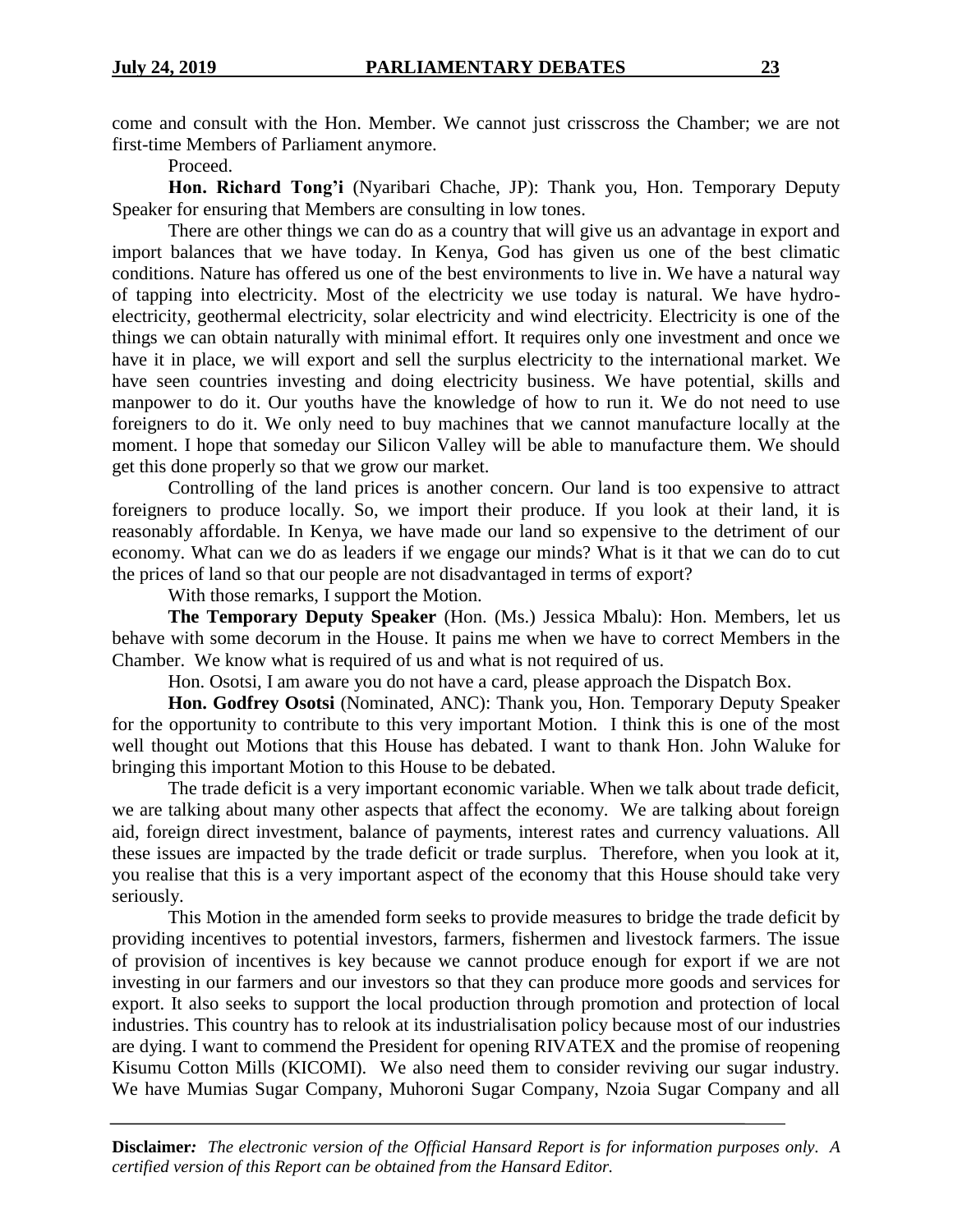come and consult with the Hon. Member. We cannot just crisscross the Chamber; we are not first-time Members of Parliament anymore.

Proceed.

**Hon. Richard Tong'i** (Nyaribari Chache, JP): Thank you, Hon. Temporary Deputy Speaker for ensuring that Members are consulting in low tones.

There are other things we can do as a country that will give us an advantage in export and import balances that we have today. In Kenya, God has given us one of the best climatic conditions. Nature has offered us one of the best environments to live in. We have a natural way of tapping into electricity. Most of the electricity we use today is natural. We have hydro-electricity, geothermal electricity, solar electricity and wind electricity. Electricity is one of the things we can obtain naturally with minimal effort. It requires only one investment and once we have it in place, we will export and sell the surplus electricity to the international market. We have seen countries investing and doing electricity business. We have potential, skills and manpower to do it. Our youths have the knowledge of how to run it. We do not need to use foreigners to do it. We only need to buy machines that we cannot manufacture locally at the moment. I hope that someday our Silicon Valley will be able to manufacture them. We should get this done properly so that we grow our market.

Controlling of the land prices is another concern. Our land is too expensive to attract foreigners to produce locally. So, we import their produce. If you look at their land, it is reasonably affordable. In Kenya, we have made our land so expensive to the detriment of our economy. What can we do as leaders if we engage our minds? What is it that we can do to cut the prices of land so that our people are not disadvantaged in terms of export?

With those remarks, I support the Motion.

**The Temporary Deputy Speaker** (Hon. (Ms.) Jessica Mbalu): Hon. Members, let us behave with some decorum in the House. It pains me when we have to correct Members in the Chamber. We know what is required of us and what is not required of us.

Hon. Osotsi, I am aware you do not have a card, please approach the Dispatch Box.

**Hon. Godfrey Osotsi** (Nominated, ANC): Thank you, Hon. Temporary Deputy Speaker for the opportunity to contribute to this very important Motion. I think this is one of the most well thought out Motions that this House has debated. I want to thank Hon. John Waluke for bringing this important Motion to this House to be debated.

The trade deficit is a very important economic variable. When we talk about trade deficit, we are talking about many other aspects that affect the economy. We are talking about foreign aid, foreign direct investment, balance of payments, interest rates and currency valuations. All these issues are impacted by the trade deficit or trade surplus. Therefore, when you look at it, you realise that this is a very important aspect of the economy that this House should take very seriously.

This Motion in the amended form seeks to provide measures to bridge the trade deficit by providing incentives to potential investors, farmers, fishermen and livestock farmers. The issue of provision of incentives is key because we cannot produce enough for export if we are not investing in our farmers and our investors so that they can produce more goods and services for export. It also seeks to support the local production through promotion and protection of local industries. This country has to relook at its industrialisation policy because most of our industries are dying. I want to commend the President for opening RIVATEX and the promise of reopening Kisumu Cotton Mills (KICOMI). We also need them to consider reviving our sugar industry. We have Mumias Sugar Company, Muhoroni Sugar Company, Nzoia Sugar Company and all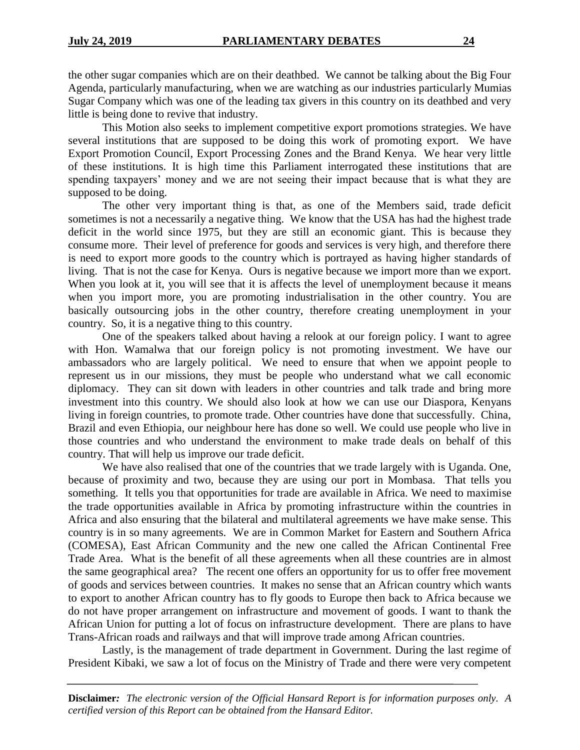the other sugar companies which are on their deathbed. We cannot be talking about the Big Four Agenda, particularly manufacturing, when we are watching as our industries particularly Mumias Sugar Company which was one of the leading tax givers in this country on its deathbed and very little is being done to revive that industry.

This Motion also seeks to implement competitive export promotions strategies. We have several institutions that are supposed to be doing this work of promoting export. We have Export Promotion Council, Export Processing Zones and the Brand Kenya. We hear very little of these institutions. It is high time this Parliament interrogated these institutions that are spending taxpayers' money and we are not seeing their impact because that is what they are supposed to be doing.

The other very important thing is that, as one of the Members said, trade deficit sometimes is not a necessarily a negative thing. We know that the USA has had the highest trade deficit in the world since 1975, but they are still an economic giant. This is because they consume more. Their level of preference for goods and services is very high, and therefore there is need to export more goods to the country which is portrayed as having higher standards of living. That is not the case for Kenya. Ours is negative because we import more than we export. When you look at it, you will see that it is affects the level of unemployment because it means when you import more, you are promoting industrialisation in the other country. You are basically outsourcing jobs in the other country, therefore creating unemployment in your country. So, it is a negative thing to this country.

One of the speakers talked about having a relook at our foreign policy. I want to agree with Hon. Wamalwa that our foreign policy is not promoting investment. We have our ambassadors who are largely political. We need to ensure that when we appoint people to represent us in our missions, they must be people who understand what we call economic diplomacy. They can sit down with leaders in other countries and talk trade and bring more investment into this country. We should also look at how we can use our Diaspora, Kenyans living in foreign countries, to promote trade. Other countries have done that successfully. China, Brazil and even Ethiopia, our neighbour here has done so well. We could use people who live in those countries and who understand the environment to make trade deals on behalf of this country. That will help us improve our trade deficit.

We have also realised that one of the countries that we trade largely with is Uganda. One, because of proximity and two, because they are using our port in Mombasa. That tells you something. It tells you that opportunities for trade are available in Africa. We need to maximise the trade opportunities available in Africa by promoting infrastructure within the countries in Africa and also ensuring that the bilateral and multilateral agreements we have make sense. This country is in so many agreements. We are in Common Market for Eastern and Southern Africa (COMESA), East African Community and the new one called the African Continental Free Trade Area. What is the benefit of all these agreements when all these countries are in almost the same geographical area? The recent one offers an opportunity for us to offer free movement of goods and services between countries. It makes no sense that an African country which wants to export to another African country has to fly goods to Europe then back to Africa because we do not have proper arrangement on infrastructure and movement of goods. I want to thank the African Union for putting a lot of focus on infrastructure development. There are plans to have Trans-African roads and railways and that will improve trade among African countries.

Lastly, is the management of trade department in Government. During the last regime of President Kibaki, we saw a lot of focus on the Ministry of Trade and there were very competent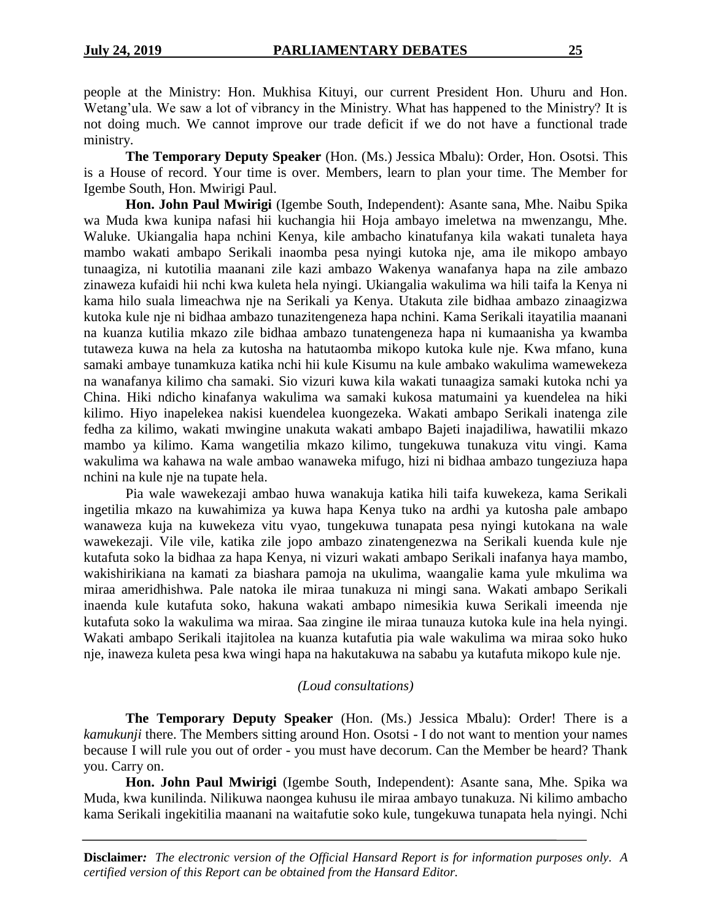people at the Ministry: Hon. Mukhisa Kituyi, our current President Hon. Uhuru and Hon. Wetang'ula. We saw a lot of vibrancy in the Ministry. What has happened to the Ministry? It is not doing much. We cannot improve our trade deficit if we do not have a functional trade ministry.

**The Temporary Deputy Speaker** (Hon. (Ms.) Jessica Mbalu): Order, Hon. Osotsi. This is a House of record. Your time is over. Members, learn to plan your time. The Member for Igembe South, Hon. Mwirigi Paul.

**Hon. John Paul Mwirigi** (Igembe South, Independent): Asante sana, Mhe. Naibu Spika wa Muda kwa kunipa nafasi hii kuchangia hii Hoja ambayo imeletwa na mwenzangu, Mhe. Waluke. Ukiangalia hapa nchini Kenya, kile ambacho kinatufanya kila wakati tunaleta haya mambo wakati ambapo Serikali inaomba pesa nyingi kutoka nje, ama ile mikopo ambayo tunaagiza, ni kutotilia maanani zile kazi ambazo Wakenya wanafanya hapa na zile ambazo zinaweza kufaidi hii nchi kwa kuleta hela nyingi. Ukiangalia wakulima wa hili taifa la Kenya ni kama hilo suala limeachwa nje na Serikali ya Kenya. Utakuta zile bidhaa ambazo zinaagizwa kutoka kule nje ni bidhaa ambazo tunazitengeneza hapa nchini. Kama Serikali itayatilia maanani na kuanza kutilia mkazo zile bidhaa ambazo tunatengeneza hapa ni kumaanisha ya kwamba tutaweza kuwa na hela za kutosha na hatutaomba mikopo kutoka kule nje. Kwa mfano, kuna samaki ambaye tunamkuza katika nchi hii kule Kisumu na kule ambako wakulima wamewekeza na wanafanya kilimo cha samaki. Sio vizuri kuwa kila wakati tunaagiza samaki kutoka nchi ya China. Hiki ndicho kinafanya wakulima wa samaki kukosa matumaini ya kuendelea na hiki kilimo. Hiyo inapelekea nakisi kuendelea kuongezeka. Wakati ambapo Serikali inatenga zile fedha za kilimo, wakati mwingine unakuta wakati ambapo Bajeti inajadiliwa, hawatilii mkazo mambo ya kilimo. Kama wangetilia mkazo kilimo, tungekuwa tunakuza vitu vingi. Kama wakulima wa kahawa na wale ambao wanaweka mifugo, hizi ni bidhaa ambazo tungeziuza hapa nchini na kule nje na tupate hela.

Pia wale wawekezaji ambao huwa wanakuja katika hili taifa kuwekeza, kama Serikali ingetilia mkazo na kuwahimiza ya kuwa hapa Kenya tuko na ardhi ya kutosha pale ambapo wanaweza kuja na kuwekeza vitu vyao, tungekuwa tunapata pesa nyingi kutokana na wale wawekezaji. Vile vile, katika zile jopo ambazo zinatengenezwa na Serikali kuenda kule nje kutafuta soko la bidhaa za hapa Kenya, ni vizuri wakati ambapo Serikali inafanya haya mambo, wakishirikiana na kamati za biashara pamoja na ukulima, waangalie kama yule mkulima wa miraa ameridhishwa. Pale natoka ile miraa tunakuza ni mingi sana. Wakati ambapo Serikali inaenda kule kutafuta soko, hakuna wakati ambapo nimesikia kuwa Serikali imeenda nje kutafuta soko la wakulima wa miraa. Saa zingine ile miraa tunauza kutoka kule ina hela nyingi. Wakati ambapo Serikali itajitolea na kuanza kutafutia pia wale wakulima wa miraa soko huko nje, inaweza kuleta pesa kwa wingi hapa na hakutakuwa na sababu ya kutafuta mikopo kule nje.

*(Loud consultations)*

**The Temporary Deputy Speaker** (Hon. (Ms.) Jessica Mbalu): Order! There is a *kamukunji* there. The Members sitting around Hon. Osotsi - I do not want to mention your names because I will rule you out of order - you must have decorum. Can the Member be heard? Thank you. Carry on.

**Hon. John Paul Mwirigi** (Igembe South, Independent): Asante sana, Mhe. Spika wa Muda, kwa kunilinda. Nilikuwa naongea kuhusu ile miraa ambayo tunakuza. Ni kilimo ambacho kama Serikali ingekitilia maanani na waitafutie soko kule, tungekuwa tunapata hela nyingi. Nchi

**Disclaimer:** *The electronic version of the Official Hansard Report is for information purposes only. A certified version of this Report can be obtained from the Hansard Editor.*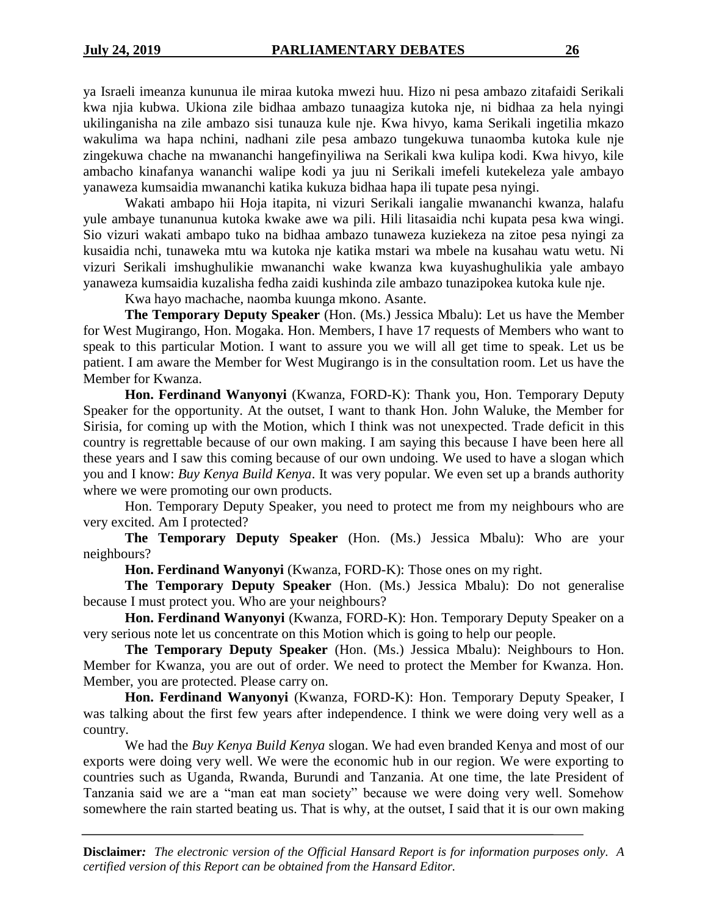ya Israeli imeanza kununua ile miraa kutoka mwezi huu. Hizo ni pesa ambazo zitafaidi Serikali kwa njia kubwa. Ukiona zile bidhaa ambazo tunaagiza kutoka nje, ni bidhaa za hela nyingi ukilinganisha na zile ambazo sisi tunauza kule nje. Kwa hivyo, kama Serikali ingetilia mkazo wakulima wa hapa nchini, nadhani zile pesa ambazo tungekuwa tunaomba kutoka kule nje zingekuwa chache na mwananchi hangefinyiliwa na Serikali kwa kulipa kodi. Kwa hivyo, kile ambacho kinafanya wananchi walipe kodi ya juu ni Serikali imefeli kutekeleza yale ambayo yanaweza kumsaidia mwananchi katika kukuza bidhaa hapa ili tupate pesa nyingi.

Wakati ambapo hii Hoja itapita, ni vizuri Serikali iangalie mwananchi kwanza, halafu yule ambaye tunanunua kutoka kwake awe wa pili. Hili litasaidia nchi kupata pesa kwa wingi. Sio vizuri wakati ambapo tuko na bidhaa ambazo tunaweza kuziekeza na zitoe pesa nyingi za kusaidia nchi, tunaweka mtu wa kutoka nje katika mstari wa mbele na kusahau watu wetu. Ni vizuri Serikali imshughulikie mwananchi wake kwanza kwa kuyashughulikia yale ambayo yanaweza kumsaidia kuzalisha fedha zaidi kushinda zile ambazo tunazipokea kutoka kule nje.

Kwa hayo machache, naomba kuunga mkono. Asante.

**The Temporary Deputy Speaker** (Hon. (Ms.) Jessica Mbalu): Let us have the Member for West Mugirango, Hon. Mogaka. Hon. Members, I have 17 requests of Members who want to speak to this particular Motion. I want to assure you we will all get time to speak. Let us be patient. I am aware the Member for West Mugirango is in the consultation room. Let us have the Member for Kwanza.

**Hon. Ferdinand Wanyonyi** (Kwanza, FORD-K): Thank you, Hon. Temporary Deputy Speaker for the opportunity. At the outset, I want to thank Hon. John Waluke, the Member for Sirisia, for coming up with the Motion, which I think was not unexpected. Trade deficit in this country is regrettable because of our own making. I am saying this because I have been here all these years and I saw this coming because of our own undoing. We used to have a slogan which you and I know: *Buy Kenya Build Kenya*. It was very popular. We even set up a brands authority where we were promoting our own products.

Hon. Temporary Deputy Speaker, you need to protect me from my neighbours who are very excited. Am I protected?

**The Temporary Deputy Speaker** (Hon. (Ms.) Jessica Mbalu): Who are your neighbours?

**Hon. Ferdinand Wanyonyi** (Kwanza, FORD-K): Those ones on my right.

**The Temporary Deputy Speaker** (Hon. (Ms.) Jessica Mbalu): Do not generalise because I must protect you. Who are your neighbours?

**Hon. Ferdinand Wanyonyi** (Kwanza, FORD-K): Hon. Temporary Deputy Speaker on a very serious note let us concentrate on this Motion which is going to help our people.

**The Temporary Deputy Speaker** (Hon. (Ms.) Jessica Mbalu): Neighbours to Hon. Member for Kwanza, you are out of order. We need to protect the Member for Kwanza. Hon. Member, you are protected. Please carry on.

**Hon. Ferdinand Wanyonyi** (Kwanza, FORD-K): Hon. Temporary Deputy Speaker, I was talking about the first few years after independence. I think we were doing very well as a country.

We had the *Buy Kenya Build Kenya* slogan. We had even branded Kenya and most of our exports were doing very well. We were the economic hub in our region. We were exporting to countries such as Uganda, Rwanda, Burundi and Tanzania. At one time, the late President of Tanzania said we are a "man eat man society" because we were doing very well. Somehow somewhere the rain started beating us. That is why, at the outset, I said that it is our own making

**Disclaimer***:* *The electronic version of the Official Hansard Report is for information purposes only. A certified version of this Report can be obtained from the Hansard Editor.*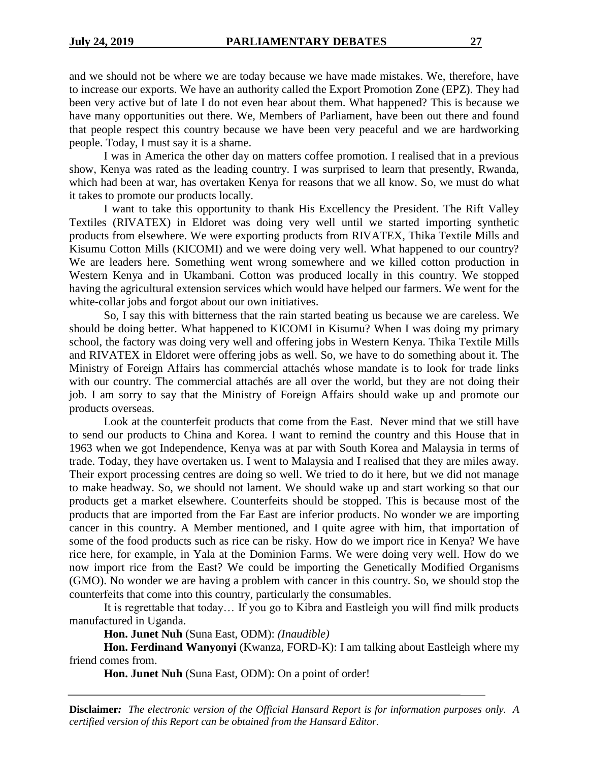and we should not be where we are today because we have made mistakes. We, therefore, have to increase our exports. We have an authority called the Export Promotion Zone (EPZ). They had been very active but of late I do not even hear about them. What happened? This is because we have many opportunities out there. We, Members of Parliament, have been out there and found that people respect this country because we have been very peaceful and we are hardworking people. Today, I must say it is a shame.

I was in America the other day on matters coffee promotion. I realised that in a previous show, Kenya was rated as the leading country. I was surprised to learn that presently, Rwanda, which had been at war, has overtaken Kenya for reasons that we all know. So, we must do what it takes to promote our products locally.

I want to take this opportunity to thank His Excellency the President. The Rift Valley Textiles (RIVATEX) in Eldoret was doing very well until we started importing synthetic products from elsewhere. We were exporting products from RIVATEX, Thika Textile Mills and Kisumu Cotton Mills (KICOMI) and we were doing very well. What happened to our country? We are leaders here. Something went wrong somewhere and we killed cotton production in Western Kenya and in Ukambani. Cotton was produced locally in this country. We stopped having the agricultural extension services which would have helped our farmers. We went for the white-collar jobs and forgot about our own initiatives.

So, I say this with bitterness that the rain started beating us because we are careless. We should be doing better. What happened to KICOMI in Kisumu? When I was doing my primary school, the factory was doing very well and offering jobs in Western Kenya. Thika Textile Mills and RIVATEX in Eldoret were offering jobs as well. So, we have to do something about it. The Ministry of Foreign Affairs has commercial attachés whose mandate is to look for trade links with our country. The commercial attachés are all over the world, but they are not doing their job. I am sorry to say that the Ministry of Foreign Affairs should wake up and promote our products overseas.

Look at the counterfeit products that come from the East. Never mind that we still have to send our products to China and Korea. I want to remind the country and this House that in 1963 when we got Independence, Kenya was at par with South Korea and Malaysia in terms of trade. Today, they have overtaken us. I went to Malaysia and I realised that they are miles away. Their export processing centres are doing so well. We tried to do it here, but we did not manage to make headway. So, we should not lament. We should wake up and start working so that our products get a market elsewhere. Counterfeits should be stopped. This is because most of the products that are imported from the Far East are inferior products. No wonder we are importing cancer in this country. A Member mentioned, and I quite agree with him, that importation of some of the food products such as rice can be risky. How do we import rice in Kenya? We have rice here, for example, in Yala at the Dominion Farms. We were doing very well. How do we now import rice from the East? We could be importing the Genetically Modified Organisms (GMO). No wonder we are having a problem with cancer in this country. So, we should stop the counterfeits that come into this country, particularly the consumables.

It is regrettable that today… If you go to Kibra and Eastleigh you will find milk products manufactured in Uganda.

**Hon. Junet Nuh** (Suna East, ODM): *(Inaudible)*

**Hon. Ferdinand Wanyonyi** (Kwanza, FORD-K): I am talking about Eastleigh where my friend comes from.

**Hon. Junet Nuh** (Suna East, ODM): On a point of order!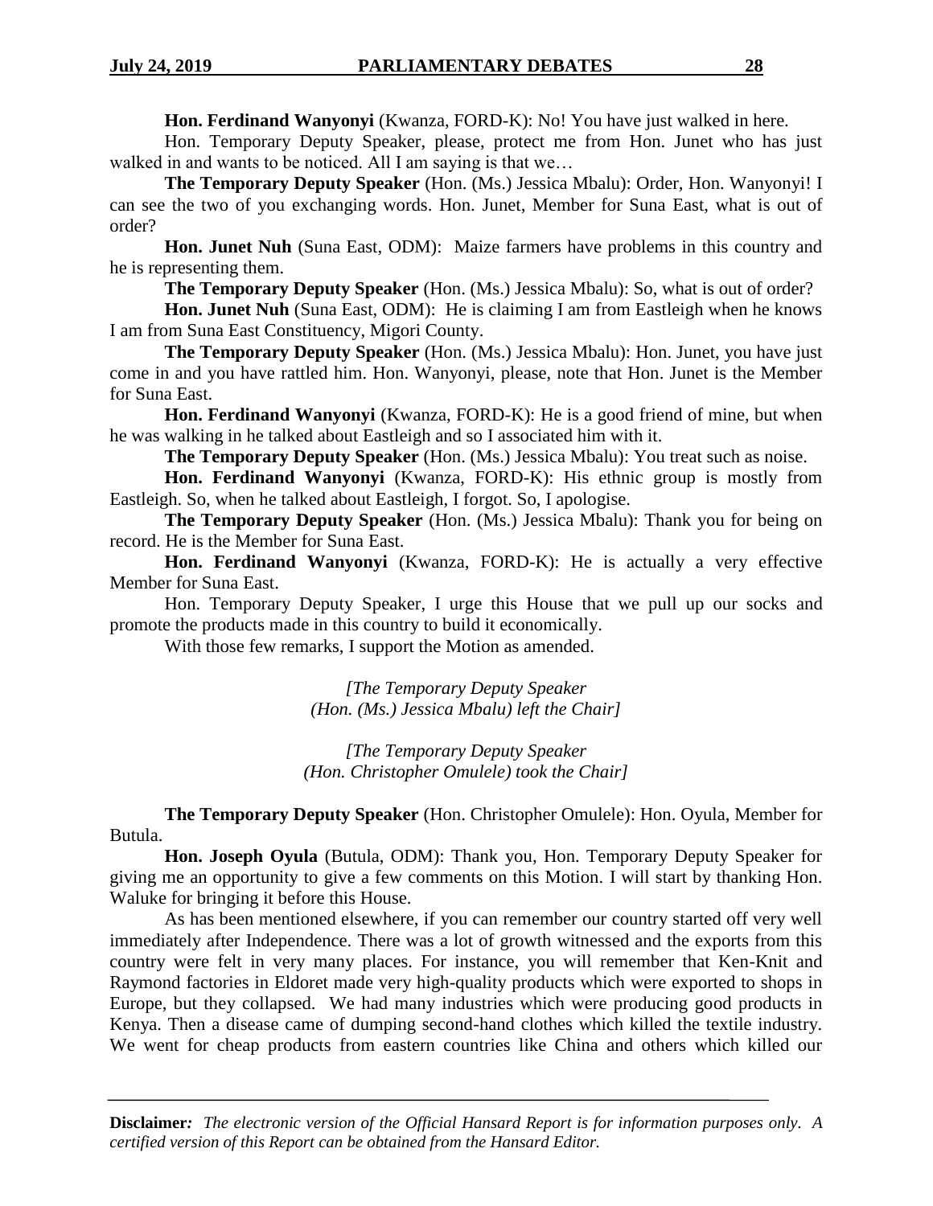**Hon. Ferdinand Wanyonyi** (Kwanza, FORD-K): No! You have just walked in here.

Hon. Temporary Deputy Speaker, please, protect me from Hon. Junet who has just walked in and wants to be noticed. All I am saying is that we…

**The Temporary Deputy Speaker** (Hon. (Ms.) Jessica Mbalu): Order, Hon. Wanyonyi! I can see the two of you exchanging words. Hon. Junet, Member for Suna East, what is out of order?

**Hon. Junet Nuh** (Suna East, ODM): Maize farmers have problems in this country and he is representing them.

**The Temporary Deputy Speaker** (Hon. (Ms.) Jessica Mbalu): So, what is out of order?

**Hon. Junet Nuh** (Suna East, ODM): He is claiming I am from Eastleigh when he knows I am from Suna East Constituency, Migori County.

**The Temporary Deputy Speaker** (Hon. (Ms.) Jessica Mbalu): Hon. Junet, you have just come in and you have rattled him. Hon. Wanyonyi, please, note that Hon. Junet is the Member for Suna East.

**Hon. Ferdinand Wanyonyi** (Kwanza, FORD-K): He is a good friend of mine, but when he was walking in he talked about Eastleigh and so I associated him with it.

**The Temporary Deputy Speaker** (Hon. (Ms.) Jessica Mbalu): You treat such as noise.

**Hon. Ferdinand Wanyonyi** (Kwanza, FORD-K): His ethnic group is mostly from Eastleigh. So, when he talked about Eastleigh, I forgot. So, I apologise.

**The Temporary Deputy Speaker** (Hon. (Ms.) Jessica Mbalu): Thank you for being on record. He is the Member for Suna East.

**Hon. Ferdinand Wanyonyi** (Kwanza, FORD-K): He is actually a very effective Member for Suna East.

Hon. Temporary Deputy Speaker, I urge this House that we pull up our socks and promote the products made in this country to build it economically.

With those few remarks, I support the Motion as amended.

*[The Temporary Deputy Speaker (Hon. (Ms.) Jessica Mbalu) left the Chair]*

*[The Temporary Deputy Speaker (Hon. Christopher Omulele) took the Chair]*

**The Temporary Deputy Speaker** (Hon. Christopher Omulele): Hon. Oyula, Member for Butula.

**Hon. Joseph Oyula** (Butula, ODM): Thank you, Hon. Temporary Deputy Speaker for giving me an opportunity to give a few comments on this Motion. I will start by thanking Hon. Waluke for bringing it before this House.

As has been mentioned elsewhere, if you can remember our country started off very well immediately after Independence. There was a lot of growth witnessed and the exports from this country were felt in very many places. For instance, you will remember that Ken-Knit and Raymond factories in Eldoret made very high-quality products which were exported to shops in Europe, but they collapsed. We had many industries which were producing good products in Kenya. Then a disease came of dumping second-hand clothes which killed the textile industry. We went for cheap products from eastern countries like China and others which killed our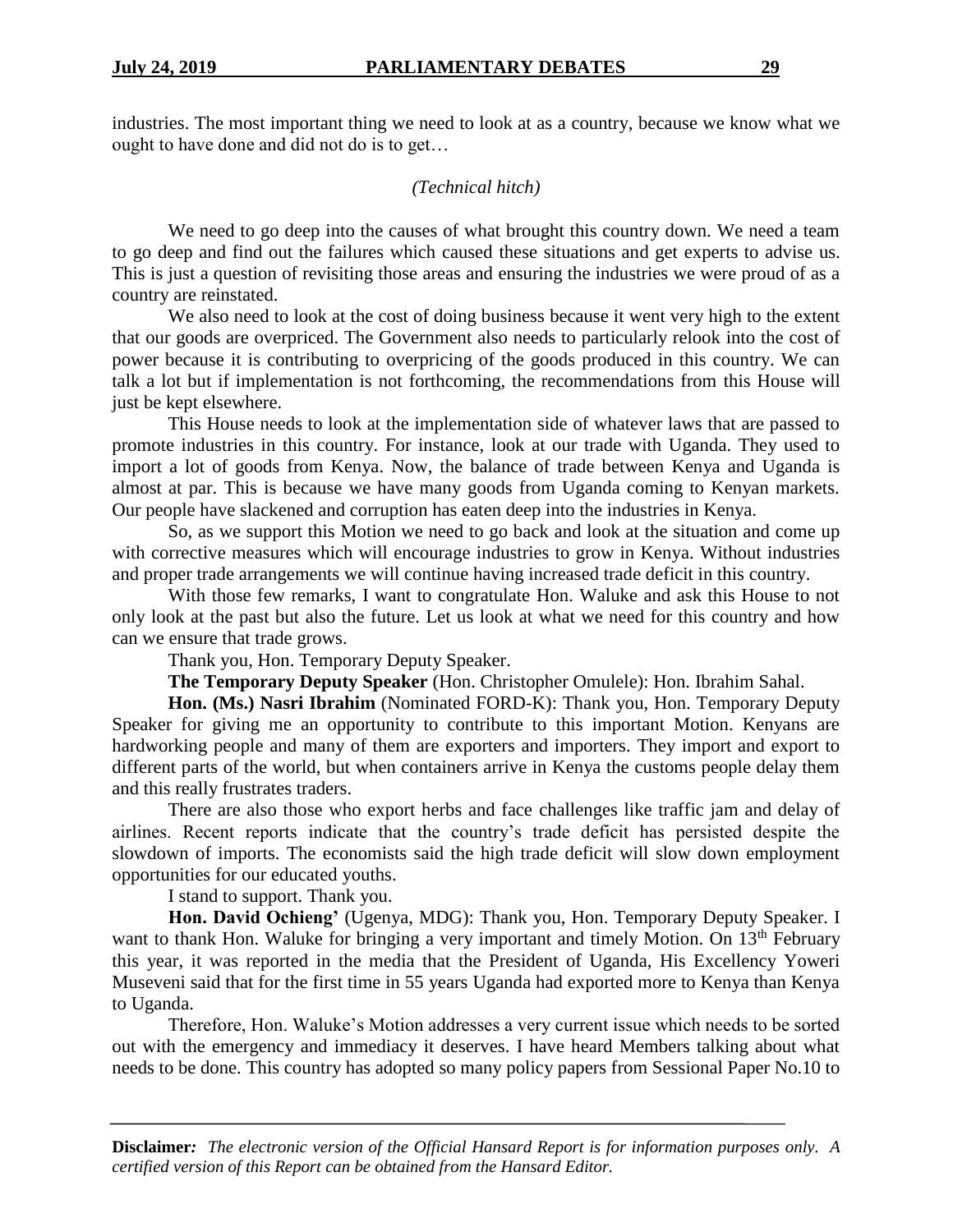industries. The most important thing we need to look at as a country, because we know what we ought to have done and did not do is to get…

*(Technical hitch)*

We need to go deep into the causes of what brought this country down. We need a team to go deep and find out the failures which caused these situations and get experts to advise us. This is just a question of revisiting those areas and ensuring the industries we were proud of as a country are reinstated.

We also need to look at the cost of doing business because it went very high to the extent that our goods are overpriced. The Government also needs to particularly relook into the cost of power because it is contributing to overpricing of the goods produced in this country. We can talk a lot but if implementation is not forthcoming, the recommendations from this House will just be kept elsewhere.

This House needs to look at the implementation side of whatever laws that are passed to promote industries in this country. For instance, look at our trade with Uganda. They used to import a lot of goods from Kenya. Now, the balance of trade between Kenya and Uganda is almost at par. This is because we have many goods from Uganda coming to Kenyan markets. Our people have slackened and corruption has eaten deep into the industries in Kenya.

So, as we support this Motion we need to go back and look at the situation and come up with corrective measures which will encourage industries to grow in Kenya. Without industries and proper trade arrangements we will continue having increased trade deficit in this country.

With those few remarks, I want to congratulate Hon. Waluke and ask this House to not only look at the past but also the future. Let us look at what we need for this country and how can we ensure that trade grows.

Thank you, Hon. Temporary Deputy Speaker.

**The Temporary Deputy Speaker** (Hon. Christopher Omulele): Hon. Ibrahim Sahal.

**Hon. (Ms.) Nasri Ibrahim** (Nominated FORD-K): Thank you, Hon. Temporary Deputy Speaker for giving me an opportunity to contribute to this important Motion. Kenyans are hardworking people and many of them are exporters and importers. They import and export to different parts of the world, but when containers arrive in Kenya the customs people delay them and this really frustrates traders.

There are also those who export herbs and face challenges like traffic jam and delay of airlines. Recent reports indicate that the country's trade deficit has persisted despite the slowdown of imports. The economists said the high trade deficit will slow down employment opportunities for our educated youths.

I stand to support. Thank you.

**Hon. David Ochieng'** (Ugenya, MDG): Thank you, Hon. Temporary Deputy Speaker. I want to thank Hon. Waluke for bringing a very important and timely Motion. On 13th February this year, it was reported in the media that the President of Uganda, His Excellency Yoweri Museveni said that for the first time in 55 years Uganda had exported more to Kenya than Kenya to Uganda.

Therefore, Hon. Waluke's Motion addresses a very current issue which needs to be sorted out with the emergency and immediacy it deserves. I have heard Members talking about what needs to be done. This country has adopted so many policy papers from Sessional Paper No.10 to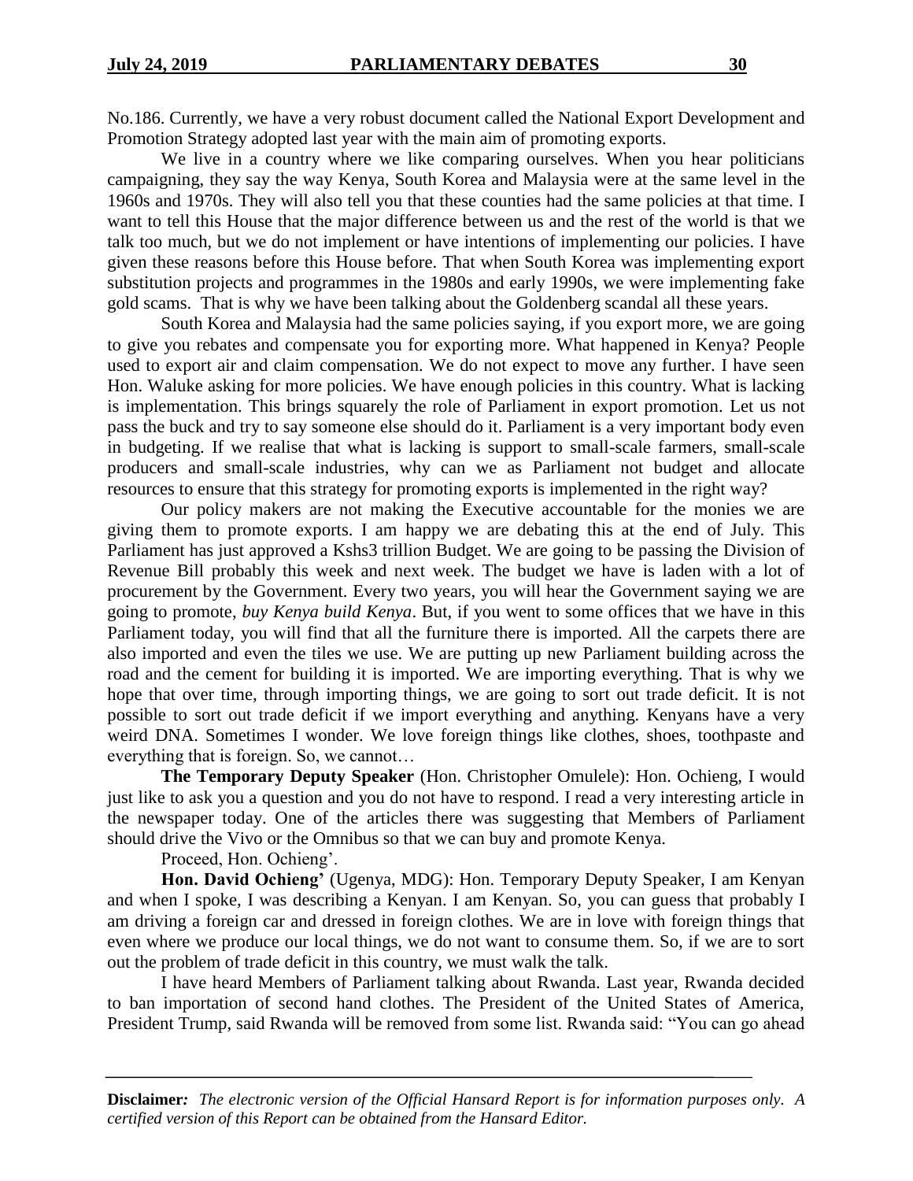No.186. Currently, we have a very robust document called the National Export Development and Promotion Strategy adopted last year with the main aim of promoting exports.

We live in a country where we like comparing ourselves. When you hear politicians campaigning, they say the way Kenya, South Korea and Malaysia were at the same level in the 1960s and 1970s. They will also tell you that these counties had the same policies at that time. I want to tell this House that the major difference between us and the rest of the world is that we talk too much, but we do not implement or have intentions of implementing our policies. I have given these reasons before this House before. That when South Korea was implementing export substitution projects and programmes in the 1980s and early 1990s, we were implementing fake gold scams. That is why we have been talking about the Goldenberg scandal all these years.

South Korea and Malaysia had the same policies saying, if you export more, we are going to give you rebates and compensate you for exporting more. What happened in Kenya? People used to export air and claim compensation. We do not expect to move any further. I have seen Hon. Waluke asking for more policies. We have enough policies in this country. What is lacking is implementation. This brings squarely the role of Parliament in export promotion. Let us not pass the buck and try to say someone else should do it. Parliament is a very important body even in budgeting. If we realise that what is lacking is support to small-scale farmers, small-scale producers and small-scale industries, why can we as Parliament not budget and allocate resources to ensure that this strategy for promoting exports is implemented in the right way?

Our policy makers are not making the Executive accountable for the monies we are giving them to promote exports. I am happy we are debating this at the end of July. This Parliament has just approved a Kshs3 trillion Budget. We are going to be passing the Division of Revenue Bill probably this week and next week. The budget we have is laden with a lot of procurement by the Government. Every two years, you will hear the Government saying we are going to promote, *buy Kenya build Kenya*. But, if you went to some offices that we have in this Parliament today, you will find that all the furniture there is imported. All the carpets there are also imported and even the tiles we use. We are putting up new Parliament building across the road and the cement for building it is imported. We are importing everything. That is why we hope that over time, through importing things, we are going to sort out trade deficit. It is not possible to sort out trade deficit if we import everything and anything. Kenyans have a very weird DNA. Sometimes I wonder. We love foreign things like clothes, shoes, toothpaste and everything that is foreign. So, we cannot…

**The Temporary Deputy Speaker** (Hon. Christopher Omulele): Hon. Ochieng, I would just like to ask you a question and you do not have to respond. I read a very interesting article in the newspaper today. One of the articles there was suggesting that Members of Parliament should drive the Vivo or the Omnibus so that we can buy and promote Kenya.

Proceed, Hon. Ochieng'.

**Hon. David Ochieng'** (Ugenya, MDG): Hon. Temporary Deputy Speaker, I am Kenyan and when I spoke, I was describing a Kenyan. I am Kenyan. So, you can guess that probably I am driving a foreign car and dressed in foreign clothes. We are in love with foreign things that even where we produce our local things, we do not want to consume them. So, if we are to sort out the problem of trade deficit in this country, we must walk the talk.

I have heard Members of Parliament talking about Rwanda. Last year, Rwanda decided to ban importation of second hand clothes. The President of the United States of America, President Trump, said Rwanda will be removed from some list. Rwanda said: "You can go ahead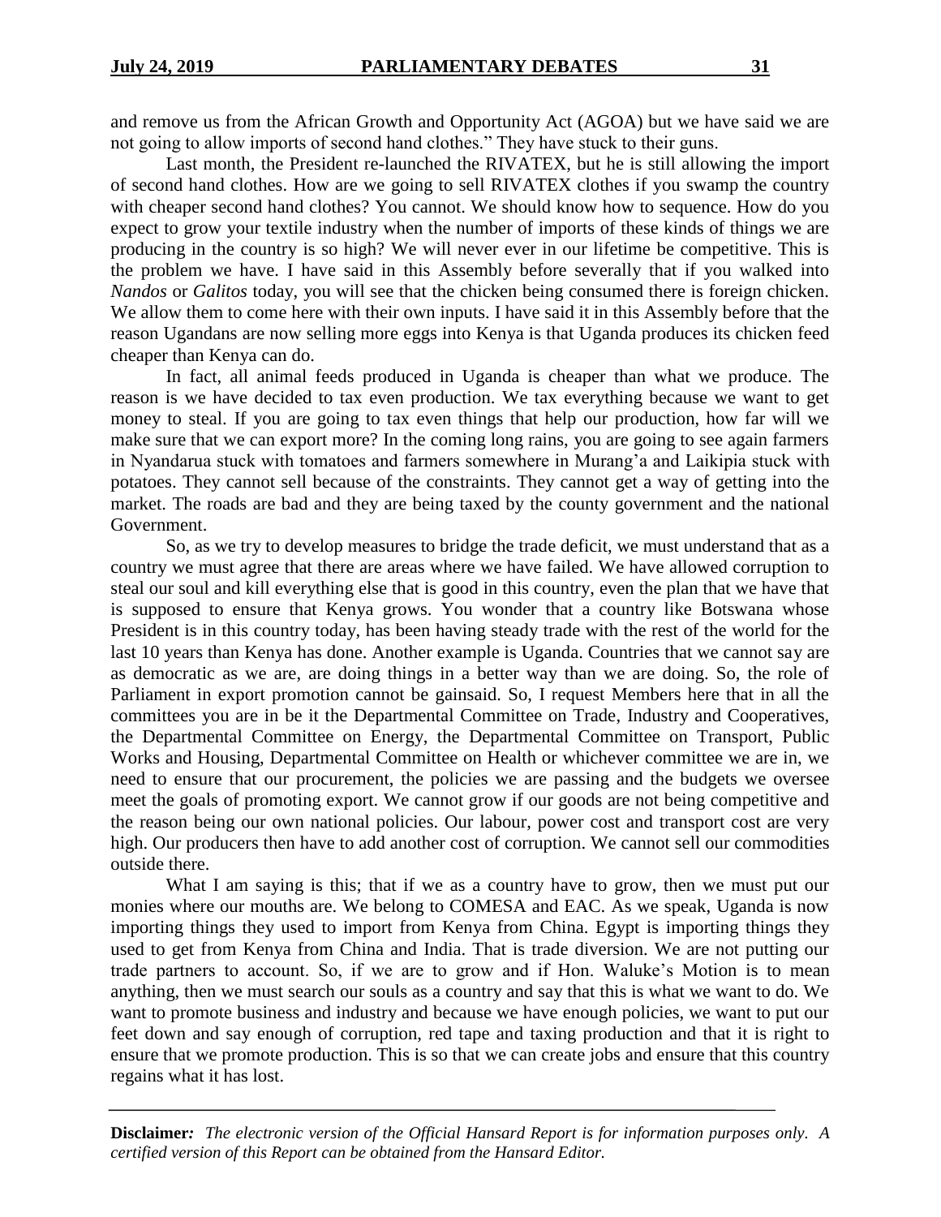and remove us from the African Growth and Opportunity Act (AGOA) but we have said we are not going to allow imports of second hand clothes." They have stuck to their guns.

Last month, the President re-launched the RIVATEX, but he is still allowing the import of second hand clothes. How are we going to sell RIVATEX clothes if you swamp the country with cheaper second hand clothes? You cannot. We should know how to sequence. How do you expect to grow your textile industry when the number of imports of these kinds of things we are producing in the country is so high? We will never ever in our lifetime be competitive. This is the problem we have. I have said in this Assembly before severally that if you walked into *Nandos* or *Galitos* today, you will see that the chicken being consumed there is foreign chicken. We allow them to come here with their own inputs. I have said it in this Assembly before that the reason Ugandans are now selling more eggs into Kenya is that Uganda produces its chicken feed cheaper than Kenya can do.

In fact, all animal feeds produced in Uganda is cheaper than what we produce. The reason is we have decided to tax even production. We tax everything because we want to get money to steal. If you are going to tax even things that help our production, how far will we make sure that we can export more? In the coming long rains, you are going to see again farmers in Nyandarua stuck with tomatoes and farmers somewhere in Murang'a and Laikipia stuck with potatoes. They cannot sell because of the constraints. They cannot get a way of getting into the market. The roads are bad and they are being taxed by the county government and the national Government.

So, as we try to develop measures to bridge the trade deficit, we must understand that as a country we must agree that there are areas where we have failed. We have allowed corruption to steal our soul and kill everything else that is good in this country, even the plan that we have that is supposed to ensure that Kenya grows. You wonder that a country like Botswana whose President is in this country today, has been having steady trade with the rest of the world for the last 10 years than Kenya has done. Another example is Uganda. Countries that we cannot say are as democratic as we are, are doing things in a better way than we are doing. So, the role of Parliament in export promotion cannot be gainsaid. So, I request Members here that in all the committees you are in be it the Departmental Committee on Trade, Industry and Cooperatives, the Departmental Committee on Energy, the Departmental Committee on Transport, Public Works and Housing, Departmental Committee on Health or whichever committee we are in, we need to ensure that our procurement, the policies we are passing and the budgets we oversee meet the goals of promoting export. We cannot grow if our goods are not being competitive and the reason being our own national policies. Our labour, power cost and transport cost are very high. Our producers then have to add another cost of corruption. We cannot sell our commodities outside there.

What I am saying is this; that if we as a country have to grow, then we must put our monies where our mouths are. We belong to COMESA and EAC. As we speak, Uganda is now importing things they used to import from Kenya from China. Egypt is importing things they used to get from Kenya from China and India. That is trade diversion. We are not putting our trade partners to account. So, if we are to grow and if Hon. Waluke's Motion is to mean anything, then we must search our souls as a country and say that this is what we want to do. We want to promote business and industry and because we have enough policies, we want to put our feet down and say enough of corruption, red tape and taxing production and that it is right to ensure that we promote production. This is so that we can create jobs and ensure that this country regains what it has lost.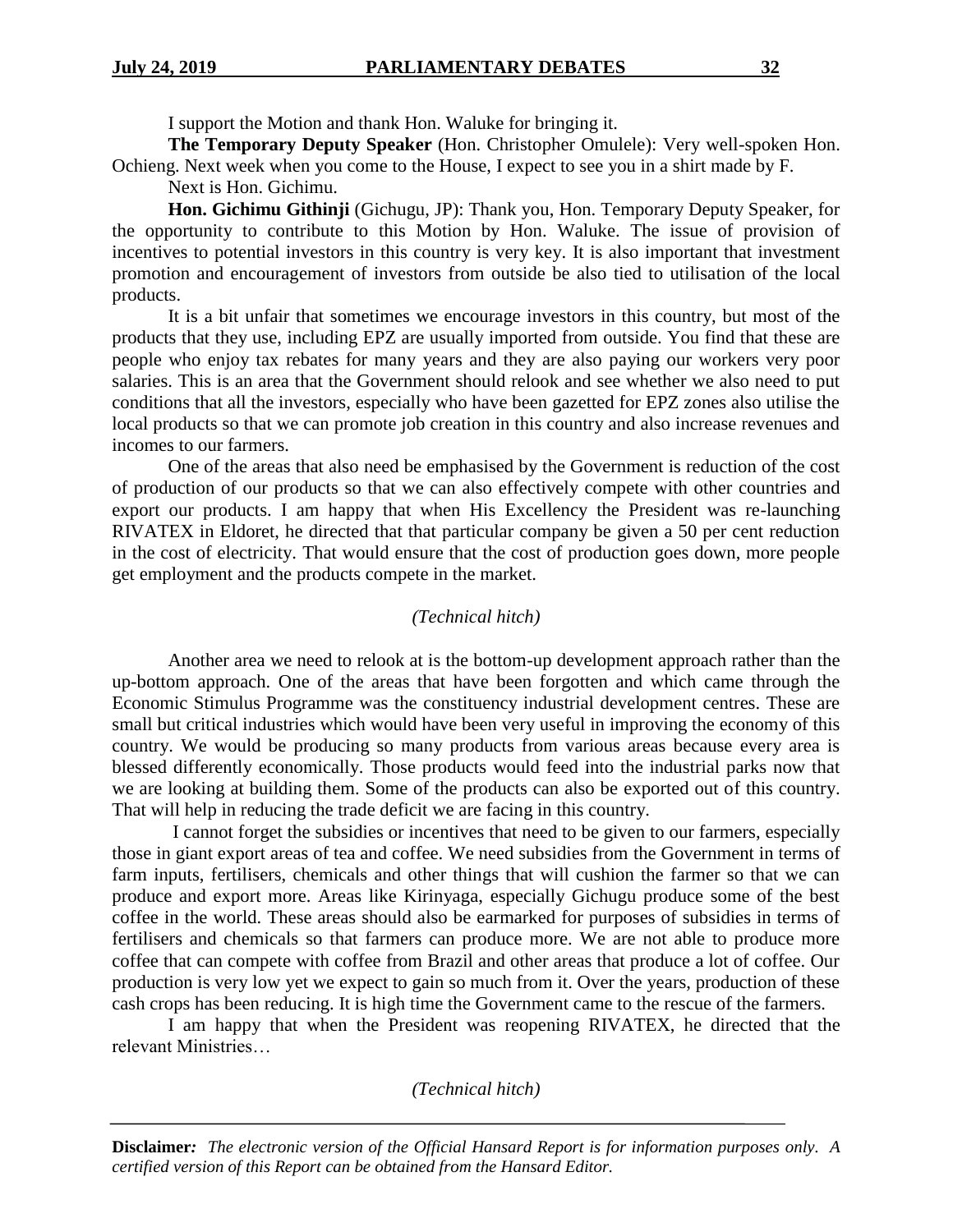I support the Motion and thank Hon. Waluke for bringing it.

**The Temporary Deputy Speaker** (Hon. Christopher Omulele): Very well-spoken Hon. Ochieng. Next week when you come to the House, I expect to see you in a shirt made by F.

Next is Hon. Gichimu.

**Hon. Gichimu Githinji** (Gichugu, JP): Thank you, Hon. Temporary Deputy Speaker, for the opportunity to contribute to this Motion by Hon. Waluke. The issue of provision of incentives to potential investors in this country is very key. It is also important that investment promotion and encouragement of investors from outside be also tied to utilisation of the local products.

It is a bit unfair that sometimes we encourage investors in this country, but most of the products that they use, including EPZ are usually imported from outside. You find that these are people who enjoy tax rebates for many years and they are also paying our workers very poor salaries. This is an area that the Government should relook and see whether we also need to put conditions that all the investors, especially who have been gazetted for EPZ zones also utilise the local products so that we can promote job creation in this country and also increase revenues and incomes to our farmers.

One of the areas that also need be emphasised by the Government is reduction of the cost of production of our products so that we can also effectively compete with other countries and export our products. I am happy that when His Excellency the President was re-launching RIVATEX in Eldoret, he directed that that particular company be given a 50 per cent reduction in the cost of electricity. That would ensure that the cost of production goes down, more people get employment and the products compete in the market.

*(Technical hitch)*

Another area we need to relook at is the bottom-up development approach rather than the up-bottom approach. One of the areas that have been forgotten and which came through the Economic Stimulus Programme was the constituency industrial development centres. These are small but critical industries which would have been very useful in improving the economy of this country. We would be producing so many products from various areas because every area is blessed differently economically. Those products would feed into the industrial parks now that we are looking at building them. Some of the products can also be exported out of this country. That will help in reducing the trade deficit we are facing in this country.

I cannot forget the subsidies or incentives that need to be given to our farmers, especially those in giant export areas of tea and coffee. We need subsidies from the Government in terms of farm inputs, fertilisers, chemicals and other things that will cushion the farmer so that we can produce and export more. Areas like Kirinyaga, especially Gichugu produce some of the best coffee in the world. These areas should also be earmarked for purposes of subsidies in terms of fertilisers and chemicals so that farmers can produce more. We are not able to produce more coffee that can compete with coffee from Brazil and other areas that produce a lot of coffee. Our production is very low yet we expect to gain so much from it. Over the years, production of these cash crops has been reducing. It is high time the Government came to the rescue of the farmers.

I am happy that when the President was reopening RIVATEX, he directed that the relevant Ministries…

*(Technical hitch)*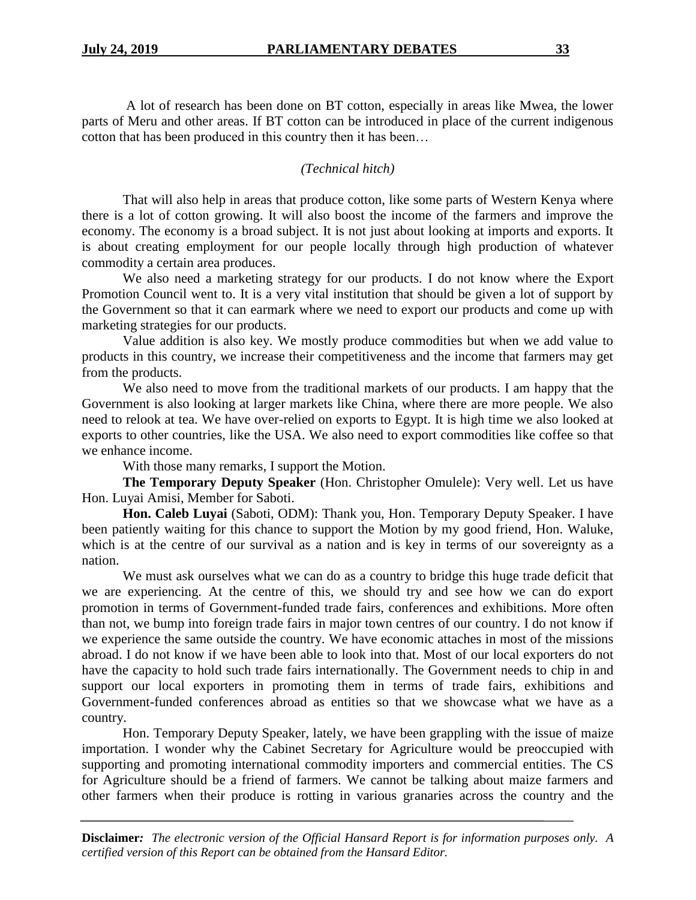A lot of research has been done on BT cotton, especially in areas like Mwea, the lower parts of Meru and other areas. If BT cotton can be introduced in place of the current indigenous cotton that has been produced in this country then it has been…

*(Technical hitch)*

That will also help in areas that produce cotton, like some parts of Western Kenya where there is a lot of cotton growing. It will also boost the income of the farmers and improve the economy. The economy is a broad subject. It is not just about looking at imports and exports. It is about creating employment for our people locally through high production of whatever commodity a certain area produces.

We also need a marketing strategy for our products. I do not know where the Export Promotion Council went to. It is a very vital institution that should be given a lot of support by the Government so that it can earmark where we need to export our products and come up with marketing strategies for our products.

Value addition is also key. We mostly produce commodities but when we add value to products in this country, we increase their competitiveness and the income that farmers may get from the products.

We also need to move from the traditional markets of our products. I am happy that the Government is also looking at larger markets like China, where there are more people. We also need to relook at tea. We have over-relied on exports to Egypt. It is high time we also looked at exports to other countries, like the USA. We also need to export commodities like coffee so that we enhance income.

With those many remarks, I support the Motion.

**The Temporary Deputy Speaker** (Hon. Christopher Omulele): Very well. Let us have Hon. Luyai Amisi, Member for Saboti.

**Hon. Caleb Luyai** (Saboti, ODM): Thank you, Hon. Temporary Deputy Speaker. I have been patiently waiting for this chance to support the Motion by my good friend, Hon. Waluke, which is at the centre of our survival as a nation and is key in terms of our sovereignty as a nation.

We must ask ourselves what we can do as a country to bridge this huge trade deficit that we are experiencing. At the centre of this, we should try and see how we can do export promotion in terms of Government-funded trade fairs, conferences and exhibitions. More often than not, we bump into foreign trade fairs in major town centres of our country. I do not know if we experience the same outside the country. We have economic attaches in most of the missions abroad. I do not know if we have been able to look into that. Most of our local exporters do not have the capacity to hold such trade fairs internationally. The Government needs to chip in and support our local exporters in promoting them in terms of trade fairs, exhibitions and Government-funded conferences abroad as entities so that we showcase what we have as a country.

Hon. Temporary Deputy Speaker, lately, we have been grappling with the issue of maize importation. I wonder why the Cabinet Secretary for Agriculture would be preoccupied with supporting and promoting international commodity importers and commercial entities. The CS for Agriculture should be a friend of farmers. We cannot be talking about maize farmers and other farmers when their produce is rotting in various granaries across the country and the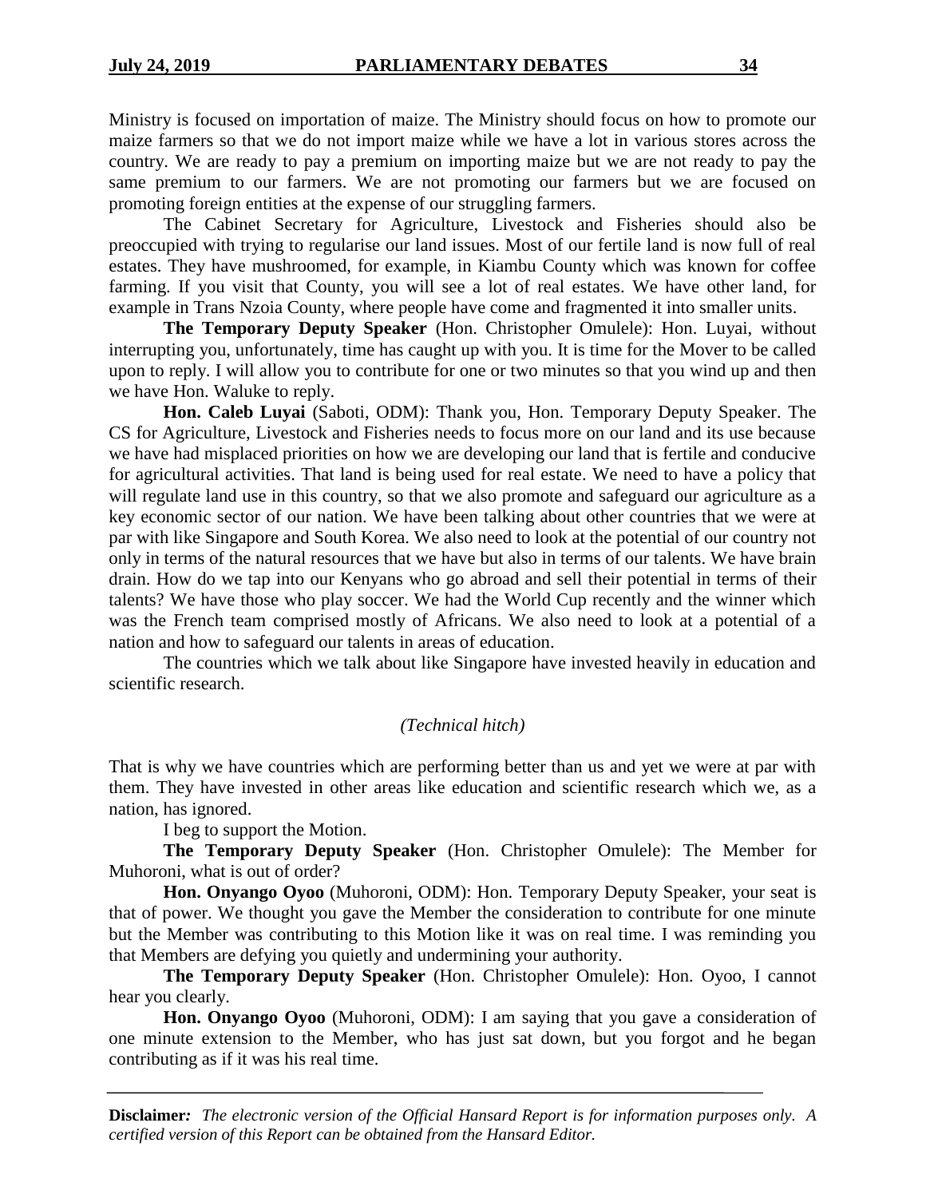Ministry is focused on importation of maize. The Ministry should focus on how to promote our maize farmers so that we do not import maize while we have a lot in various stores across the country. We are ready to pay a premium on importing maize but we are not ready to pay the same premium to our farmers. We are not promoting our farmers but we are focused on promoting foreign entities at the expense of our struggling farmers.

The Cabinet Secretary for Agriculture, Livestock and Fisheries should also be preoccupied with trying to regularise our land issues. Most of our fertile land is now full of real estates. They have mushroomed, for example, in Kiambu County which was known for coffee farming. If you visit that County, you will see a lot of real estates. We have other land, for example in Trans Nzoia County, where people have come and fragmented it into smaller units.

**The Temporary Deputy Speaker** (Hon. Christopher Omulele): Hon. Luyai, without interrupting you, unfortunately, time has caught up with you. It is time for the Mover to be called upon to reply. I will allow you to contribute for one or two minutes so that you wind up and then we have Hon. Waluke to reply.

**Hon. Caleb Luyai** (Saboti, ODM): Thank you, Hon. Temporary Deputy Speaker. The CS for Agriculture, Livestock and Fisheries needs to focus more on our land and its use because we have had misplaced priorities on how we are developing our land that is fertile and conducive for agricultural activities. That land is being used for real estate. We need to have a policy that will regulate land use in this country, so that we also promote and safeguard our agriculture as a key economic sector of our nation. We have been talking about other countries that we were at par with like Singapore and South Korea. We also need to look at the potential of our country not only in terms of the natural resources that we have but also in terms of our talents. We have brain drain. How do we tap into our Kenyans who go abroad and sell their potential in terms of their talents? We have those who play soccer. We had the World Cup recently and the winner which was the French team comprised mostly of Africans. We also need to look at a potential of a nation and how to safeguard our talents in areas of education.

The countries which we talk about like Singapore have invested heavily in education and scientific research.

*(Technical hitch)*

That is why we have countries which are performing better than us and yet we were at par with them. They have invested in other areas like education and scientific research which we, as a nation, has ignored.

I beg to support the Motion.

**The Temporary Deputy Speaker** (Hon. Christopher Omulele): The Member for Muhoroni, what is out of order?

**Hon. Onyango Oyoo** (Muhoroni, ODM): Hon. Temporary Deputy Speaker, your seat is that of power. We thought you gave the Member the consideration to contribute for one minute but the Member was contributing to this Motion like it was on real time. I was reminding you that Members are defying you quietly and undermining your authority.

**The Temporary Deputy Speaker** (Hon. Christopher Omulele): Hon. Oyoo, I cannot hear you clearly.

**Hon. Onyango Oyoo** (Muhoroni, ODM): I am saying that you gave a consideration of one minute extension to the Member, who has just sat down, but you forgot and he began contributing as if it was his real time.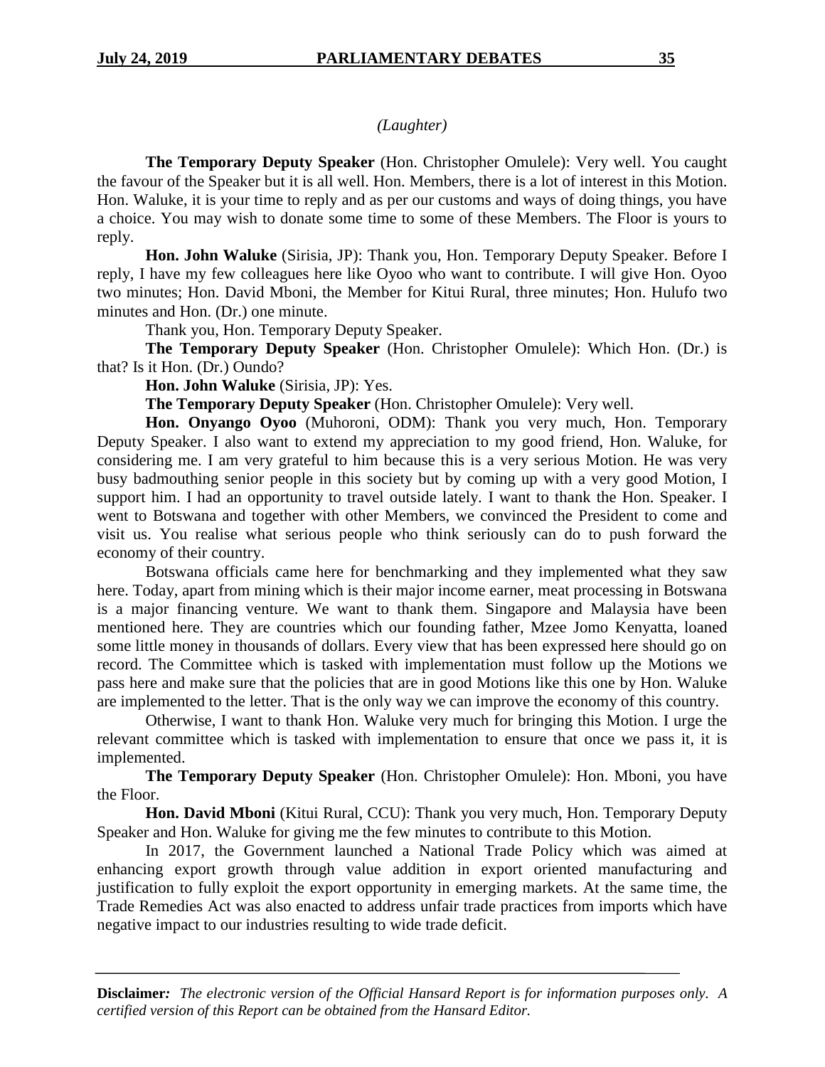*(Laughter)*

**The Temporary Deputy Speaker** (Hon. Christopher Omulele): Very well. You caught the favour of the Speaker but it is all well. Hon. Members, there is a lot of interest in this Motion. Hon. Waluke, it is your time to reply and as per our customs and ways of doing things, you have a choice. You may wish to donate some time to some of these Members. The Floor is yours to reply.

**Hon. John Waluke** (Sirisia, JP): Thank you, Hon. Temporary Deputy Speaker. Before I reply, I have my few colleagues here like Oyoo who want to contribute. I will give Hon. Oyoo two minutes; Hon. David Mboni, the Member for Kitui Rural, three minutes; Hon. Hulufo two minutes and Hon. (Dr.) one minute.

Thank you, Hon. Temporary Deputy Speaker.

**The Temporary Deputy Speaker** (Hon. Christopher Omulele): Which Hon. (Dr.) is that? Is it Hon. (Dr.) Oundo?

**Hon. John Waluke** (Sirisia, JP): Yes.

**The Temporary Deputy Speaker** (Hon. Christopher Omulele): Very well.

**Hon. Onyango Oyoo** (Muhoroni, ODM): Thank you very much, Hon. Temporary Deputy Speaker. I also want to extend my appreciation to my good friend, Hon. Waluke, for considering me. I am very grateful to him because this is a very serious Motion. He was very busy badmouthing senior people in this society but by coming up with a very good Motion, I support him. I had an opportunity to travel outside lately. I want to thank the Hon. Speaker. I went to Botswana and together with other Members, we convinced the President to come and visit us. You realise what serious people who think seriously can do to push forward the economy of their country.

Botswana officials came here for benchmarking and they implemented what they saw here. Today, apart from mining which is their major income earner, meat processing in Botswana is a major financing venture. We want to thank them. Singapore and Malaysia have been mentioned here. They are countries which our founding father, Mzee Jomo Kenyatta, loaned some little money in thousands of dollars. Every view that has been expressed here should go on record. The Committee which is tasked with implementation must follow up the Motions we pass here and make sure that the policies that are in good Motions like this one by Hon. Waluke are implemented to the letter. That is the only way we can improve the economy of this country.

Otherwise, I want to thank Hon. Waluke very much for bringing this Motion. I urge the relevant committee which is tasked with implementation to ensure that once we pass it, it is implemented.

**The Temporary Deputy Speaker** (Hon. Christopher Omulele): Hon. Mboni, you have the Floor.

**Hon. David Mboni** (Kitui Rural, CCU): Thank you very much, Hon. Temporary Deputy Speaker and Hon. Waluke for giving me the few minutes to contribute to this Motion.

In 2017, the Government launched a National Trade Policy which was aimed at enhancing export growth through value addition in export oriented manufacturing and justification to fully exploit the export opportunity in emerging markets. At the same time, the Trade Remedies Act was also enacted to address unfair trade practices from imports which have negative impact to our industries resulting to wide trade deficit.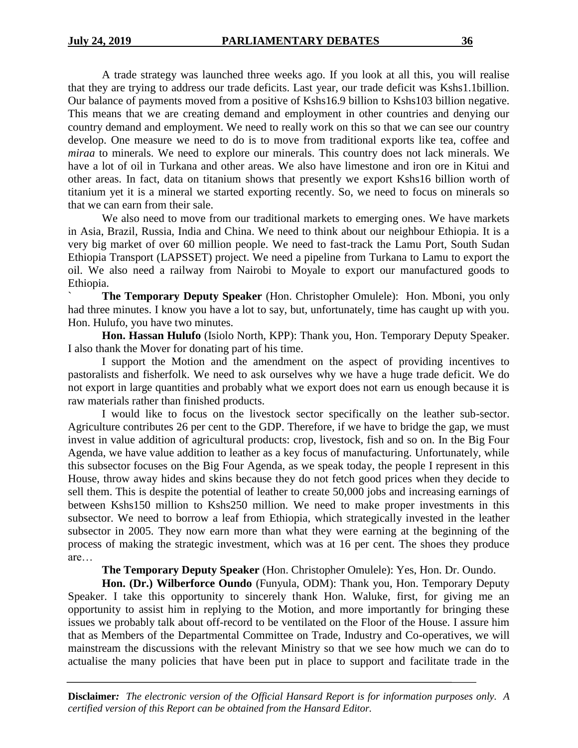A trade strategy was launched three weeks ago. If you look at all this, you will realise that they are trying to address our trade deficits. Last year, our trade deficit was Kshs1.1billion. Our balance of payments moved from a positive of Kshs16.9 billion to Kshs103 billion negative. This means that we are creating demand and employment in other countries and denying our country demand and employment. We need to really work on this so that we can see our country develop. One measure we need to do is to move from traditional exports like tea, coffee and *miraa* to minerals. We need to explore our minerals. This country does not lack minerals. We have a lot of oil in Turkana and other areas. We also have limestone and iron ore in Kitui and other areas. In fact, data on titanium shows that presently we export Kshs16 billion worth of titanium yet it is a mineral we started exporting recently. So, we need to focus on minerals so that we can earn from their sale.

We also need to move from our traditional markets to emerging ones. We have markets in Asia, Brazil, Russia, India and China. We need to think about our neighbour Ethiopia. It is a very big market of over 60 million people. We need to fast-track the Lamu Port, South Sudan Ethiopia Transport (LAPSSET) project. We need a pipeline from Turkana to Lamu to export the oil. We also need a railway from Nairobi to Moyale to export our manufactured goods to Ethiopia.

` **The Temporary Deputy Speaker** (Hon. Christopher Omulele): Hon. Mboni, you only had three minutes. I know you have a lot to say, but, unfortunately, time has caught up with you. Hon. Hulufo, you have two minutes.

**Hon. Hassan Hulufo** (Isiolo North, KPP): Thank you, Hon. Temporary Deputy Speaker. I also thank the Mover for donating part of his time.

I support the Motion and the amendment on the aspect of providing incentives to pastoralists and fisherfolk. We need to ask ourselves why we have a huge trade deficit. We do not export in large quantities and probably what we export does not earn us enough because it is raw materials rather than finished products.

I would like to focus on the livestock sector specifically on the leather sub-sector. Agriculture contributes 26 per cent to the GDP. Therefore, if we have to bridge the gap, we must invest in value addition of agricultural products: crop, livestock, fish and so on. In the Big Four Agenda, we have value addition to leather as a key focus of manufacturing. Unfortunately, while this subsector focuses on the Big Four Agenda, as we speak today, the people I represent in this House, throw away hides and skins because they do not fetch good prices when they decide to sell them. This is despite the potential of leather to create 50,000 jobs and increasing earnings of between Kshs150 million to Kshs250 million. We need to make proper investments in this subsector. We need to borrow a leaf from Ethiopia, which strategically invested in the leather subsector in 2005. They now earn more than what they were earning at the beginning of the process of making the strategic investment, which was at 16 per cent. The shoes they produce are…

**The Temporary Deputy Speaker** (Hon. Christopher Omulele): Yes, Hon. Dr. Oundo.

**Hon. (Dr.) Wilberforce Oundo** (Funyula, ODM): Thank you, Hon. Temporary Deputy Speaker. I take this opportunity to sincerely thank Hon. Waluke, first, for giving me an opportunity to assist him in replying to the Motion, and more importantly for bringing these issues we probably talk about off-record to be ventilated on the Floor of the House. I assure him that as Members of the Departmental Committee on Trade, Industry and Co-operatives, we will mainstream the discussions with the relevant Ministry so that we see how much we can do to actualise the many policies that have been put in place to support and facilitate trade in the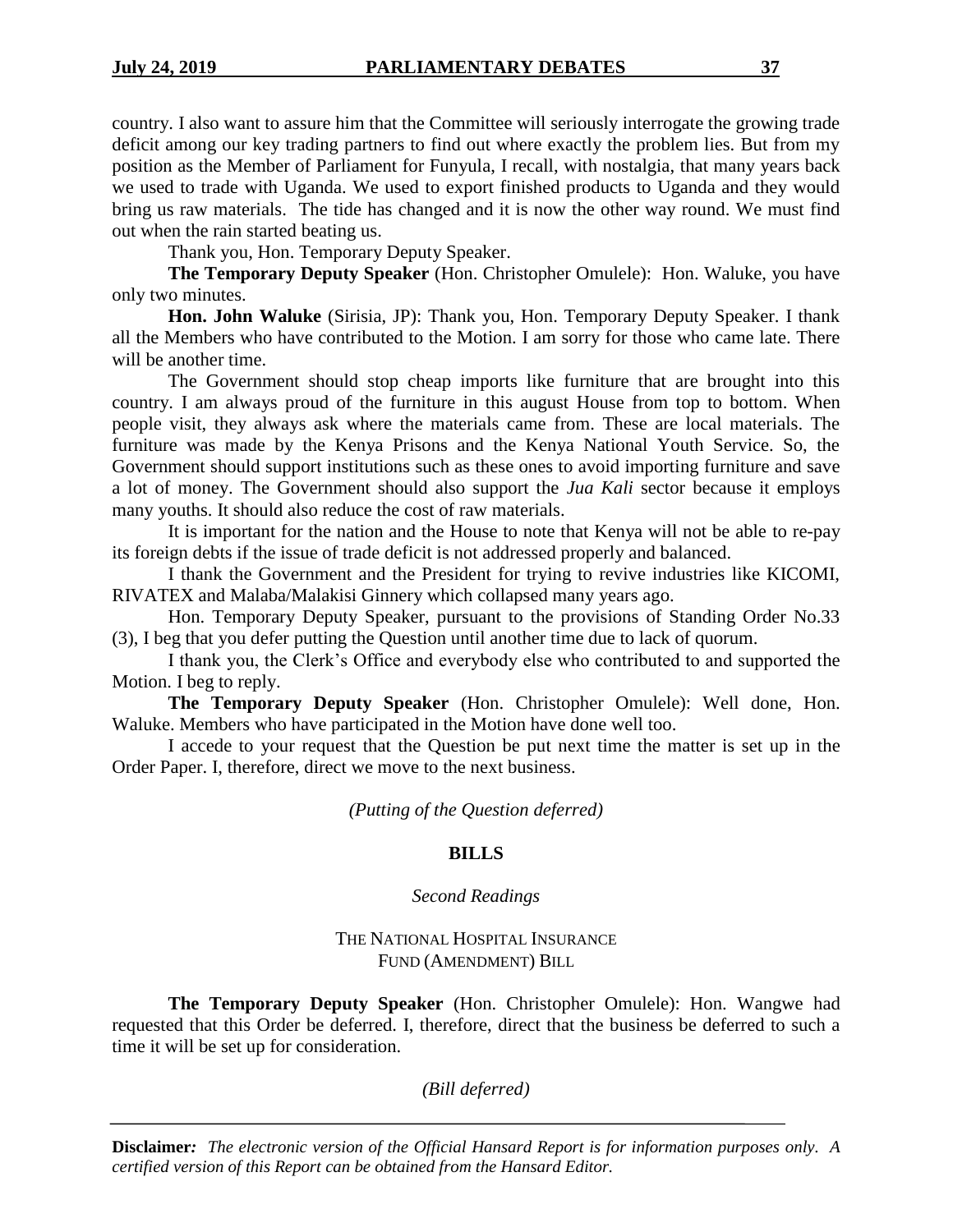country. I also want to assure him that the Committee will seriously interrogate the growing trade deficit among our key trading partners to find out where exactly the problem lies. But from my position as the Member of Parliament for Funyula, I recall, with nostalgia, that many years back we used to trade with Uganda. We used to export finished products to Uganda and they would bring us raw materials. The tide has changed and it is now the other way round. We must find out when the rain started beating us.

Thank you, Hon. Temporary Deputy Speaker.

**The Temporary Deputy Speaker** (Hon. Christopher Omulele): Hon. Waluke, you have only two minutes.

**Hon. John Waluke** (Sirisia, JP): Thank you, Hon. Temporary Deputy Speaker. I thank all the Members who have contributed to the Motion. I am sorry for those who came late. There will be another time.

The Government should stop cheap imports like furniture that are brought into this country. I am always proud of the furniture in this august House from top to bottom. When people visit, they always ask where the materials came from. These are local materials. The furniture was made by the Kenya Prisons and the Kenya National Youth Service. So, the Government should support institutions such as these ones to avoid importing furniture and save a lot of money. The Government should also support the *Jua Kali* sector because it employs many youths. It should also reduce the cost of raw materials.

It is important for the nation and the House to note that Kenya will not be able to re-pay its foreign debts if the issue of trade deficit is not addressed properly and balanced.

I thank the Government and the President for trying to revive industries like KICOMI, RIVATEX and Malaba/Malakisi Ginnery which collapsed many years ago.

Hon. Temporary Deputy Speaker, pursuant to the provisions of Standing Order No.33 (3), I beg that you defer putting the Question until another time due to lack of quorum.

I thank you, the Clerk's Office and everybody else who contributed to and supported the Motion. I beg to reply.

**The Temporary Deputy Speaker** (Hon. Christopher Omulele): Well done, Hon. Waluke. Members who have participated in the Motion have done well too.

I accede to your request that the Question be put next time the matter is set up in the Order Paper. I, therefore, direct we move to the next business.

*(Putting of the Question deferred)*

## BILLS

*Second Readings*

### THE NATIONAL HOSPITAL INSURANCE FUND (AMENDMENT) BILL

**The Temporary Deputy Speaker** (Hon. Christopher Omulele): Hon. Wangwe had requested that this Order be deferred. I, therefore, direct that the business be deferred to such a time it will be set up for consideration.

*(Bill deferred)*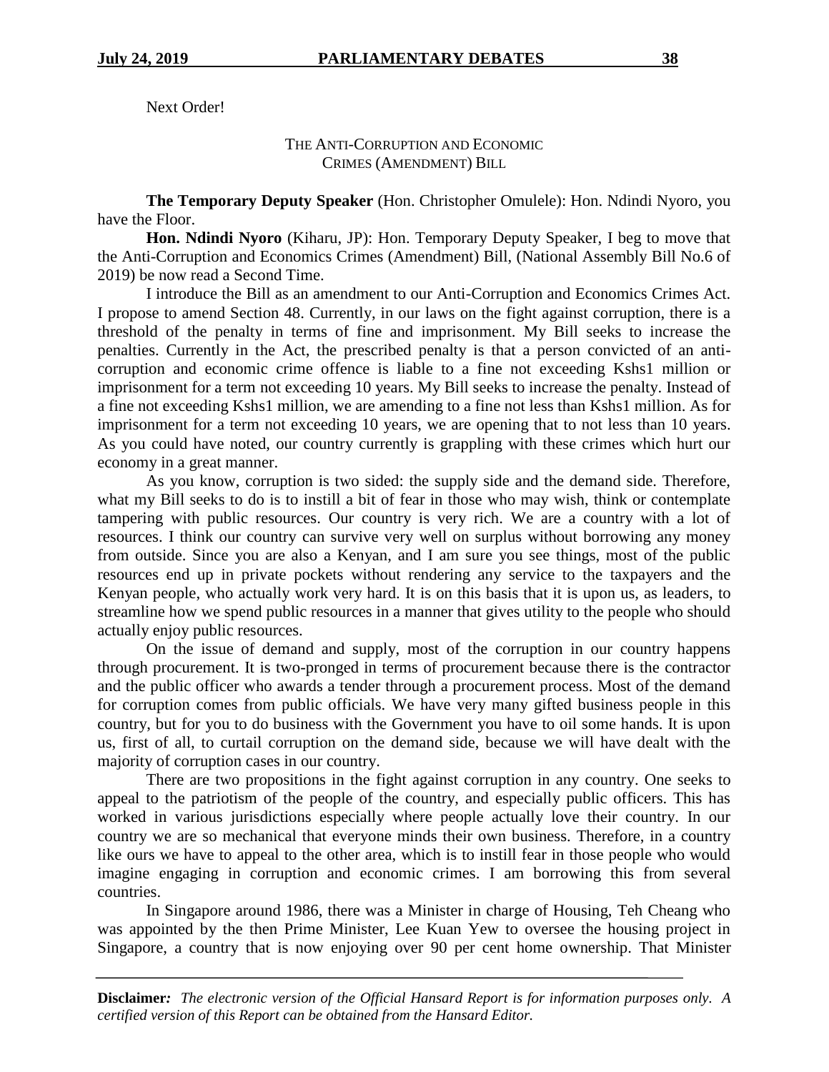Next Order!

THE ANTI-CORRUPTION AND ECONOMIC CRIMES (AMENDMENT) BILL

**The Temporary Deputy Speaker** (Hon. Christopher Omulele): Hon. Ndindi Nyoro, you have the Floor.

**Hon. Ndindi Nyoro** (Kiharu, JP): Hon. Temporary Deputy Speaker, I beg to move that the Anti-Corruption and Economics Crimes (Amendment) Bill, (National Assembly Bill No.6 of 2019) be now read a Second Time.

I introduce the Bill as an amendment to our Anti-Corruption and Economics Crimes Act. I propose to amend Section 48. Currently, in our laws on the fight against corruption, there is a threshold of the penalty in terms of fine and imprisonment. My Bill seeks to increase the penalties. Currently in the Act, the prescribed penalty is that a person convicted of an anti-corruption and economic crime offence is liable to a fine not exceeding Kshs1 million or imprisonment for a term not exceeding 10 years. My Bill seeks to increase the penalty. Instead of a fine not exceeding Kshs1 million, we are amending to a fine not less than Kshs1 million. As for imprisonment for a term not exceeding 10 years, we are opening that to not less than 10 years. As you could have noted, our country currently is grappling with these crimes which hurt our economy in a great manner.

As you know, corruption is two sided: the supply side and the demand side. Therefore, what my Bill seeks to do is to instill a bit of fear in those who may wish, think or contemplate tampering with public resources. Our country is very rich. We are a country with a lot of resources. I think our country can survive very well on surplus without borrowing any money from outside. Since you are also a Kenyan, and I am sure you see things, most of the public resources end up in private pockets without rendering any service to the taxpayers and the Kenyan people, who actually work very hard. It is on this basis that it is upon us, as leaders, to streamline how we spend public resources in a manner that gives utility to the people who should actually enjoy public resources.

On the issue of demand and supply, most of the corruption in our country happens through procurement. It is two-pronged in terms of procurement because there is the contractor and the public officer who awards a tender through a procurement process. Most of the demand for corruption comes from public officials. We have very many gifted business people in this country, but for you to do business with the Government you have to oil some hands. It is upon us, first of all, to curtail corruption on the demand side, because we will have dealt with the majority of corruption cases in our country.

There are two propositions in the fight against corruption in any country. One seeks to appeal to the patriotism of the people of the country, and especially public officers. This has worked in various jurisdictions especially where people actually love their country. In our country we are so mechanical that everyone minds their own business. Therefore, in a country like ours we have to appeal to the other area, which is to instill fear in those people who would imagine engaging in corruption and economic crimes. I am borrowing this from several countries.

In Singapore around 1986, there was a Minister in charge of Housing, Teh Cheang who was appointed by the then Prime Minister, Lee Kuan Yew to oversee the housing project in Singapore, a country that is now enjoying over 90 per cent home ownership. That Minister

**Disclaimer***:* *The electronic version of the Official Hansard Report is for information purposes only. A certified version of this Report can be obtained from the Hansard Editor.*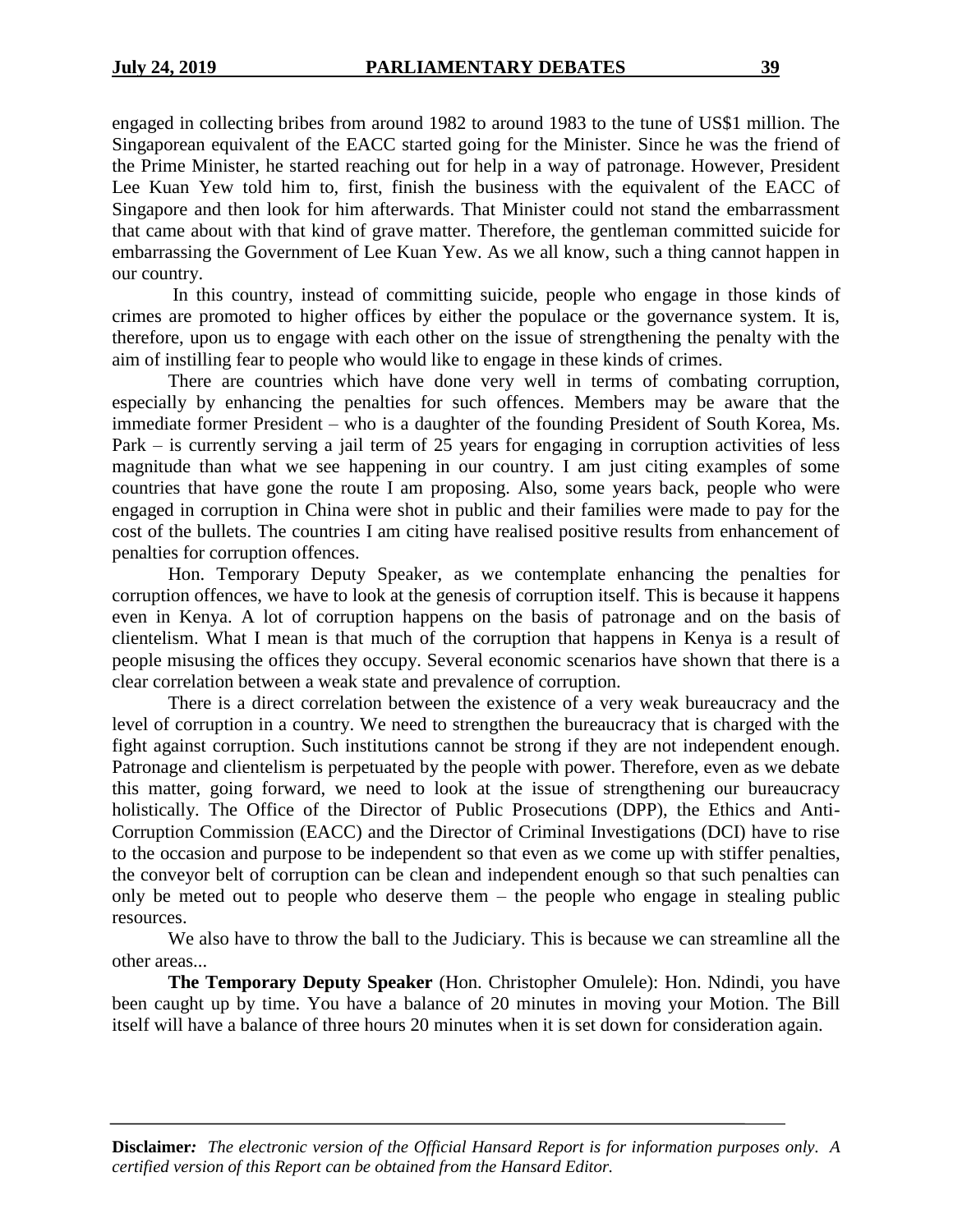engaged in collecting bribes from around 1982 to around 1983 to the tune of US$1 million. The Singaporean equivalent of the EACC started going for the Minister. Since he was the friend of the Prime Minister, he started reaching out for help in a way of patronage. However, President Lee Kuan Yew told him to, first, finish the business with the equivalent of the EACC of Singapore and then look for him afterwards. That Minister could not stand the embarrassment that came about with that kind of grave matter. Therefore, the gentleman committed suicide for embarrassing the Government of Lee Kuan Yew. As we all know, such a thing cannot happen in our country.

In this country, instead of committing suicide, people who engage in those kinds of crimes are promoted to higher offices by either the populace or the governance system. It is, therefore, upon us to engage with each other on the issue of strengthening the penalty with the aim of instilling fear to people who would like to engage in these kinds of crimes.

There are countries which have done very well in terms of combating corruption, especially by enhancing the penalties for such offences. Members may be aware that the immediate former President – who is a daughter of the founding President of South Korea, Ms. Park – is currently serving a jail term of 25 years for engaging in corruption activities of less magnitude than what we see happening in our country. I am just citing examples of some countries that have gone the route I am proposing. Also, some years back, people who were engaged in corruption in China were shot in public and their families were made to pay for the cost of the bullets. The countries I am citing have realised positive results from enhancement of penalties for corruption offences.

Hon. Temporary Deputy Speaker, as we contemplate enhancing the penalties for corruption offences, we have to look at the genesis of corruption itself. This is because it happens even in Kenya. A lot of corruption happens on the basis of patronage and on the basis of clientelism. What I mean is that much of the corruption that happens in Kenya is a result of people misusing the offices they occupy. Several economic scenarios have shown that there is a clear correlation between a weak state and prevalence of corruption.

There is a direct correlation between the existence of a very weak bureaucracy and the level of corruption in a country. We need to strengthen the bureaucracy that is charged with the fight against corruption. Such institutions cannot be strong if they are not independent enough. Patronage and clientelism is perpetuated by the people with power. Therefore, even as we debate this matter, going forward, we need to look at the issue of strengthening our bureaucracy holistically. The Office of the Director of Public Prosecutions (DPP), the Ethics and Anti-Corruption Commission (EACC) and the Director of Criminal Investigations (DCI) have to rise to the occasion and purpose to be independent so that even as we come up with stiffer penalties, the conveyor belt of corruption can be clean and independent enough so that such penalties can only be meted out to people who deserve them – the people who engage in stealing public resources.

We also have to throw the ball to the Judiciary. This is because we can streamline all the other areas...

**The Temporary Deputy Speaker** (Hon. Christopher Omulele): Hon. Ndindi, you have been caught up by time. You have a balance of 20 minutes in moving your Motion. The Bill itself will have a balance of three hours 20 minutes when it is set down for consideration again.

**Disclaimer***:* *The electronic version of the Official Hansard Report is for information purposes only. A certified version of this Report can be obtained from the Hansard Editor.*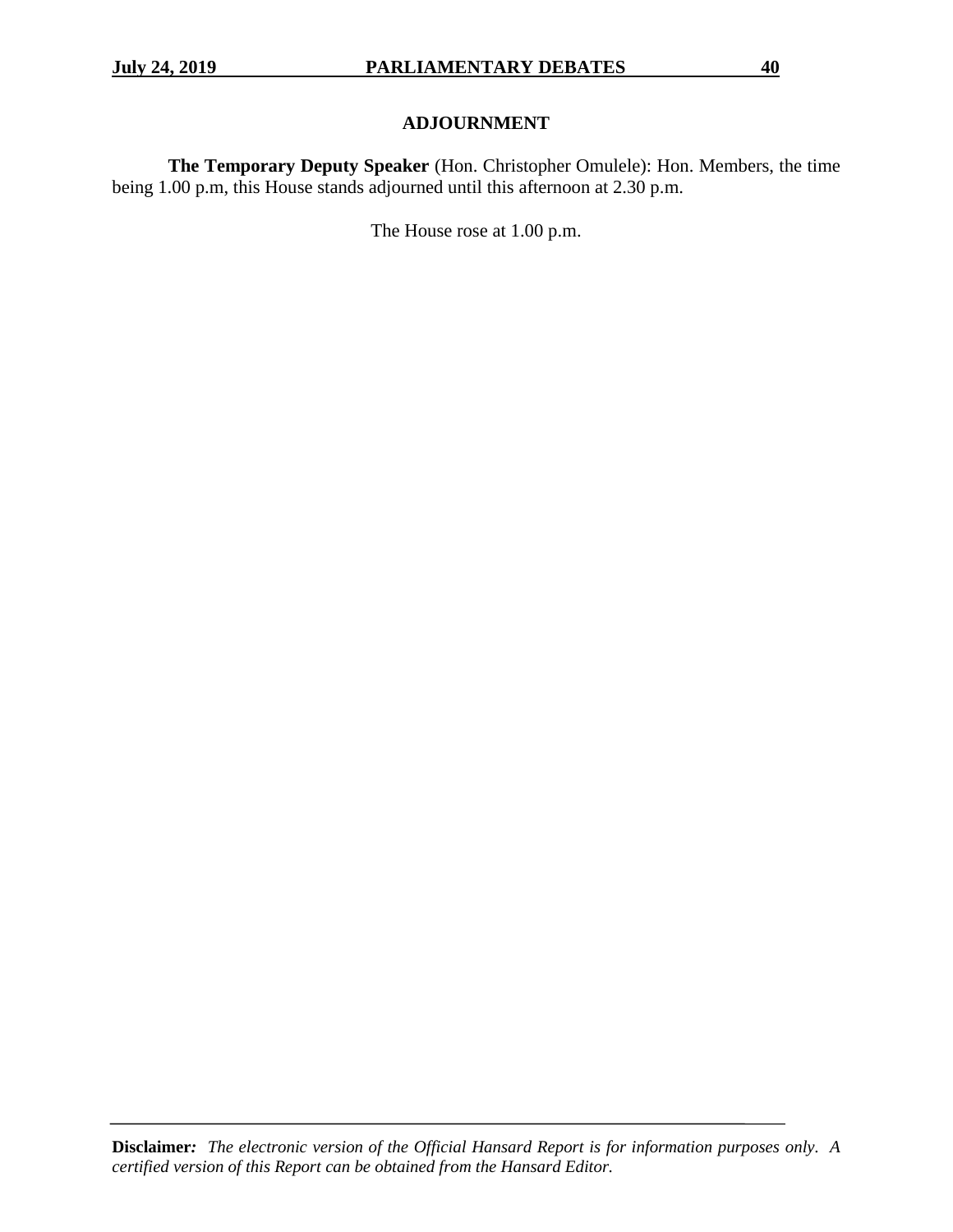## ADJOURNMENT

**The Temporary Deputy Speaker** (Hon. Christopher Omulele): Hon. Members, the time being 1.00 p.m, this House stands adjourned until this afternoon at 2.30 p.m.

The House rose at 1.00 p.m.

**Disclaimer:** *The electronic version of the Official Hansard Report is for information purposes only. A certified version of this Report can be obtained from the Hansard Editor.*